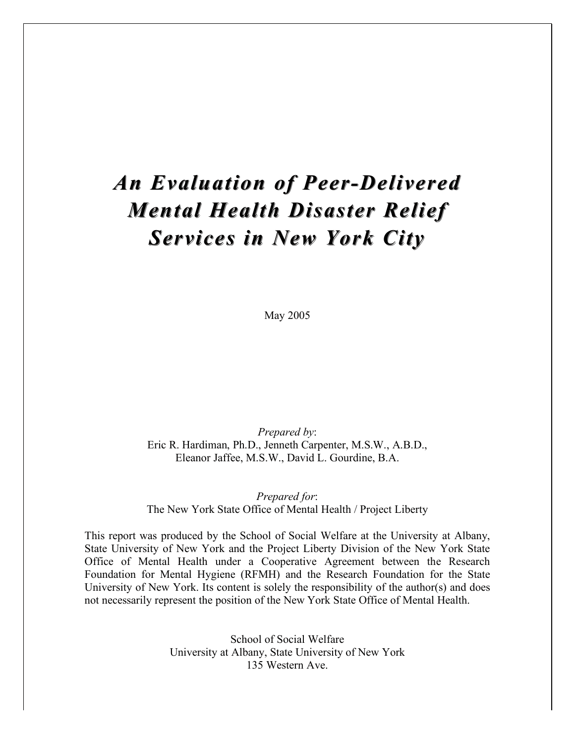# *An Evaluation of Peer-Delivered Mental Health Disaster Relief Services in New York City*

May 2005

*Prepared by*:
Eric R. Hardiman, Ph.D., Jenneth Carpenter, M.S.W., A.B.D., Eleanor Jaffee, M.S.W., David L. Gourdine, B.A.

*Prepared for*:
The New York State Office of Mental Health / Project Liberty

This report was produced by the School of Social Welfare at the University at Albany, State University of New York and the Project Liberty Division of the New York State Office of Mental Health under a Cooperative Agreement between the Research Foundation for Mental Hygiene (RFMH) and the Research Foundation for the State University of New York. Its content is solely the responsibility of the author(s) and does not necessarily represent the position of the New York State Office of Mental Health.

School of Social Welfare
University at Albany, State University of New York
135 Western Ave.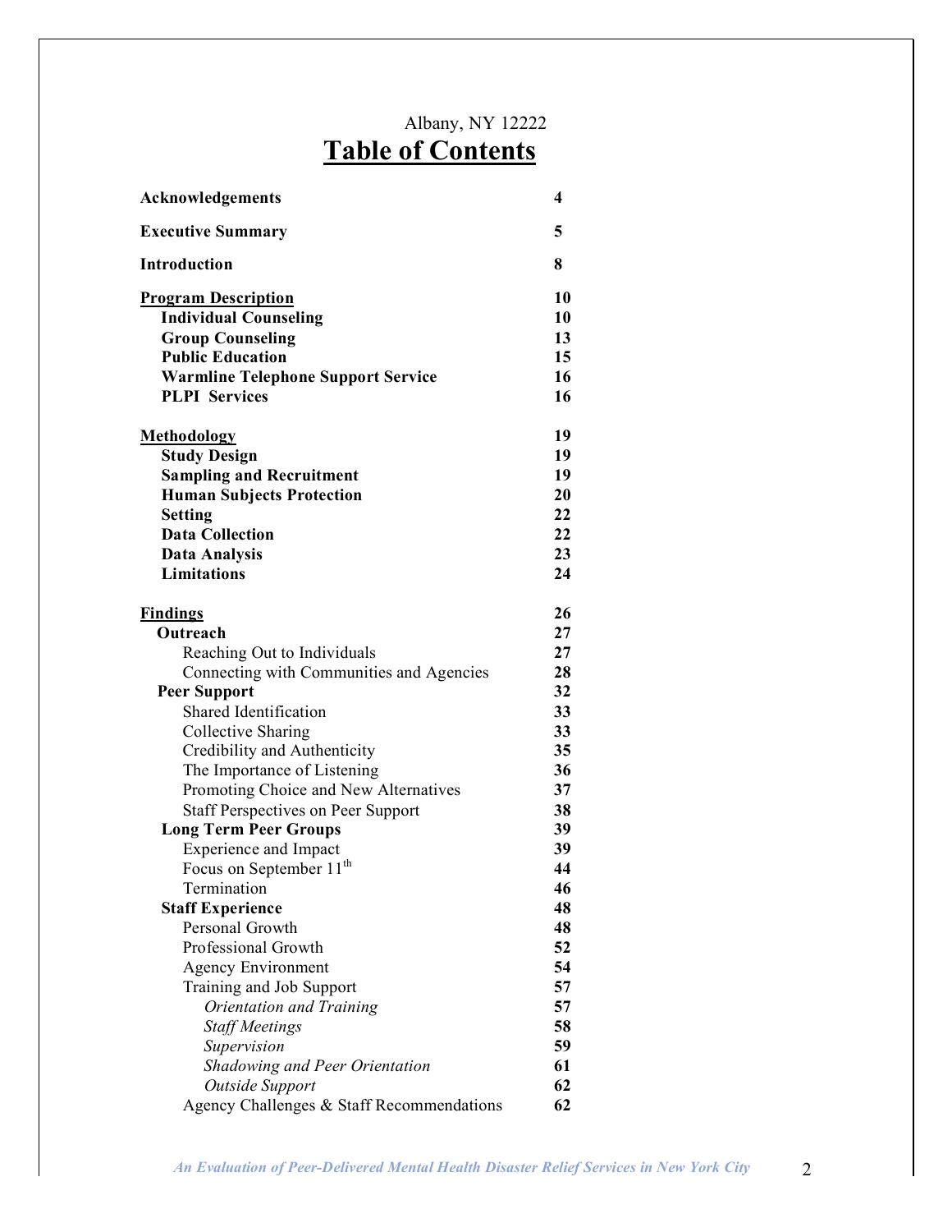Albany, NY 12222

# Table of Contents

| | |
|---|---|
| **Acknowledgements** | **4** |
| **Executive Summary** | **5** |
| **Introduction** | **8** |
| **Program Description** | **10** |
| **Individual Counseling** | **10** |
| **Group Counseling** | **13** |
| **Public Education** | **15** |
| **Warmline Telephone Support Service** | **16** |
| **PLPI Services** | **16** |
| **Methodology** | **19** |
| **Study Design** | **19** |
| **Sampling and Recruitment** | **19** |
| **Human Subjects Protection** | **20** |
| **Setting** | **22** |
| **Data Collection** | **22** |
| **Data Analysis** | **23** |
| **Limitations** | **24** |
| **Findings** | **26** |
| **Outreach** | **27** |
| Reaching Out to Individuals | **27** |
| Connecting with Communities and Agencies | **28** |
| **Peer Support** | **32** |
| Shared Identification | **33** |
| Collective Sharing | **33** |
| Credibility and Authenticity | **35** |
| The Importance of Listening | **36** |
| Promoting Choice and New Alternatives | **37** |
| Staff Perspectives on Peer Support | **38** |
| **Long Term Peer Groups** | **39** |
| Experience and Impact | **39** |
| Focus on September 11th | **44** |
| Termination | **46** |
| **Staff Experience** | **48** |
| Personal Growth | **48** |
| Professional Growth | **52** |
| Agency Environment | **54** |
| Training and Job Support | **57** |
| *Orientation and Training* | **57** |
| *Staff Meetings* | **58** |
| *Supervision* | **59** |
| *Shadowing and Peer Orientation* | **61** |
| *Outside Support* | **62** |
| Agency Challenges & Staff Recommendations | **62** |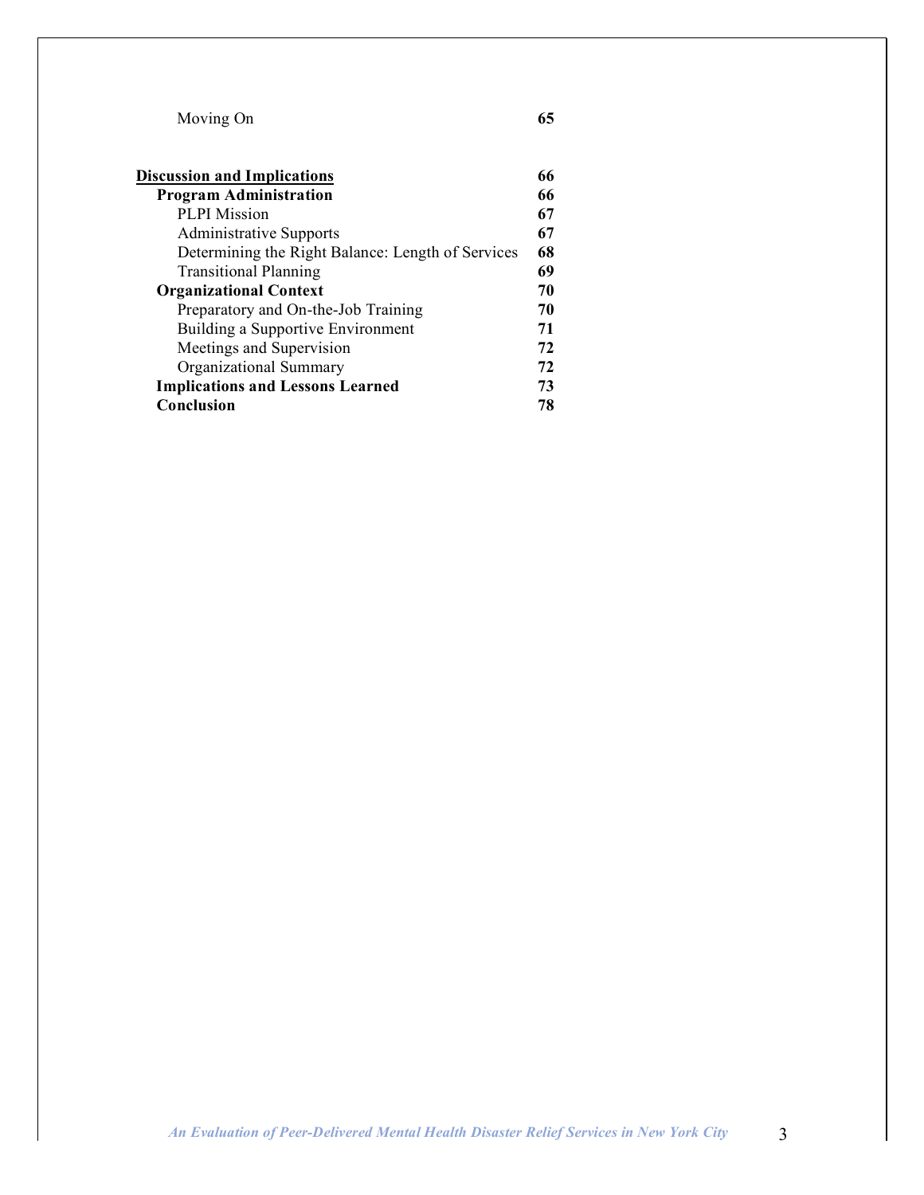| | |
|---|---|
| Moving On | **65** |
| **Discussion and Implications** | **66** |
| **Program Administration** | **66** |
| PLPI Mission | **67** |
| Administrative Supports | **67** |
| Determining the Right Balance: Length of Services | **68** |
| Transitional Planning | **69** |
| **Organizational Context** | **70** |
| Preparatory and On-the-Job Training | **70** |
| Building a Supportive Environment | **71** |
| Meetings and Supervision | **72** |
| Organizational Summary | **72** |
| **Implications and Lessons Learned** | **73** |
| **Conclusion** | **78** |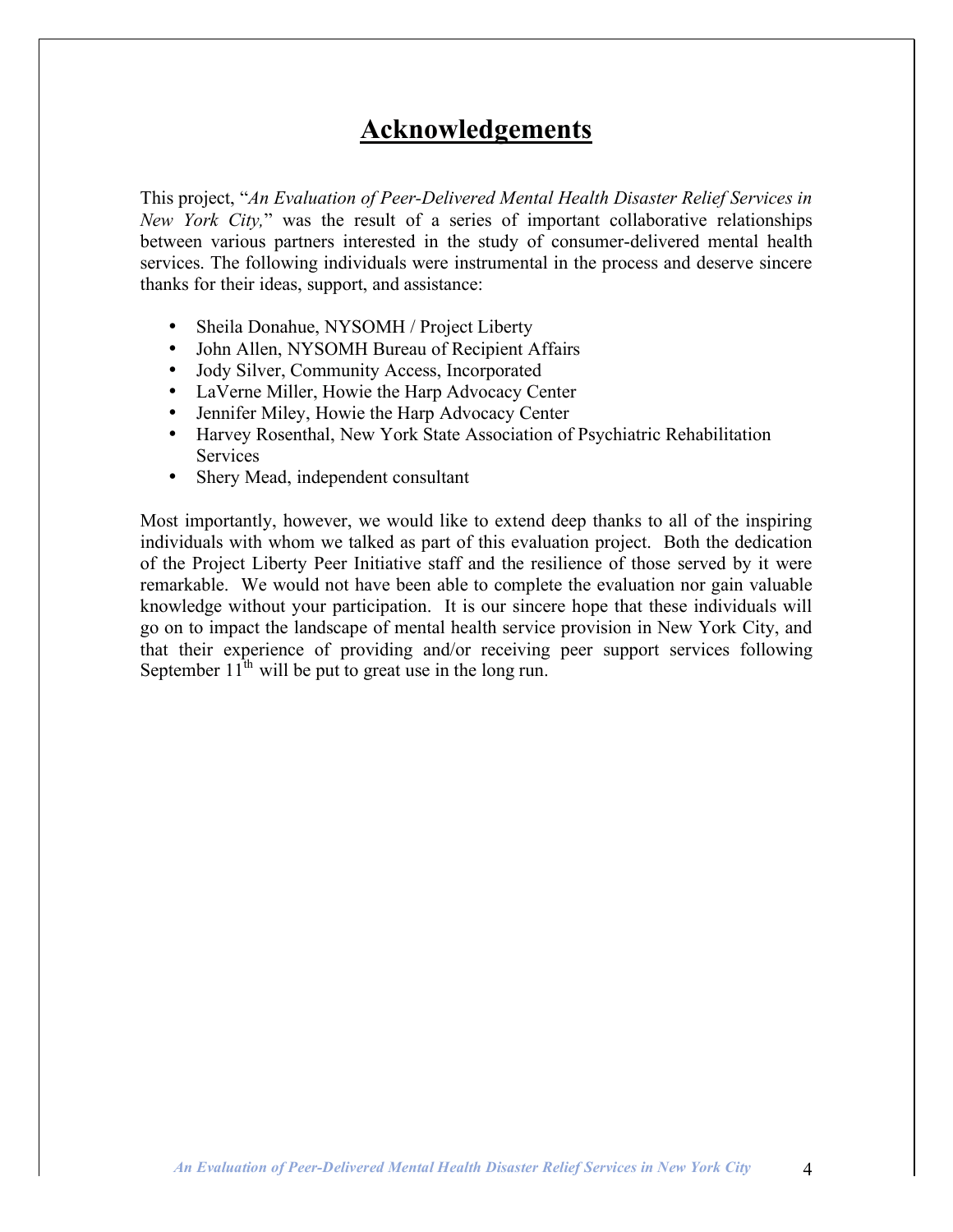# Acknowledgements

This project, "*An Evaluation of Peer-Delivered Mental Health Disaster Relief Services in New York City,*" was the result of a series of important collaborative relationships between various partners interested in the study of consumer-delivered mental health services. The following individuals were instrumental in the process and deserve sincere thanks for their ideas, support, and assistance:

- Sheila Donahue, NYSOMH / Project Liberty
- John Allen, NYSOMH Bureau of Recipient Affairs
- Jody Silver, Community Access, Incorporated
- LaVerne Miller, Howie the Harp Advocacy Center
- Jennifer Miley, Howie the Harp Advocacy Center
- Harvey Rosenthal, New York State Association of Psychiatric Rehabilitation Services
- Shery Mead, independent consultant

Most importantly, however, we would like to extend deep thanks to all of the inspiring individuals with whom we talked as part of this evaluation project. Both the dedication of the Project Liberty Peer Initiative staff and the resilience of those served by it were remarkable. We would not have been able to complete the evaluation nor gain valuable knowledge without your participation. It is our sincere hope that these individuals will go on to impact the landscape of mental health service provision in New York City, and that their experience of providing and/or receiving peer support services following September 11th will be put to great use in the long run.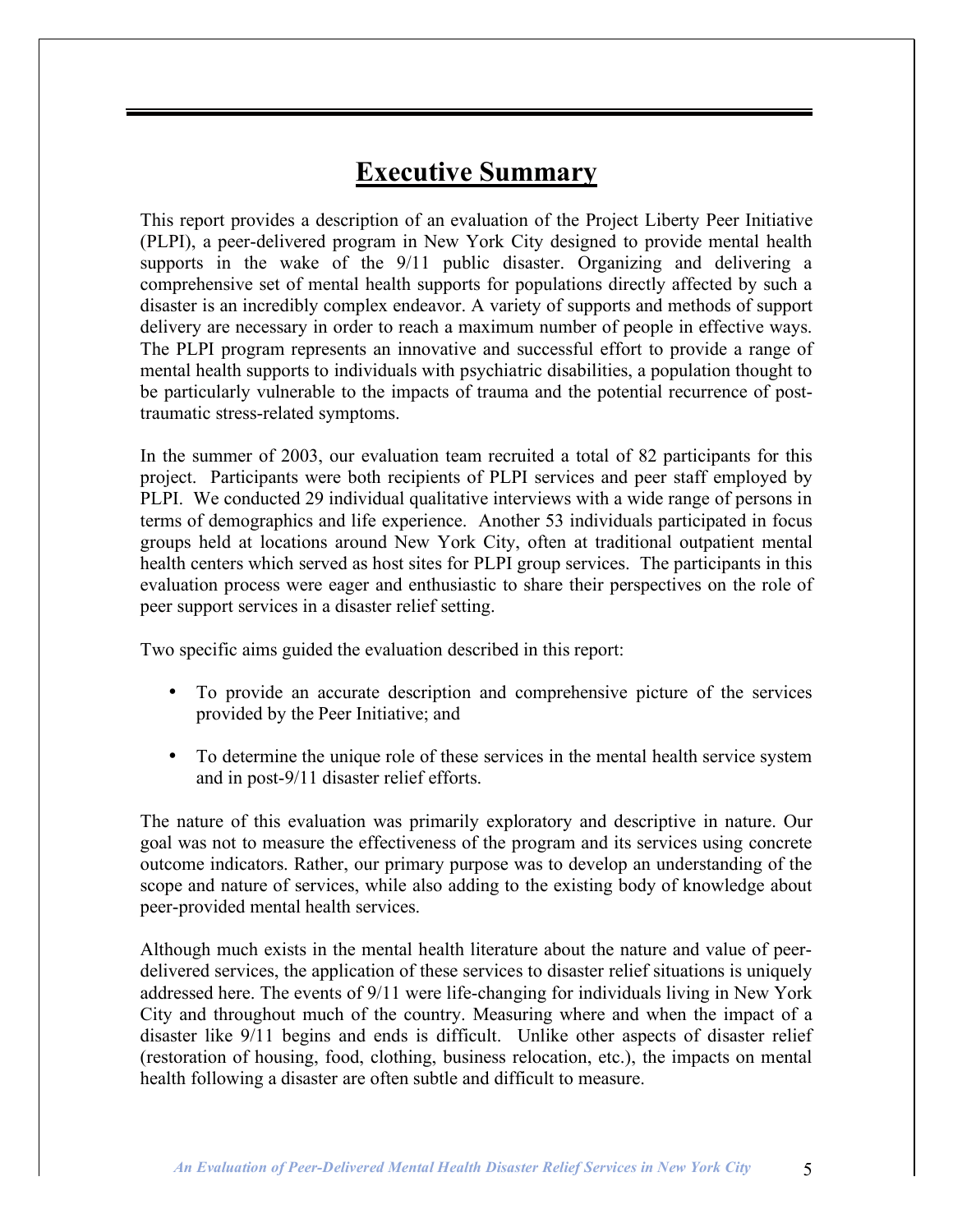# Executive Summary

This report provides a description of an evaluation of the Project Liberty Peer Initiative (PLPI), a peer-delivered program in New York City designed to provide mental health supports in the wake of the 9/11 public disaster. Organizing and delivering a comprehensive set of mental health supports for populations directly affected by such a disaster is an incredibly complex endeavor. A variety of supports and methods of support delivery are necessary in order to reach a maximum number of people in effective ways. The PLPI program represents an innovative and successful effort to provide a range of mental health supports to individuals with psychiatric disabilities, a population thought to be particularly vulnerable to the impacts of trauma and the potential recurrence of post-traumatic stress-related symptoms.

In the summer of 2003, our evaluation team recruited a total of 82 participants for this project. Participants were both recipients of PLPI services and peer staff employed by PLPI. We conducted 29 individual qualitative interviews with a wide range of persons in terms of demographics and life experience. Another 53 individuals participated in focus groups held at locations around New York City, often at traditional outpatient mental health centers which served as host sites for PLPI group services. The participants in this evaluation process were eager and enthusiastic to share their perspectives on the role of peer support services in a disaster relief setting.

Two specific aims guided the evaluation described in this report:

- To provide an accurate description and comprehensive picture of the services provided by the Peer Initiative; and
- To determine the unique role of these services in the mental health service system and in post-9/11 disaster relief efforts.

The nature of this evaluation was primarily exploratory and descriptive in nature. Our goal was not to measure the effectiveness of the program and its services using concrete outcome indicators. Rather, our primary purpose was to develop an understanding of the scope and nature of services, while also adding to the existing body of knowledge about peer-provided mental health services.

Although much exists in the mental health literature about the nature and value of peer-delivered services, the application of these services to disaster relief situations is uniquely addressed here. The events of 9/11 were life-changing for individuals living in New York City and throughout much of the country. Measuring where and when the impact of a disaster like 9/11 begins and ends is difficult. Unlike other aspects of disaster relief (restoration of housing, food, clothing, business relocation, etc.), the impacts on mental health following a disaster are often subtle and difficult to measure.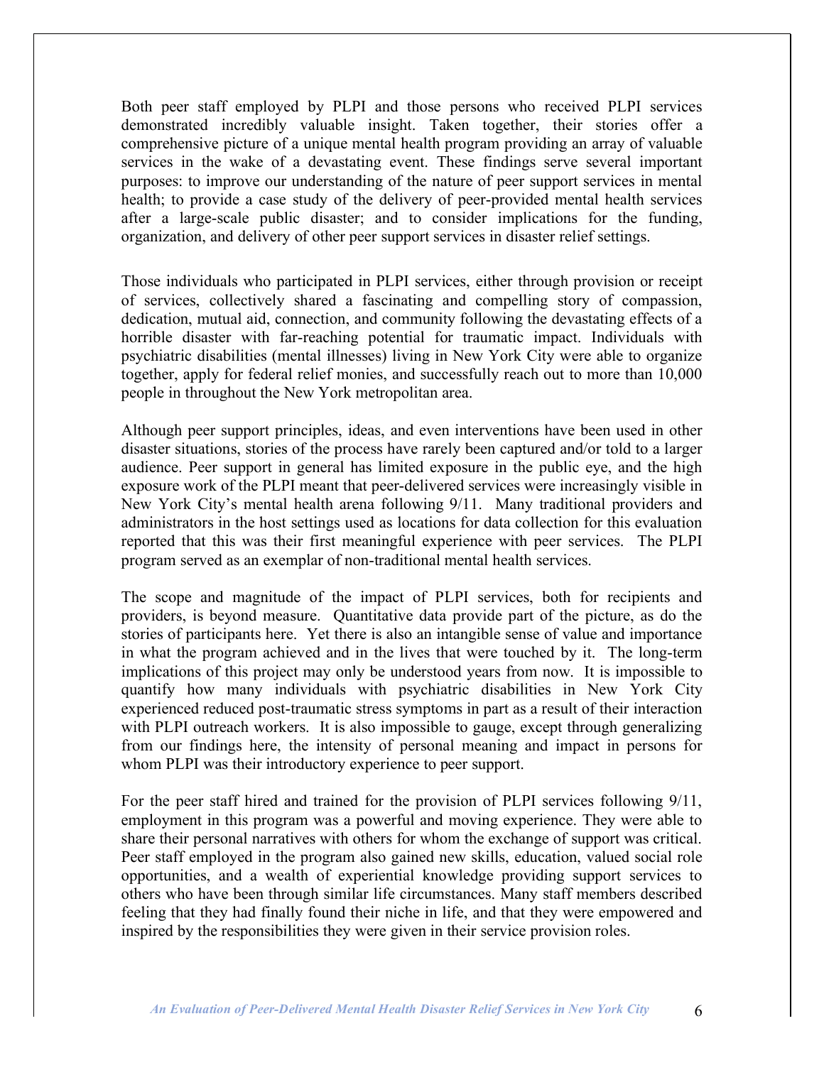Both peer staff employed by PLPI and those persons who received PLPI services demonstrated incredibly valuable insight. Taken together, their stories offer a comprehensive picture of a unique mental health program providing an array of valuable services in the wake of a devastating event. These findings serve several important purposes: to improve our understanding of the nature of peer support services in mental health; to provide a case study of the delivery of peer-provided mental health services after a large-scale public disaster; and to consider implications for the funding, organization, and delivery of other peer support services in disaster relief settings.

Those individuals who participated in PLPI services, either through provision or receipt of services, collectively shared a fascinating and compelling story of compassion, dedication, mutual aid, connection, and community following the devastating effects of a horrible disaster with far-reaching potential for traumatic impact. Individuals with psychiatric disabilities (mental illnesses) living in New York City were able to organize together, apply for federal relief monies, and successfully reach out to more than 10,000 people in throughout the New York metropolitan area.

Although peer support principles, ideas, and even interventions have been used in other disaster situations, stories of the process have rarely been captured and/or told to a larger audience. Peer support in general has limited exposure in the public eye, and the high exposure work of the PLPI meant that peer-delivered services were increasingly visible in New York City's mental health arena following 9/11. Many traditional providers and administrators in the host settings used as locations for data collection for this evaluation reported that this was their first meaningful experience with peer services. The PLPI program served as an exemplar of non-traditional mental health services.

The scope and magnitude of the impact of PLPI services, both for recipients and providers, is beyond measure. Quantitative data provide part of the picture, as do the stories of participants here. Yet there is also an intangible sense of value and importance in what the program achieved and in the lives that were touched by it. The long-term implications of this project may only be understood years from now. It is impossible to quantify how many individuals with psychiatric disabilities in New York City experienced reduced post-traumatic stress symptoms in part as a result of their interaction with PLPI outreach workers. It is also impossible to gauge, except through generalizing from our findings here, the intensity of personal meaning and impact in persons for whom PLPI was their introductory experience to peer support.

For the peer staff hired and trained for the provision of PLPI services following 9/11, employment in this program was a powerful and moving experience. They were able to share their personal narratives with others for whom the exchange of support was critical. Peer staff employed in the program also gained new skills, education, valued social role opportunities, and a wealth of experiential knowledge providing support services to others who have been through similar life circumstances. Many staff members described feeling that they had finally found their niche in life, and that they were empowered and inspired by the responsibilities they were given in their service provision roles.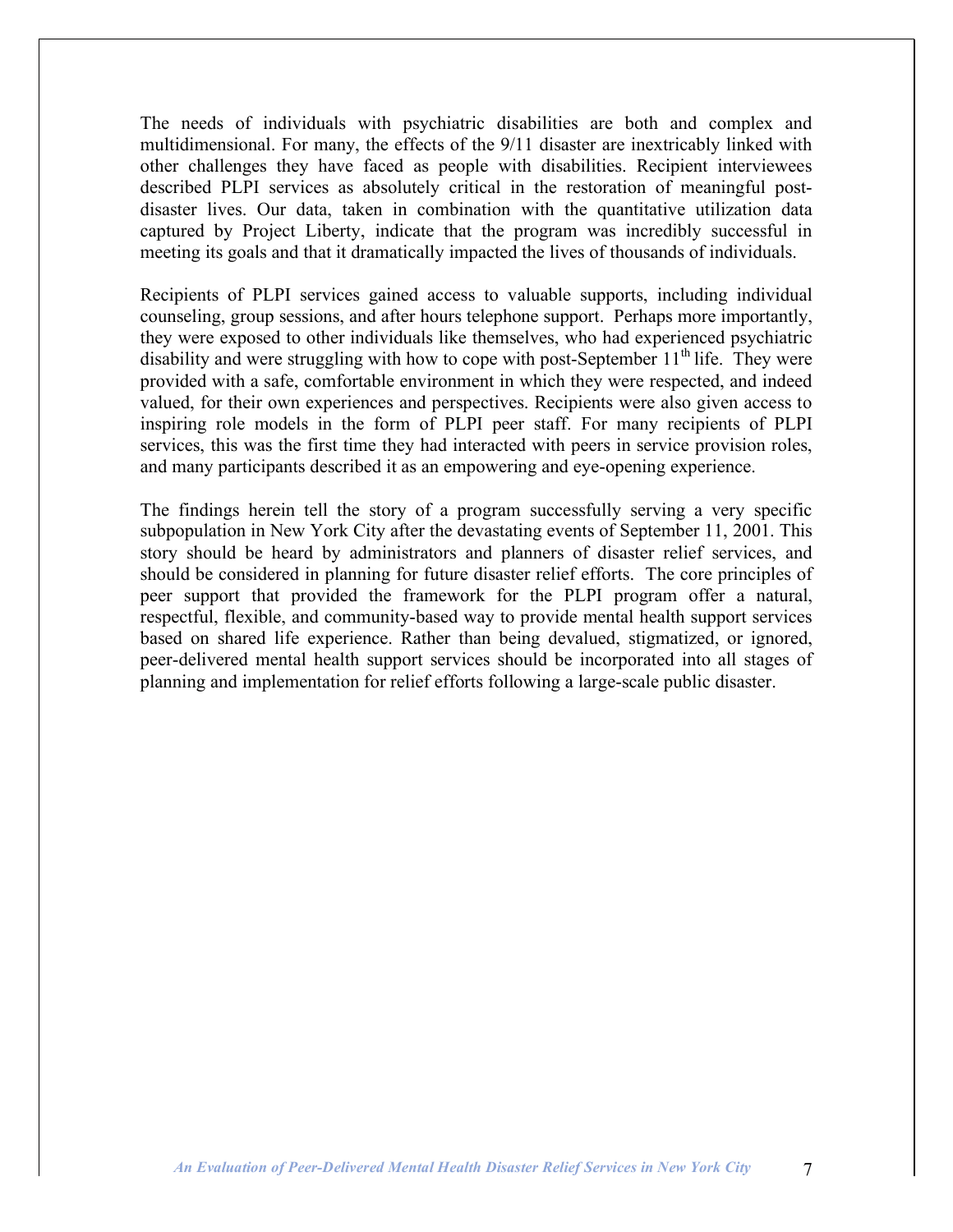The needs of individuals with psychiatric disabilities are both and complex and multidimensional. For many, the effects of the 9/11 disaster are inextricably linked with other challenges they have faced as people with disabilities. Recipient interviewees described PLPI services as absolutely critical in the restoration of meaningful post-disaster lives. Our data, taken in combination with the quantitative utilization data captured by Project Liberty, indicate that the program was incredibly successful in meeting its goals and that it dramatically impacted the lives of thousands of individuals.

Recipients of PLPI services gained access to valuable supports, including individual counseling, group sessions, and after hours telephone support. Perhaps more importantly, they were exposed to other individuals like themselves, who had experienced psychiatric disability and were struggling with how to cope with post-September 11th life. They were provided with a safe, comfortable environment in which they were respected, and indeed valued, for their own experiences and perspectives. Recipients were also given access to inspiring role models in the form of PLPI peer staff. For many recipients of PLPI services, this was the first time they had interacted with peers in service provision roles, and many participants described it as an empowering and eye-opening experience.

The findings herein tell the story of a program successfully serving a very specific subpopulation in New York City after the devastating events of September 11, 2001. This story should be heard by administrators and planners of disaster relief services, and should be considered in planning for future disaster relief efforts. The core principles of peer support that provided the framework for the PLPI program offer a natural, respectful, flexible, and community-based way to provide mental health support services based on shared life experience. Rather than being devalued, stigmatized, or ignored, peer-delivered mental health support services should be incorporated into all stages of planning and implementation for relief efforts following a large-scale public disaster.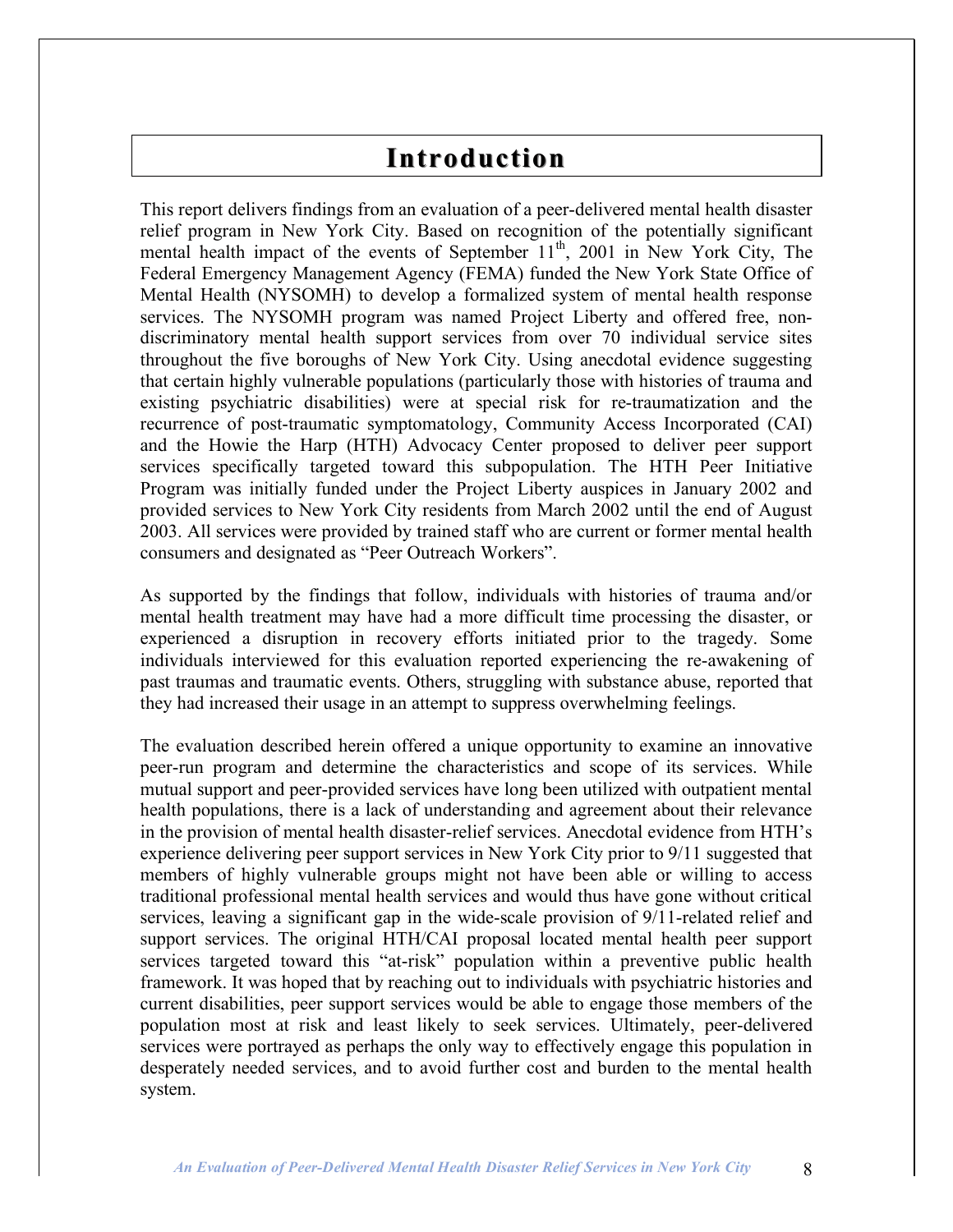# Introduction

This report delivers findings from an evaluation of a peer-delivered mental health disaster relief program in New York City. Based on recognition of the potentially significant mental health impact of the events of September 11th, 2001 in New York City, The Federal Emergency Management Agency (FEMA) funded the New York State Office of Mental Health (NYSOMH) to develop a formalized system of mental health response services. The NYSOMH program was named Project Liberty and offered free, non-discriminatory mental health support services from over 70 individual service sites throughout the five boroughs of New York City. Using anecdotal evidence suggesting that certain highly vulnerable populations (particularly those with histories of trauma and existing psychiatric disabilities) were at special risk for re-traumatization and the recurrence of post-traumatic symptomatology, Community Access Incorporated (CAI) and the Howie the Harp (HTH) Advocacy Center proposed to deliver peer support services specifically targeted toward this subpopulation. The HTH Peer Initiative Program was initially funded under the Project Liberty auspices in January 2002 and provided services to New York City residents from March 2002 until the end of August 2003. All services were provided by trained staff who are current or former mental health consumers and designated as "Peer Outreach Workers".

As supported by the findings that follow, individuals with histories of trauma and/or mental health treatment may have had a more difficult time processing the disaster, or experienced a disruption in recovery efforts initiated prior to the tragedy. Some individuals interviewed for this evaluation reported experiencing the re-awakening of past traumas and traumatic events. Others, struggling with substance abuse, reported that they had increased their usage in an attempt to suppress overwhelming feelings.

The evaluation described herein offered a unique opportunity to examine an innovative peer-run program and determine the characteristics and scope of its services. While mutual support and peer-provided services have long been utilized with outpatient mental health populations, there is a lack of understanding and agreement about their relevance in the provision of mental health disaster-relief services. Anecdotal evidence from HTH's experience delivering peer support services in New York City prior to 9/11 suggested that members of highly vulnerable groups might not have been able or willing to access traditional professional mental health services and would thus have gone without critical services, leaving a significant gap in the wide-scale provision of 9/11-related relief and support services. The original HTH/CAI proposal located mental health peer support services targeted toward this "at-risk" population within a preventive public health framework. It was hoped that by reaching out to individuals with psychiatric histories and current disabilities, peer support services would be able to engage those members of the population most at risk and least likely to seek services. Ultimately, peer-delivered services were portrayed as perhaps the only way to effectively engage this population in desperately needed services, and to avoid further cost and burden to the mental health system.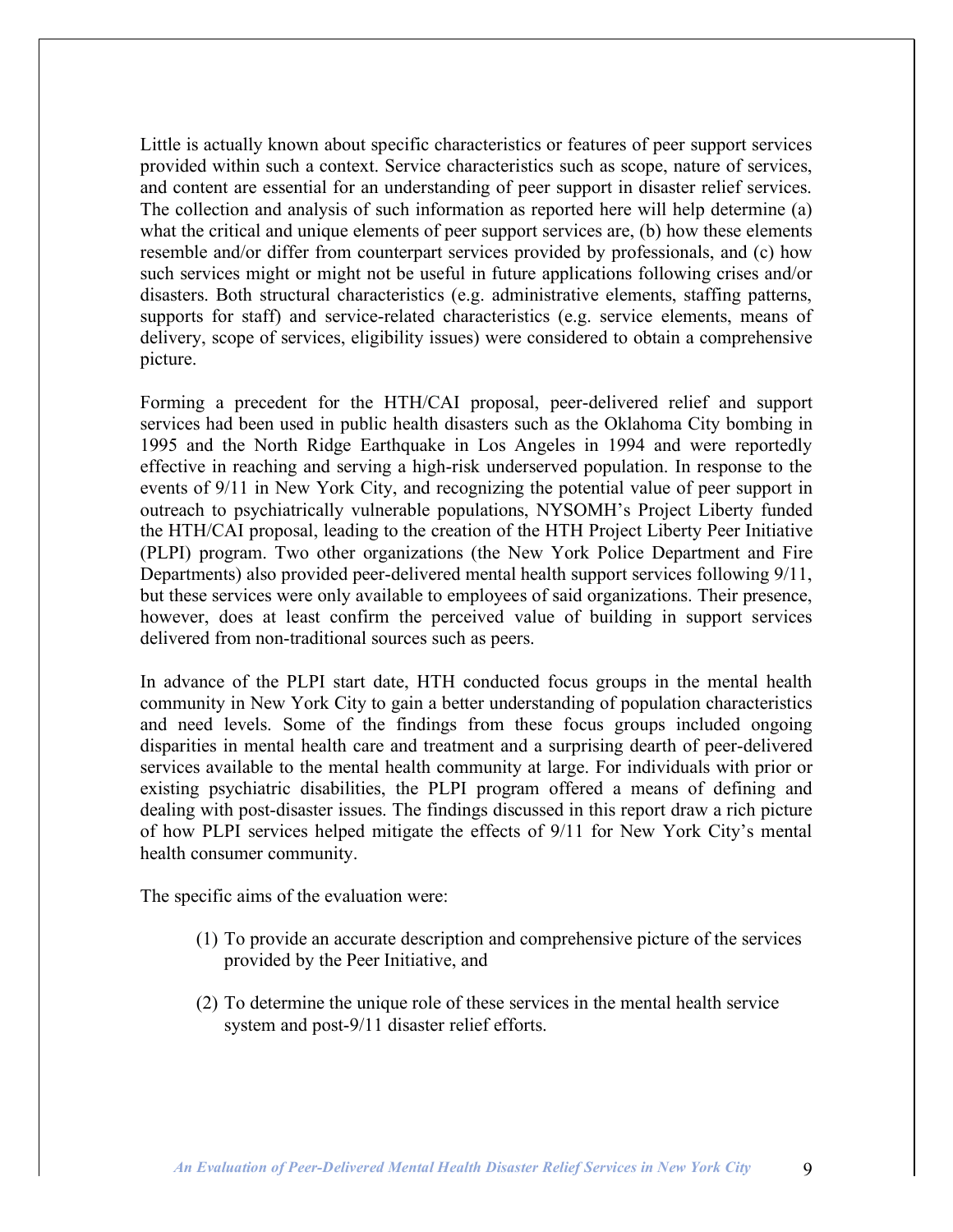Little is actually known about specific characteristics or features of peer support services provided within such a context. Service characteristics such as scope, nature of services, and content are essential for an understanding of peer support in disaster relief services. The collection and analysis of such information as reported here will help determine (a) what the critical and unique elements of peer support services are, (b) how these elements resemble and/or differ from counterpart services provided by professionals, and (c) how such services might or might not be useful in future applications following crises and/or disasters. Both structural characteristics (e.g. administrative elements, staffing patterns, supports for staff) and service-related characteristics (e.g. service elements, means of delivery, scope of services, eligibility issues) were considered to obtain a comprehensive picture.

Forming a precedent for the HTH/CAI proposal, peer-delivered relief and support services had been used in public health disasters such as the Oklahoma City bombing in 1995 and the North Ridge Earthquake in Los Angeles in 1994 and were reportedly effective in reaching and serving a high-risk underserved population. In response to the events of 9/11 in New York City, and recognizing the potential value of peer support in outreach to psychiatrically vulnerable populations, NYSOMH's Project Liberty funded the HTH/CAI proposal, leading to the creation of the HTH Project Liberty Peer Initiative (PLPI) program. Two other organizations (the New York Police Department and Fire Departments) also provided peer-delivered mental health support services following 9/11, but these services were only available to employees of said organizations. Their presence, however, does at least confirm the perceived value of building in support services delivered from non-traditional sources such as peers.

In advance of the PLPI start date, HTH conducted focus groups in the mental health community in New York City to gain a better understanding of population characteristics and need levels. Some of the findings from these focus groups included ongoing disparities in mental health care and treatment and a surprising dearth of peer-delivered services available to the mental health community at large. For individuals with prior or existing psychiatric disabilities, the PLPI program offered a means of defining and dealing with post-disaster issues. The findings discussed in this report draw a rich picture of how PLPI services helped mitigate the effects of 9/11 for New York City's mental health consumer community.

The specific aims of the evaluation were:

(1) To provide an accurate description and comprehensive picture of the services provided by the Peer Initiative, and

(2) To determine the unique role of these services in the mental health service system and post-9/11 disaster relief efforts.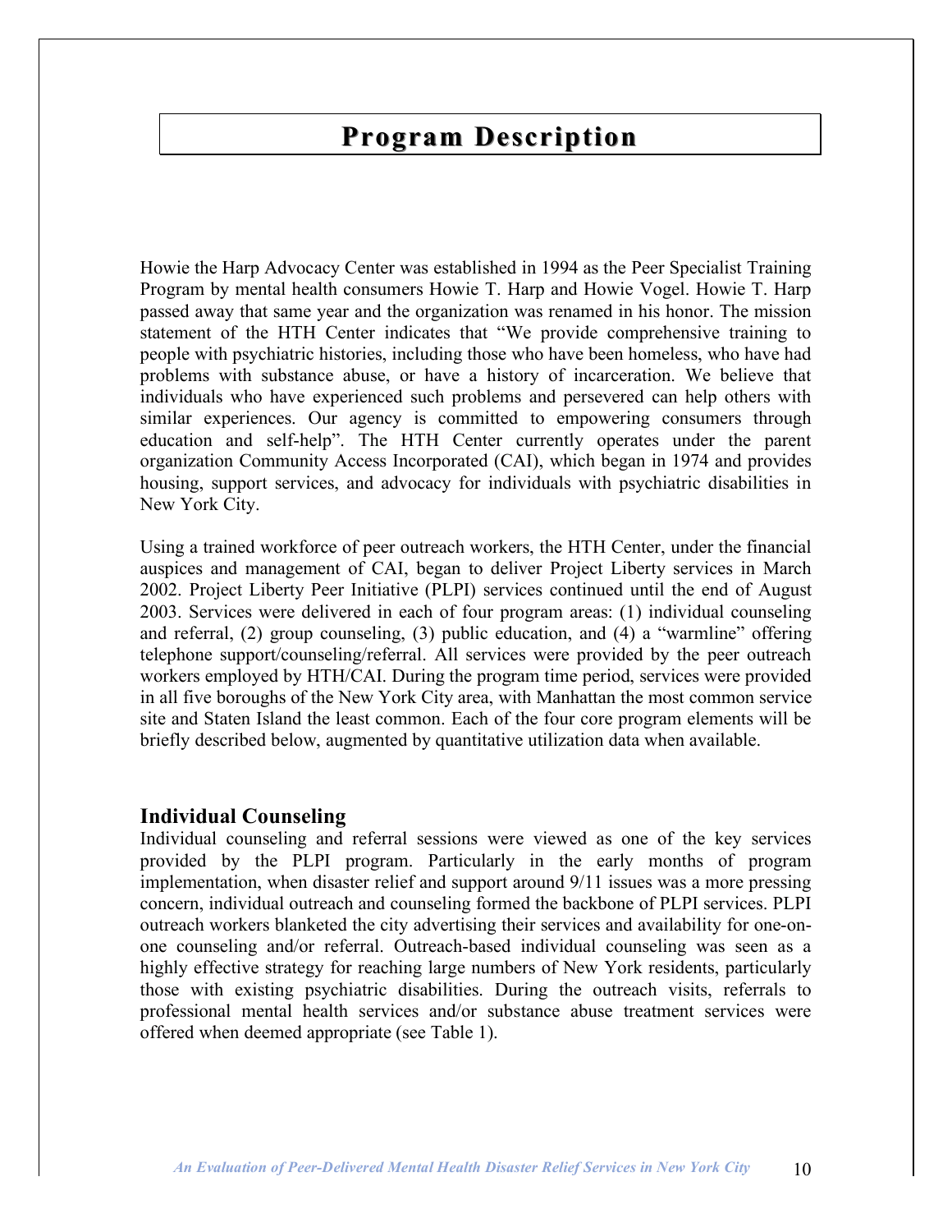# Program Description

Howie the Harp Advocacy Center was established in 1994 as the Peer Specialist Training Program by mental health consumers Howie T. Harp and Howie Vogel. Howie T. Harp passed away that same year and the organization was renamed in his honor. The mission statement of the HTH Center indicates that "We provide comprehensive training to people with psychiatric histories, including those who have been homeless, who have had problems with substance abuse, or have a history of incarceration. We believe that individuals who have experienced such problems and persevered can help others with similar experiences. Our agency is committed to empowering consumers through education and self-help". The HTH Center currently operates under the parent organization Community Access Incorporated (CAI), which began in 1974 and provides housing, support services, and advocacy for individuals with psychiatric disabilities in New York City.

Using a trained workforce of peer outreach workers, the HTH Center, under the financial auspices and management of CAI, began to deliver Project Liberty services in March 2002. Project Liberty Peer Initiative (PLPI) services continued until the end of August 2003. Services were delivered in each of four program areas: (1) individual counseling and referral, (2) group counseling, (3) public education, and (4) a "warmline" offering telephone support/counseling/referral. All services were provided by the peer outreach workers employed by HTH/CAI. During the program time period, services were provided in all five boroughs of the New York City area, with Manhattan the most common service site and Staten Island the least common. Each of the four core program elements will be briefly described below, augmented by quantitative utilization data when available.

## Individual Counseling

Individual counseling and referral sessions were viewed as one of the key services provided by the PLPI program. Particularly in the early months of program implementation, when disaster relief and support around 9/11 issues was a more pressing concern, individual outreach and counseling formed the backbone of PLPI services. PLPI outreach workers blanketed the city advertising their services and availability for one-on-one counseling and/or referral. Outreach-based individual counseling was seen as a highly effective strategy for reaching large numbers of New York residents, particularly those with existing psychiatric disabilities. During the outreach visits, referrals to professional mental health services and/or substance abuse treatment services were offered when deemed appropriate (see Table 1).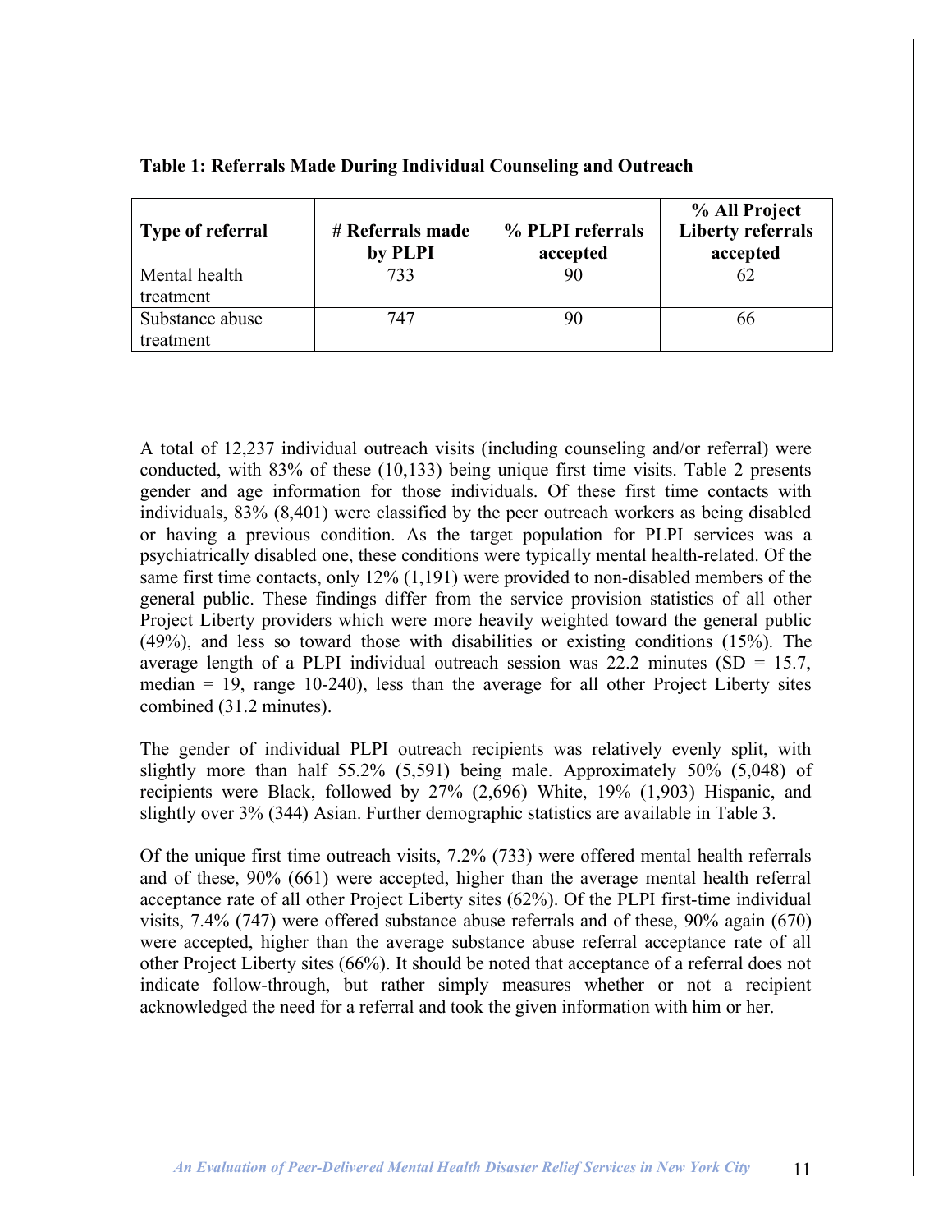**Table 1: Referrals Made During Individual Counseling and Outreach**

| Type of referral | # Referrals made by PLPI | % PLPI referrals accepted | % All Project Liberty referrals accepted |
|---|---|---|---|
| Mental health treatment | 733 | 90 | 62 |
| Substance abuse treatment | 747 | 90 | 66 |

A total of 12,237 individual outreach visits (including counseling and/or referral) were conducted, with 83% of these (10,133) being unique first time visits. Table 2 presents gender and age information for those individuals. Of these first time contacts with individuals, 83% (8,401) were classified by the peer outreach workers as being disabled or having a previous condition. As the target population for PLPI services was a psychiatrically disabled one, these conditions were typically mental health-related. Of the same first time contacts, only 12% (1,191) were provided to non-disabled members of the general public. These findings differ from the service provision statistics of all other Project Liberty providers which were more heavily weighted toward the general public (49%), and less so toward those with disabilities or existing conditions (15%). The average length of a PLPI individual outreach session was 22.2 minutes (SD = 15.7, median = 19, range 10-240), less than the average for all other Project Liberty sites combined (31.2 minutes).

The gender of individual PLPI outreach recipients was relatively evenly split, with slightly more than half 55.2% (5,591) being male. Approximately 50% (5,048) of recipients were Black, followed by 27% (2,696) White, 19% (1,903) Hispanic, and slightly over 3% (344) Asian. Further demographic statistics are available in Table 3.

Of the unique first time outreach visits, 7.2% (733) were offered mental health referrals and of these, 90% (661) were accepted, higher than the average mental health referral acceptance rate of all other Project Liberty sites (62%). Of the PLPI first-time individual visits, 7.4% (747) were offered substance abuse referrals and of these, 90% again (670) were accepted, higher than the average substance abuse referral acceptance rate of all other Project Liberty sites (66%). It should be noted that acceptance of a referral does not indicate follow-through, but rather simply measures whether or not a recipient acknowledged the need for a referral and took the given information with him or her.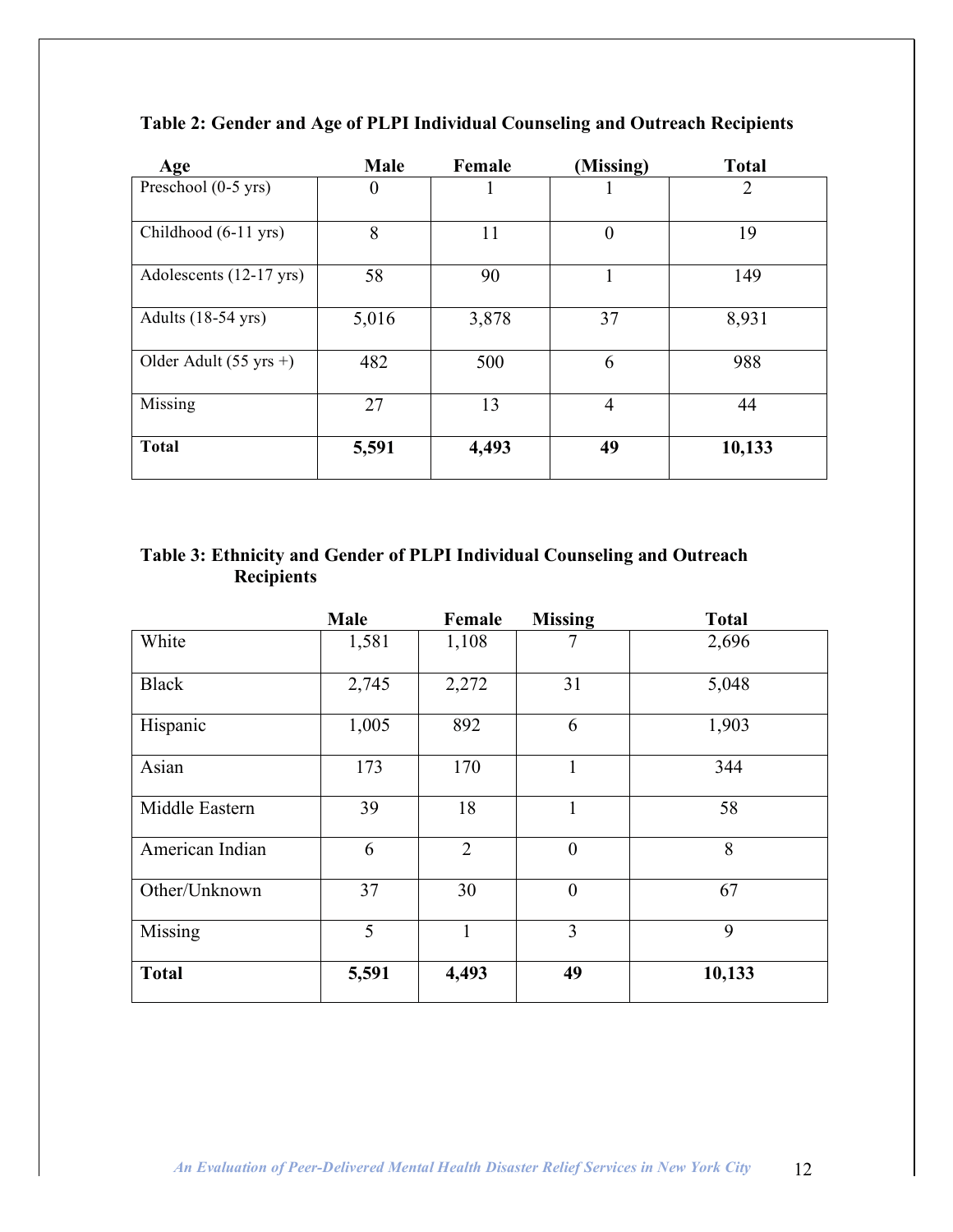**Table 2: Gender and Age of PLPI Individual Counseling and Outreach Recipients**

| Age | Male | Female | (Missing) | Total |
|---|---|---|---|---|
| Preschool (0-5 yrs) | 0 | 1 | 1 | 2 |
| Childhood (6-11 yrs) | 8 | 11 | 0 | 19 |
| Adolescents (12-17 yrs) | 58 | 90 | 1 | 149 |
| Adults (18-54 yrs) | 5,016 | 3,878 | 37 | 8,931 |
| Older Adult (55 yrs +) | 482 | 500 | 6 | 988 |
| Missing | 27 | 13 | 4 | 44 |
| **Total** | **5,591** | **4,493** | **49** | **10,133** |

**Table 3: Ethnicity and Gender of PLPI Individual Counseling and Outreach Recipients**

| | Male | Female | Missing | Total |
|---|---|---|---|---|
| White | 1,581 | 1,108 | 7 | 2,696 |
| Black | 2,745 | 2,272 | 31 | 5,048 |
| Hispanic | 1,005 | 892 | 6 | 1,903 |
| Asian | 173 | 170 | 1 | 344 |
| Middle Eastern | 39 | 18 | 1 | 58 |
| American Indian | 6 | 2 | 0 | 8 |
| Other/Unknown | 37 | 30 | 0 | 67 |
| Missing | 5 | 1 | 3 | 9 |
| **Total** | **5,591** | **4,493** | **49** | **10,133** |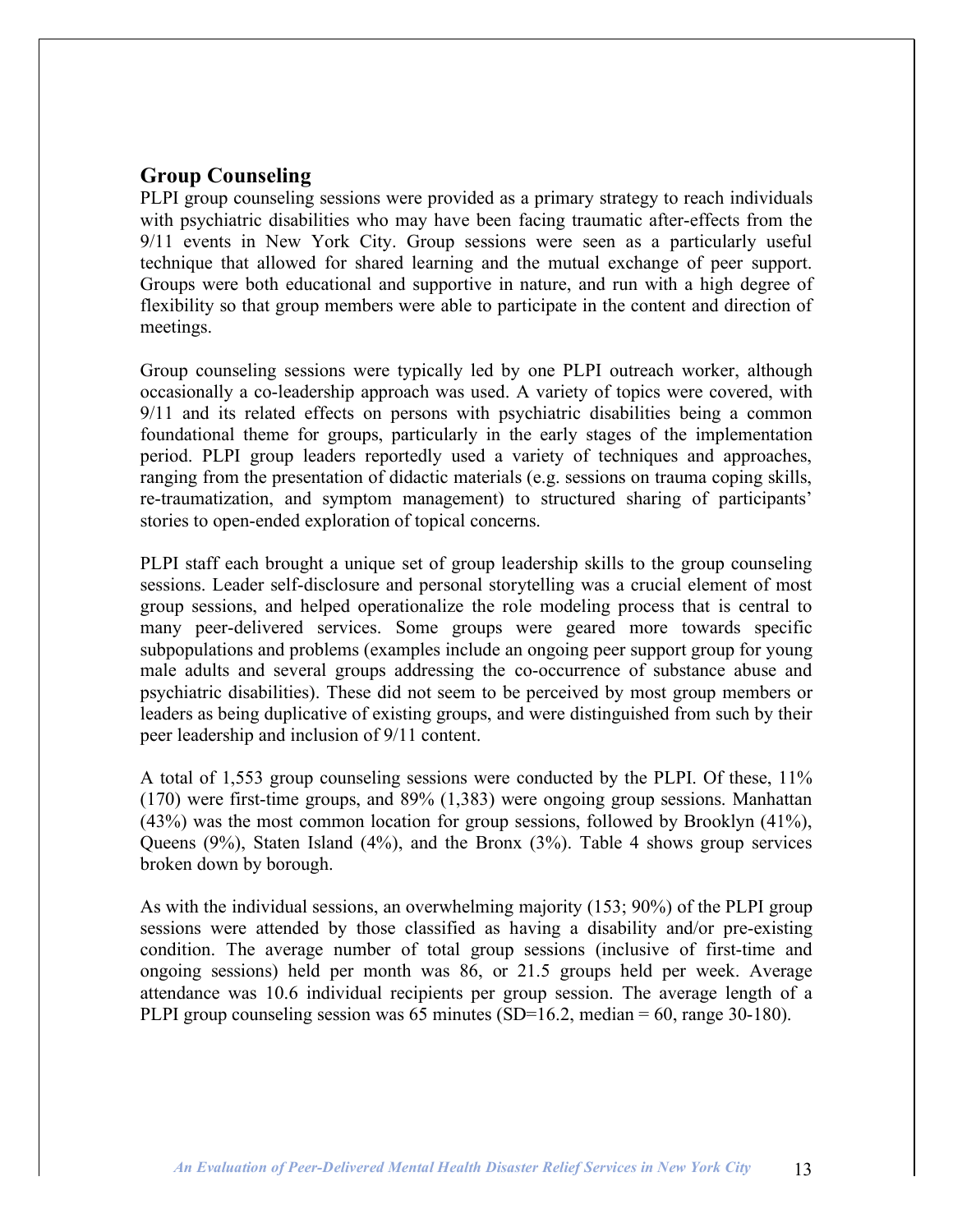## Group Counseling

PLPI group counseling sessions were provided as a primary strategy to reach individuals with psychiatric disabilities who may have been facing traumatic after-effects from the 9/11 events in New York City. Group sessions were seen as a particularly useful technique that allowed for shared learning and the mutual exchange of peer support. Groups were both educational and supportive in nature, and run with a high degree of flexibility so that group members were able to participate in the content and direction of meetings.

Group counseling sessions were typically led by one PLPI outreach worker, although occasionally a co-leadership approach was used. A variety of topics were covered, with 9/11 and its related effects on persons with psychiatric disabilities being a common foundational theme for groups, particularly in the early stages of the implementation period. PLPI group leaders reportedly used a variety of techniques and approaches, ranging from the presentation of didactic materials (e.g. sessions on trauma coping skills, re-traumatization, and symptom management) to structured sharing of participants' stories to open-ended exploration of topical concerns.

PLPI staff each brought a unique set of group leadership skills to the group counseling sessions. Leader self-disclosure and personal storytelling was a crucial element of most group sessions, and helped operationalize the role modeling process that is central to many peer-delivered services. Some groups were geared more towards specific subpopulations and problems (examples include an ongoing peer support group for young male adults and several groups addressing the co-occurrence of substance abuse and psychiatric disabilities). These did not seem to be perceived by most group members or leaders as being duplicative of existing groups, and were distinguished from such by their peer leadership and inclusion of 9/11 content.

A total of 1,553 group counseling sessions were conducted by the PLPI. Of these, 11% (170) were first-time groups, and 89% (1,383) were ongoing group sessions. Manhattan (43%) was the most common location for group sessions, followed by Brooklyn (41%), Queens (9%), Staten Island (4%), and the Bronx (3%). Table 4 shows group services broken down by borough.

As with the individual sessions, an overwhelming majority (153; 90%) of the PLPI group sessions were attended by those classified as having a disability and/or pre-existing condition. The average number of total group sessions (inclusive of first-time and ongoing sessions) held per month was 86, or 21.5 groups held per week. Average attendance was 10.6 individual recipients per group session. The average length of a PLPI group counseling session was 65 minutes (SD=16.2, median = 60, range 30-180).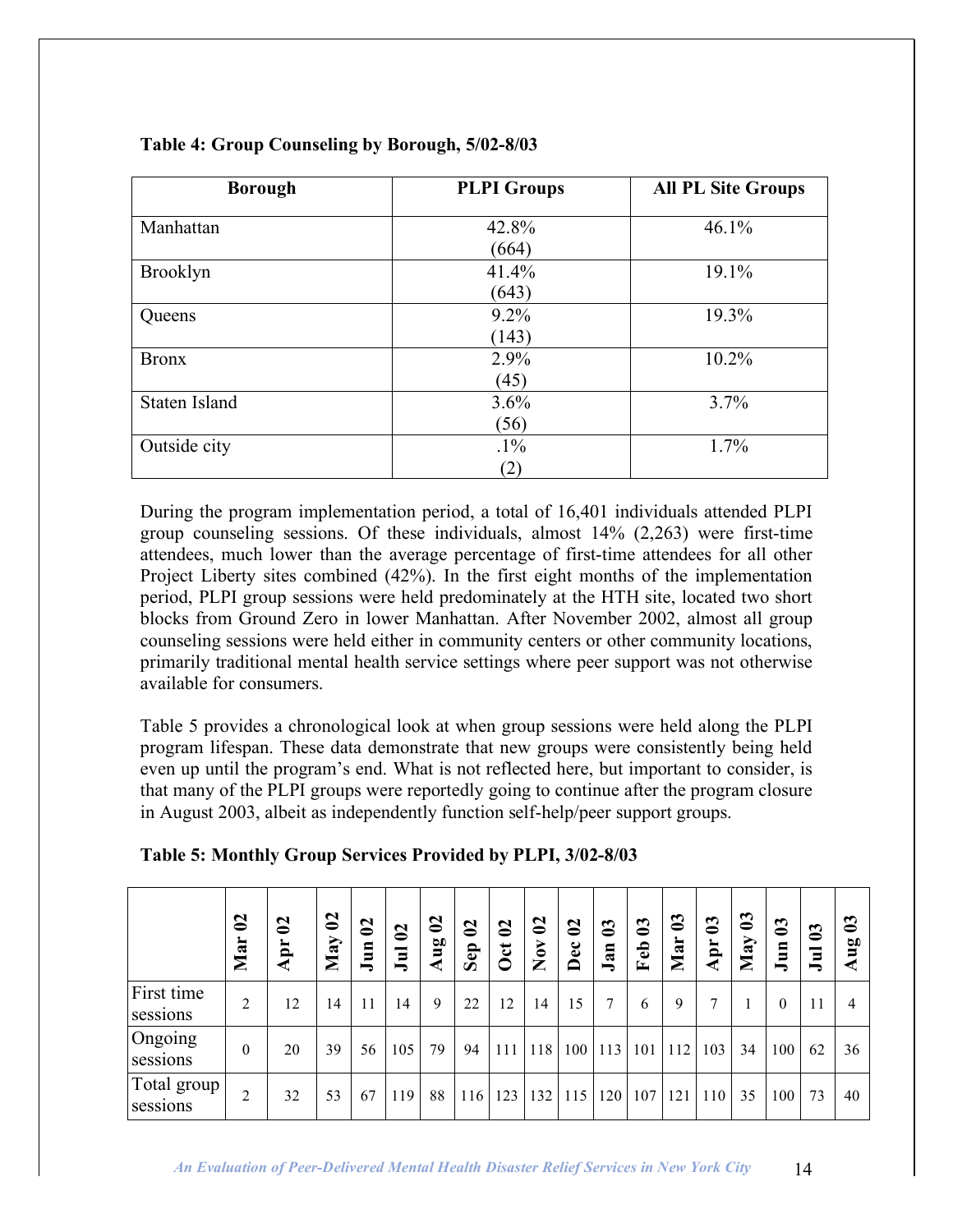**Table 4: Group Counseling by Borough, 5/02-8/03**

| Borough | PLPI Groups | All PL Site Groups |
|---|---|---|
| Manhattan | 42.8% (664) | 46.1% |
| Brooklyn | 41.4% (643) | 19.1% |
| Queens | 9.2% (143) | 19.3% |
| Bronx | 2.9% (45) | 10.2% |
| Staten Island | 3.6% (56) | 3.7% |
| Outside city | .1% (2) | 1.7% |

During the program implementation period, a total of 16,401 individuals attended PLPI group counseling sessions. Of these individuals, almost 14% (2,263) were first-time attendees, much lower than the average percentage of first-time attendees for all other Project Liberty sites combined (42%). In the first eight months of the implementation period, PLPI group sessions were held predominately at the HTH site, located two short blocks from Ground Zero in lower Manhattan. After November 2002, almost all group counseling sessions were held either in community centers or other community locations, primarily traditional mental health service settings where peer support was not otherwise available for consumers.

Table 5 provides a chronological look at when group sessions were held along the PLPI program lifespan. These data demonstrate that new groups were consistently being held even up until the program's end. What is not reflected here, but important to consider, is that many of the PLPI groups were reportedly going to continue after the program closure in August 2003, albeit as independently function self-help/peer support groups.

**Table 5: Monthly Group Services Provided by PLPI, 3/02-8/03**

| | Mar 02 | Apr 02 | May 02 | Jun 02 | Jul 02 | Aug 02 | Sep 02 | Oct 02 | Nov 02 | Dec 02 | Jan 03 | Feb 03 | Mar 03 | Apr 03 | May 03 | Jun 03 | Jul 03 | Aug 03 |
|---|---|---|---|---|---|---|---|---|---|---|---|---|---|---|---|---|---|---|
| First time sessions | 2 | 12 | 14 | 11 | 14 | 9 | 22 | 12 | 14 | 15 | 7 | 6 | 9 | 7 | 1 | 0 | 11 | 4 |
| Ongoing sessions | 0 | 20 | 39 | 56 | 105 | 79 | 94 | 111 | 118 | 100 | 113 | 101 | 112 | 103 | 34 | 100 | 62 | 36 |
| Total group sessions | 2 | 32 | 53 | 67 | 119 | 88 | 116 | 123 | 132 | 115 | 120 | 107 | 121 | 110 | 35 | 100 | 73 | 40 |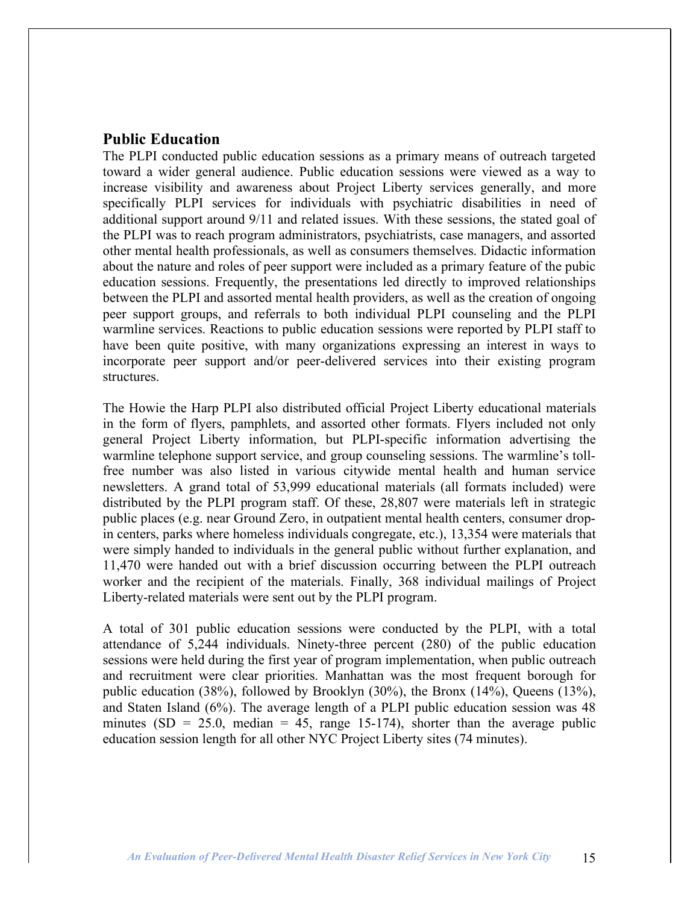## Public Education

The PLPI conducted public education sessions as a primary means of outreach targeted toward a wider general audience. Public education sessions were viewed as a way to increase visibility and awareness about Project Liberty services generally, and more specifically PLPI services for individuals with psychiatric disabilities in need of additional support around 9/11 and related issues. With these sessions, the stated goal of the PLPI was to reach program administrators, psychiatrists, case managers, and assorted other mental health professionals, as well as consumers themselves. Didactic information about the nature and roles of peer support were included as a primary feature of the pubic education sessions. Frequently, the presentations led directly to improved relationships between the PLPI and assorted mental health providers, as well as the creation of ongoing peer support groups, and referrals to both individual PLPI counseling and the PLPI warmline services. Reactions to public education sessions were reported by PLPI staff to have been quite positive, with many organizations expressing an interest in ways to incorporate peer support and/or peer-delivered services into their existing program structures.

The Howie the Harp PLPI also distributed official Project Liberty educational materials in the form of flyers, pamphlets, and assorted other formats. Flyers included not only general Project Liberty information, but PLPI-specific information advertising the warmline telephone support service, and group counseling sessions. The warmline's toll-free number was also listed in various citywide mental health and human service newsletters. A grand total of 53,999 educational materials (all formats included) were distributed by the PLPI program staff. Of these, 28,807 were materials left in strategic public places (e.g. near Ground Zero, in outpatient mental health centers, consumer drop-in centers, parks where homeless individuals congregate, etc.), 13,354 were materials that were simply handed to individuals in the general public without further explanation, and 11,470 were handed out with a brief discussion occurring between the PLPI outreach worker and the recipient of the materials. Finally, 368 individual mailings of Project Liberty-related materials were sent out by the PLPI program.

A total of 301 public education sessions were conducted by the PLPI, with a total attendance of 5,244 individuals. Ninety-three percent (280) of the public education sessions were held during the first year of program implementation, when public outreach and recruitment were clear priorities. Manhattan was the most frequent borough for public education (38%), followed by Brooklyn (30%), the Bronx (14%), Queens (13%), and Staten Island (6%). The average length of a PLPI public education session was 48 minutes (SD = 25.0, median = 45, range 15-174), shorter than the average public education session length for all other NYC Project Liberty sites (74 minutes).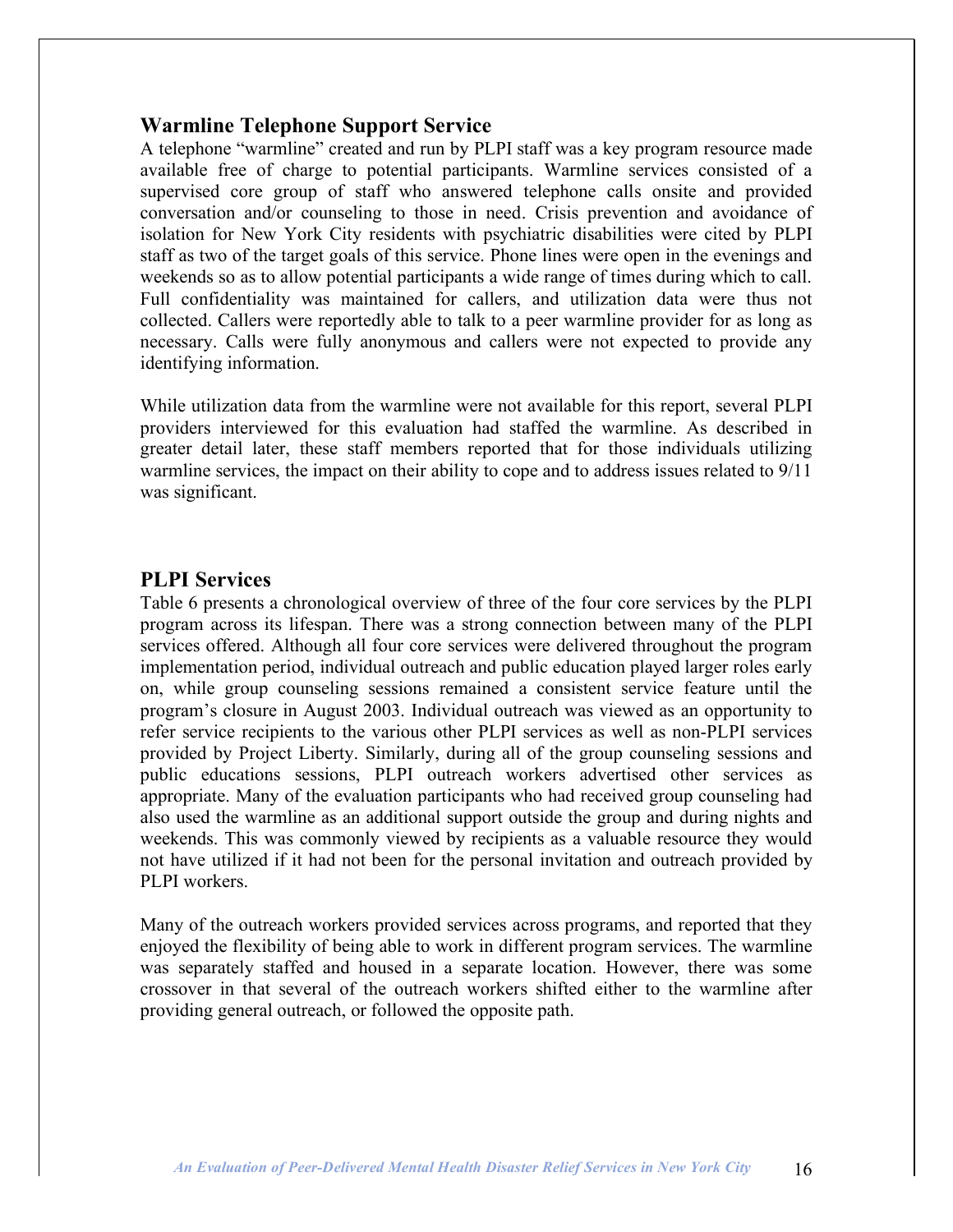## Warmline Telephone Support Service

A telephone "warmline" created and run by PLPI staff was a key program resource made available free of charge to potential participants. Warmline services consisted of a supervised core group of staff who answered telephone calls onsite and provided conversation and/or counseling to those in need. Crisis prevention and avoidance of isolation for New York City residents with psychiatric disabilities were cited by PLPI staff as two of the target goals of this service. Phone lines were open in the evenings and weekends so as to allow potential participants a wide range of times during which to call. Full confidentiality was maintained for callers, and utilization data were thus not collected. Callers were reportedly able to talk to a peer warmline provider for as long as necessary. Calls were fully anonymous and callers were not expected to provide any identifying information.

While utilization data from the warmline were not available for this report, several PLPI providers interviewed for this evaluation had staffed the warmline. As described in greater detail later, these staff members reported that for those individuals utilizing warmline services, the impact on their ability to cope and to address issues related to 9/11 was significant.

## PLPI Services

Table 6 presents a chronological overview of three of the four core services by the PLPI program across its lifespan. There was a strong connection between many of the PLPI services offered. Although all four core services were delivered throughout the program implementation period, individual outreach and public education played larger roles early on, while group counseling sessions remained a consistent service feature until the program's closure in August 2003. Individual outreach was viewed as an opportunity to refer service recipients to the various other PLPI services as well as non-PLPI services provided by Project Liberty. Similarly, during all of the group counseling sessions and public educations sessions, PLPI outreach workers advertised other services as appropriate. Many of the evaluation participants who had received group counseling had also used the warmline as an additional support outside the group and during nights and weekends. This was commonly viewed by recipients as a valuable resource they would not have utilized if it had not been for the personal invitation and outreach provided by PLPI workers.

Many of the outreach workers provided services across programs, and reported that they enjoyed the flexibility of being able to work in different program services. The warmline was separately staffed and housed in a separate location. However, there was some crossover in that several of the outreach workers shifted either to the warmline after providing general outreach, or followed the opposite path.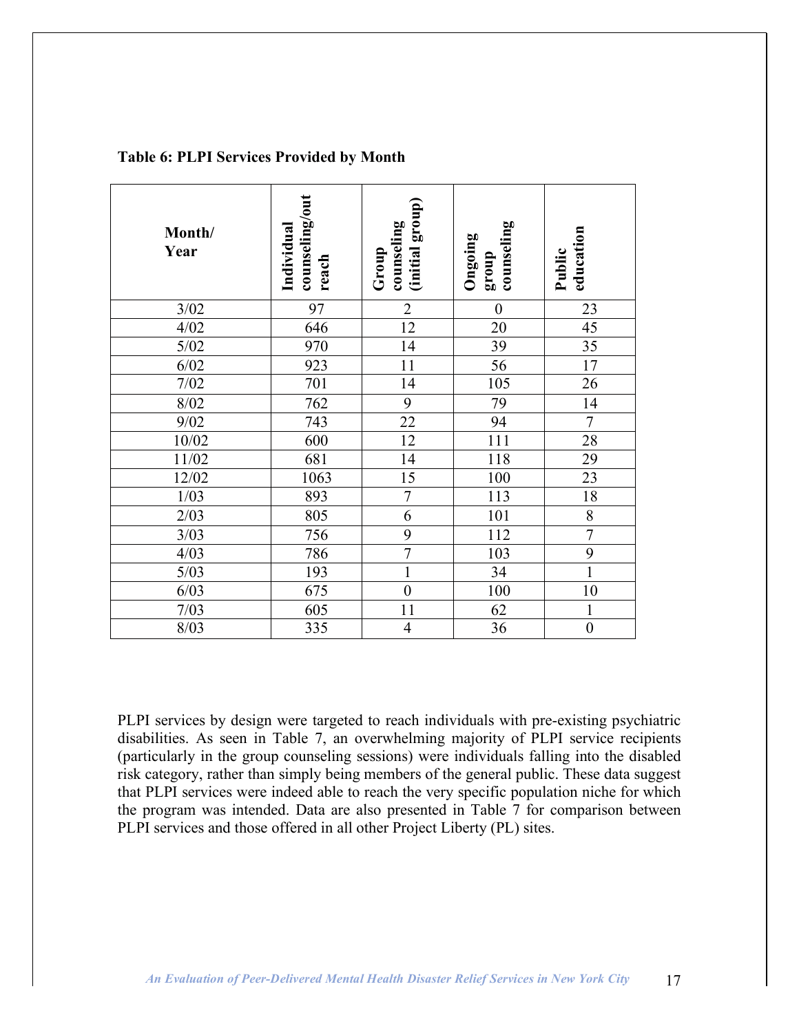**Table 6: PLPI Services Provided by Month**

| Month/ Year | Individual counseling/out reach | Group counseling (initial group) | Ongoing group counseling | Public education |
|---|---|---|---|---|
| 3/02 | 97 | 2 | 0 | 23 |
| 4/02 | 646 | 12 | 20 | 45 |
| 5/02 | 970 | 14 | 39 | 35 |
| 6/02 | 923 | 11 | 56 | 17 |
| 7/02 | 701 | 14 | 105 | 26 |
| 8/02 | 762 | 9 | 79 | 14 |
| 9/02 | 743 | 22 | 94 | 7 |
| 10/02 | 600 | 12 | 111 | 28 |
| 11/02 | 681 | 14 | 118 | 29 |
| 12/02 | 1063 | 15 | 100 | 23 |
| 1/03 | 893 | 7 | 113 | 18 |
| 2/03 | 805 | 6 | 101 | 8 |
| 3/03 | 756 | 9 | 112 | 7 |
| 4/03 | 786 | 7 | 103 | 9 |
| 5/03 | 193 | 1 | 34 | 1 |
| 6/03 | 675 | 0 | 100 | 10 |
| 7/03 | 605 | 11 | 62 | 1 |
| 8/03 | 335 | 4 | 36 | 0 |

PLPI services by design were targeted to reach individuals with pre-existing psychiatric disabilities. As seen in Table 7, an overwhelming majority of PLPI service recipients (particularly in the group counseling sessions) were individuals falling into the disabled risk category, rather than simply being members of the general public. These data suggest that PLPI services were indeed able to reach the very specific population niche for which the program was intended. Data are also presented in Table 7 for comparison between PLPI services and those offered in all other Project Liberty (PL) sites.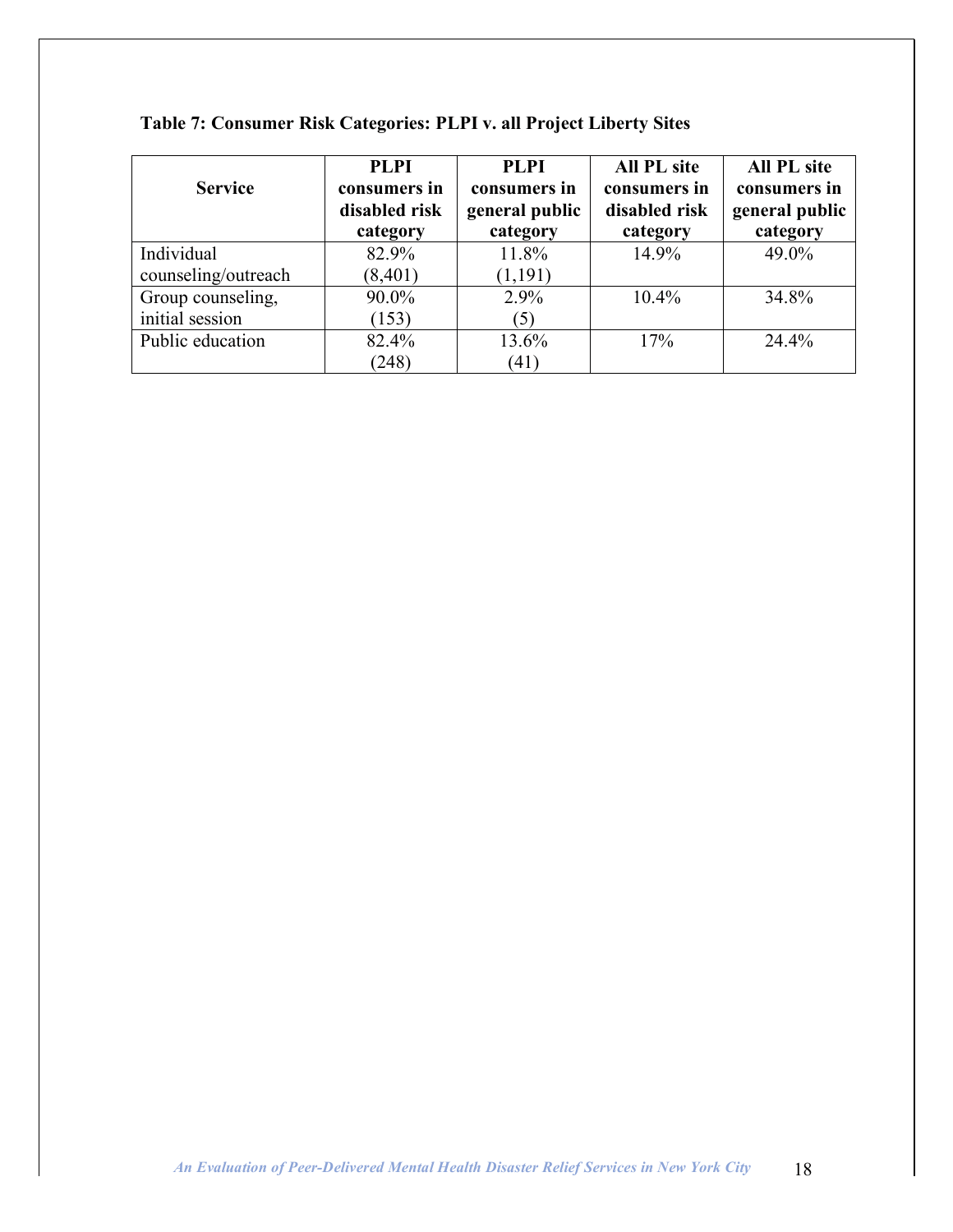**Table 7: Consumer Risk Categories: PLPI v. all Project Liberty Sites**

| Service | PLPI consumers in disabled risk category | PLPI consumers in general public category | All PL site consumers in disabled risk category | All PL site consumers in general public category |
|---|---|---|---|---|
| Individual counseling/outreach | 82.9% (8,401) | 11.8% (1,191) | 14.9% | 49.0% |
| Group counseling, initial session | 90.0% (153) | 2.9% (5) | 10.4% | 34.8% |
| Public education | 82.4% (248) | 13.6% (41) | 17% | 24.4% |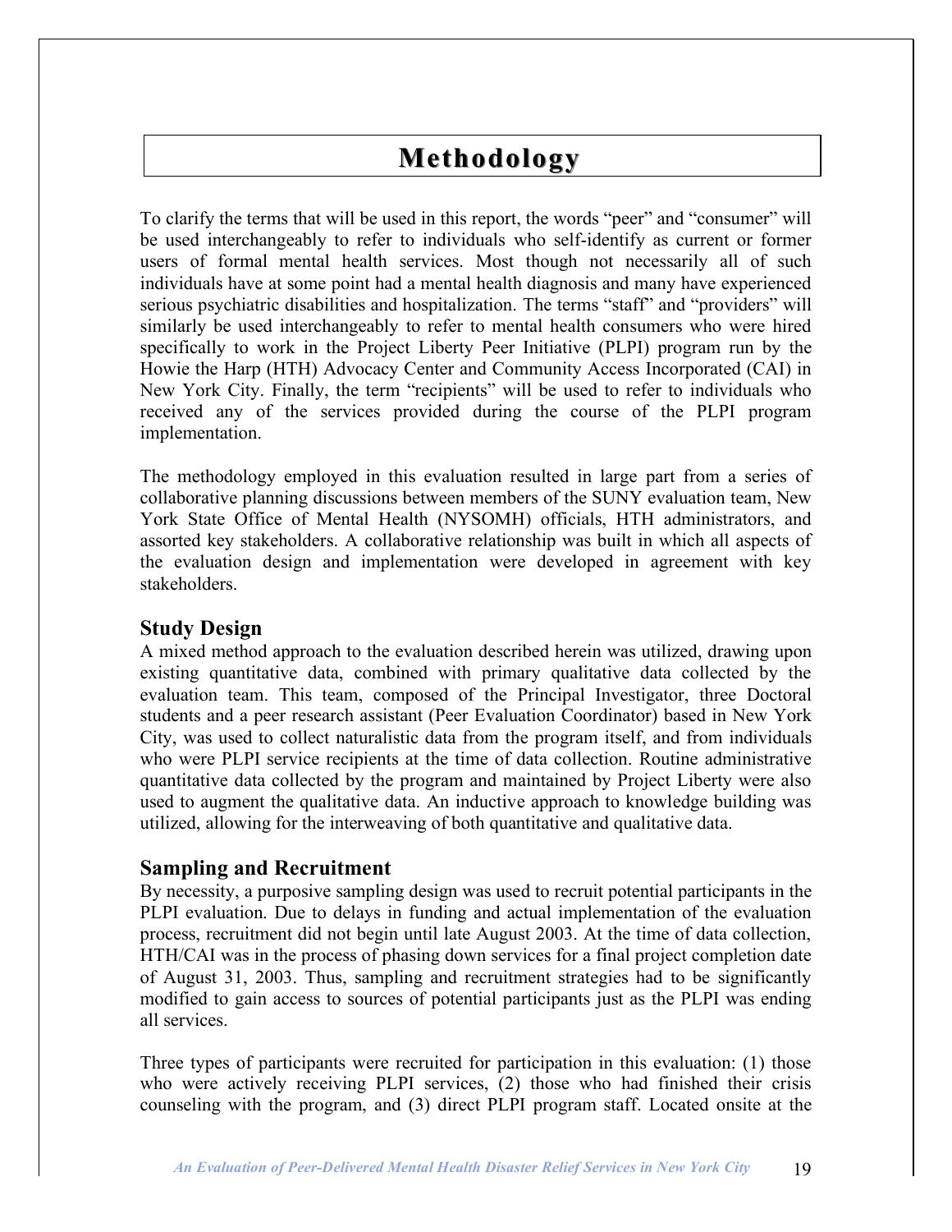# Methodology

To clarify the terms that will be used in this report, the words "peer" and "consumer" will be used interchangeably to refer to individuals who self-identify as current or former users of formal mental health services. Most though not necessarily all of such individuals have at some point had a mental health diagnosis and many have experienced serious psychiatric disabilities and hospitalization. The terms "staff" and "providers" will similarly be used interchangeably to refer to mental health consumers who were hired specifically to work in the Project Liberty Peer Initiative (PLPI) program run by the Howie the Harp (HTH) Advocacy Center and Community Access Incorporated (CAI) in New York City. Finally, the term "recipients" will be used to refer to individuals who received any of the services provided during the course of the PLPI program implementation.

The methodology employed in this evaluation resulted in large part from a series of collaborative planning discussions between members of the SUNY evaluation team, New York State Office of Mental Health (NYSOMH) officials, HTH administrators, and assorted key stakeholders. A collaborative relationship was built in which all aspects of the evaluation design and implementation were developed in agreement with key stakeholders.

## Study Design

A mixed method approach to the evaluation described herein was utilized, drawing upon existing quantitative data, combined with primary qualitative data collected by the evaluation team. This team, composed of the Principal Investigator, three Doctoral students and a peer research assistant (Peer Evaluation Coordinator) based in New York City, was used to collect naturalistic data from the program itself, and from individuals who were PLPI service recipients at the time of data collection. Routine administrative quantitative data collected by the program and maintained by Project Liberty were also used to augment the qualitative data. An inductive approach to knowledge building was utilized, allowing for the interweaving of both quantitative and qualitative data.

## Sampling and Recruitment

By necessity, a purposive sampling design was used to recruit potential participants in the PLPI evaluation. Due to delays in funding and actual implementation of the evaluation process, recruitment did not begin until late August 2003. At the time of data collection, HTH/CAI was in the process of phasing down services for a final project completion date of August 31, 2003. Thus, sampling and recruitment strategies had to be significantly modified to gain access to sources of potential participants just as the PLPI was ending all services.

Three types of participants were recruited for participation in this evaluation: (1) those who were actively receiving PLPI services, (2) those who had finished their crisis counseling with the program, and (3) direct PLPI program staff. Located onsite at the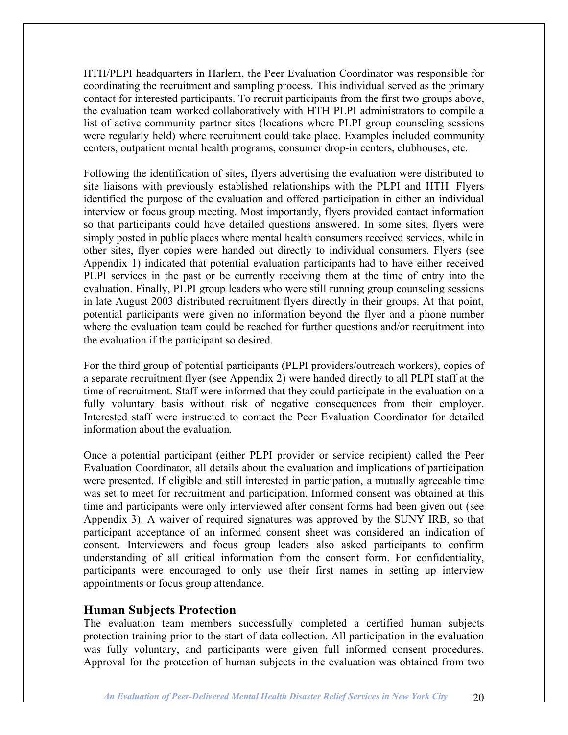HTH/PLPI headquarters in Harlem, the Peer Evaluation Coordinator was responsible for coordinating the recruitment and sampling process. This individual served as the primary contact for interested participants. To recruit participants from the first two groups above, the evaluation team worked collaboratively with HTH PLPI administrators to compile a list of active community partner sites (locations where PLPI group counseling sessions were regularly held) where recruitment could take place. Examples included community centers, outpatient mental health programs, consumer drop-in centers, clubhouses, etc.

Following the identification of sites, flyers advertising the evaluation were distributed to site liaisons with previously established relationships with the PLPI and HTH. Flyers identified the purpose of the evaluation and offered participation in either an individual interview or focus group meeting. Most importantly, flyers provided contact information so that participants could have detailed questions answered. In some sites, flyers were simply posted in public places where mental health consumers received services, while in other sites, flyer copies were handed out directly to individual consumers. Flyers (see Appendix 1) indicated that potential evaluation participants had to have either received PLPI services in the past or be currently receiving them at the time of entry into the evaluation. Finally, PLPI group leaders who were still running group counseling sessions in late August 2003 distributed recruitment flyers directly in their groups. At that point, potential participants were given no information beyond the flyer and a phone number where the evaluation team could be reached for further questions and/or recruitment into the evaluation if the participant so desired.

For the third group of potential participants (PLPI providers/outreach workers), copies of a separate recruitment flyer (see Appendix 2) were handed directly to all PLPI staff at the time of recruitment. Staff were informed that they could participate in the evaluation on a fully voluntary basis without risk of negative consequences from their employer. Interested staff were instructed to contact the Peer Evaluation Coordinator for detailed information about the evaluation.

Once a potential participant (either PLPI provider or service recipient) called the Peer Evaluation Coordinator, all details about the evaluation and implications of participation were presented. If eligible and still interested in participation, a mutually agreeable time was set to meet for recruitment and participation. Informed consent was obtained at this time and participants were only interviewed after consent forms had been given out (see Appendix 3). A waiver of required signatures was approved by the SUNY IRB, so that participant acceptance of an informed consent sheet was considered an indication of consent. Interviewers and focus group leaders also asked participants to confirm understanding of all critical information from the consent form. For confidentiality, participants were encouraged to only use their first names in setting up interview appointments or focus group attendance.

## Human Subjects Protection

The evaluation team members successfully completed a certified human subjects protection training prior to the start of data collection. All participation in the evaluation was fully voluntary, and participants were given full informed consent procedures. Approval for the protection of human subjects in the evaluation was obtained from two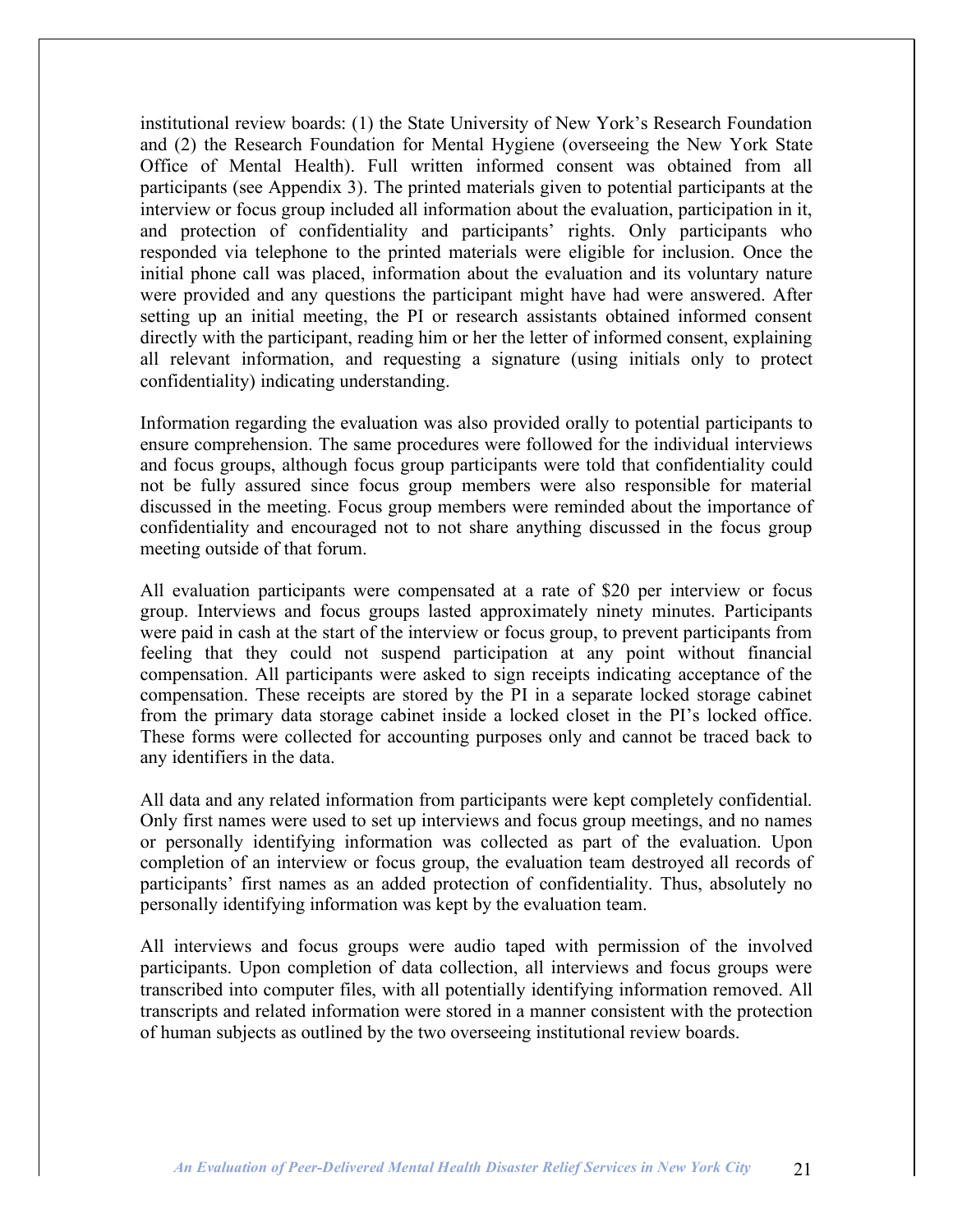institutional review boards: (1) the State University of New York's Research Foundation and (2) the Research Foundation for Mental Hygiene (overseeing the New York State Office of Mental Health). Full written informed consent was obtained from all participants (see Appendix 3). The printed materials given to potential participants at the interview or focus group included all information about the evaluation, participation in it, and protection of confidentiality and participants' rights. Only participants who responded via telephone to the printed materials were eligible for inclusion. Once the initial phone call was placed, information about the evaluation and its voluntary nature were provided and any questions the participant might have had were answered. After setting up an initial meeting, the PI or research assistants obtained informed consent directly with the participant, reading him or her the letter of informed consent, explaining all relevant information, and requesting a signature (using initials only to protect confidentiality) indicating understanding.

Information regarding the evaluation was also provided orally to potential participants to ensure comprehension. The same procedures were followed for the individual interviews and focus groups, although focus group participants were told that confidentiality could not be fully assured since focus group members were also responsible for material discussed in the meeting. Focus group members were reminded about the importance of confidentiality and encouraged not to not share anything discussed in the focus group meeting outside of that forum.

All evaluation participants were compensated at a rate of $20 per interview or focus group. Interviews and focus groups lasted approximately ninety minutes. Participants were paid in cash at the start of the interview or focus group, to prevent participants from feeling that they could not suspend participation at any point without financial compensation. All participants were asked to sign receipts indicating acceptance of the compensation. These receipts are stored by the PI in a separate locked storage cabinet from the primary data storage cabinet inside a locked closet in the PI's locked office. These forms were collected for accounting purposes only and cannot be traced back to any identifiers in the data.

All data and any related information from participants were kept completely confidential. Only first names were used to set up interviews and focus group meetings, and no names or personally identifying information was collected as part of the evaluation. Upon completion of an interview or focus group, the evaluation team destroyed all records of participants' first names as an added protection of confidentiality. Thus, absolutely no personally identifying information was kept by the evaluation team.

All interviews and focus groups were audio taped with permission of the involved participants. Upon completion of data collection, all interviews and focus groups were transcribed into computer files, with all potentially identifying information removed. All transcripts and related information were stored in a manner consistent with the protection of human subjects as outlined by the two overseeing institutional review boards.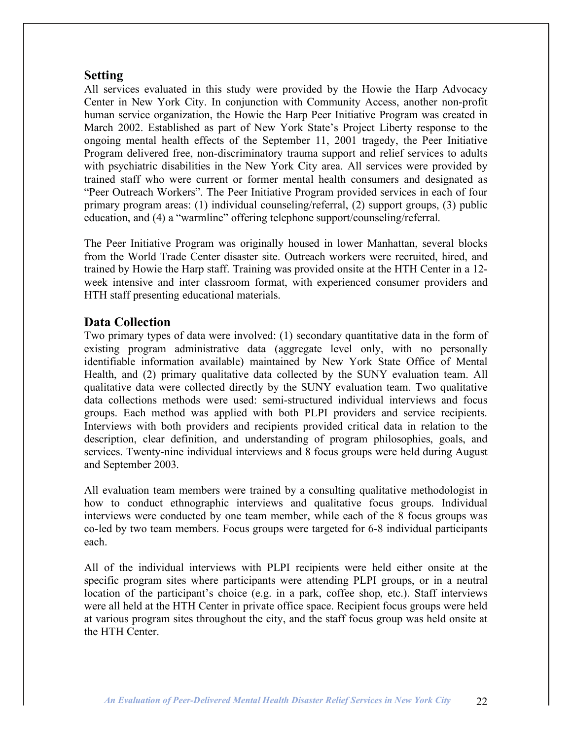## Setting

All services evaluated in this study were provided by the Howie the Harp Advocacy Center in New York City. In conjunction with Community Access, another non-profit human service organization, the Howie the Harp Peer Initiative Program was created in March 2002. Established as part of New York State's Project Liberty response to the ongoing mental health effects of the September 11, 2001 tragedy, the Peer Initiative Program delivered free, non-discriminatory trauma support and relief services to adults with psychiatric disabilities in the New York City area. All services were provided by trained staff who were current or former mental health consumers and designated as "Peer Outreach Workers". The Peer Initiative Program provided services in each of four primary program areas: (1) individual counseling/referral, (2) support groups, (3) public education, and (4) a "warmline" offering telephone support/counseling/referral.

The Peer Initiative Program was originally housed in lower Manhattan, several blocks from the World Trade Center disaster site. Outreach workers were recruited, hired, and trained by Howie the Harp staff. Training was provided onsite at the HTH Center in a 12-week intensive and inter classroom format, with experienced consumer providers and HTH staff presenting educational materials.

## Data Collection

Two primary types of data were involved: (1) secondary quantitative data in the form of existing program administrative data (aggregate level only, with no personally identifiable information available) maintained by New York State Office of Mental Health, and (2) primary qualitative data collected by the SUNY evaluation team. All qualitative data were collected directly by the SUNY evaluation team. Two qualitative data collections methods were used: semi-structured individual interviews and focus groups. Each method was applied with both PLPI providers and service recipients. Interviews with both providers and recipients provided critical data in relation to the description, clear definition, and understanding of program philosophies, goals, and services. Twenty-nine individual interviews and 8 focus groups were held during August and September 2003.

All evaluation team members were trained by a consulting qualitative methodologist in how to conduct ethnographic interviews and qualitative focus groups. Individual interviews were conducted by one team member, while each of the 8 focus groups was co-led by two team members. Focus groups were targeted for 6-8 individual participants each.

All of the individual interviews with PLPI recipients were held either onsite at the specific program sites where participants were attending PLPI groups, or in a neutral location of the participant's choice (e.g. in a park, coffee shop, etc.). Staff interviews were all held at the HTH Center in private office space. Recipient focus groups were held at various program sites throughout the city, and the staff focus group was held onsite at the HTH Center.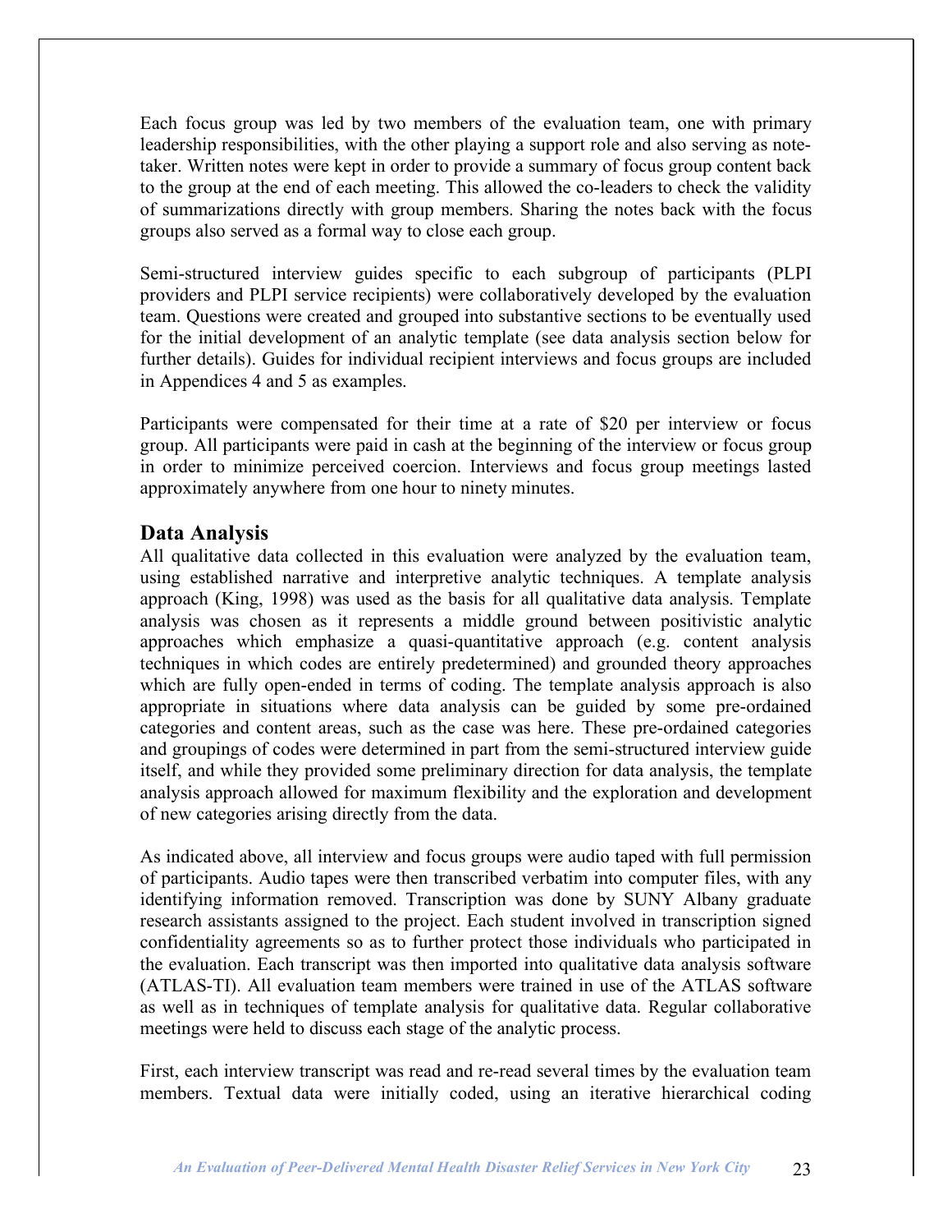Each focus group was led by two members of the evaluation team, one with primary leadership responsibilities, with the other playing a support role and also serving as note-taker. Written notes were kept in order to provide a summary of focus group content back to the group at the end of each meeting. This allowed the co-leaders to check the validity of summarizations directly with group members. Sharing the notes back with the focus groups also served as a formal way to close each group.

Semi-structured interview guides specific to each subgroup of participants (PLPI providers and PLPI service recipients) were collaboratively developed by the evaluation team. Questions were created and grouped into substantive sections to be eventually used for the initial development of an analytic template (see data analysis section below for further details). Guides for individual recipient interviews and focus groups are included in Appendices 4 and 5 as examples.

Participants were compensated for their time at a rate of $20 per interview or focus group. All participants were paid in cash at the beginning of the interview or focus group in order to minimize perceived coercion. Interviews and focus group meetings lasted approximately anywhere from one hour to ninety minutes.

## Data Analysis

All qualitative data collected in this evaluation were analyzed by the evaluation team, using established narrative and interpretive analytic techniques. A template analysis approach (King, 1998) was used as the basis for all qualitative data analysis. Template analysis was chosen as it represents a middle ground between positivistic analytic approaches which emphasize a quasi-quantitative approach (e.g. content analysis techniques in which codes are entirely predetermined) and grounded theory approaches which are fully open-ended in terms of coding. The template analysis approach is also appropriate in situations where data analysis can be guided by some pre-ordained categories and content areas, such as the case was here. These pre-ordained categories and groupings of codes were determined in part from the semi-structured interview guide itself, and while they provided some preliminary direction for data analysis, the template analysis approach allowed for maximum flexibility and the exploration and development of new categories arising directly from the data.

As indicated above, all interview and focus groups were audio taped with full permission of participants. Audio tapes were then transcribed verbatim into computer files, with any identifying information removed. Transcription was done by SUNY Albany graduate research assistants assigned to the project. Each student involved in transcription signed confidentiality agreements so as to further protect those individuals who participated in the evaluation. Each transcript was then imported into qualitative data analysis software (ATLAS-TI). All evaluation team members were trained in use of the ATLAS software as well as in techniques of template analysis for qualitative data. Regular collaborative meetings were held to discuss each stage of the analytic process.

First, each interview transcript was read and re-read several times by the evaluation team members. Textual data were initially coded, using an iterative hierarchical coding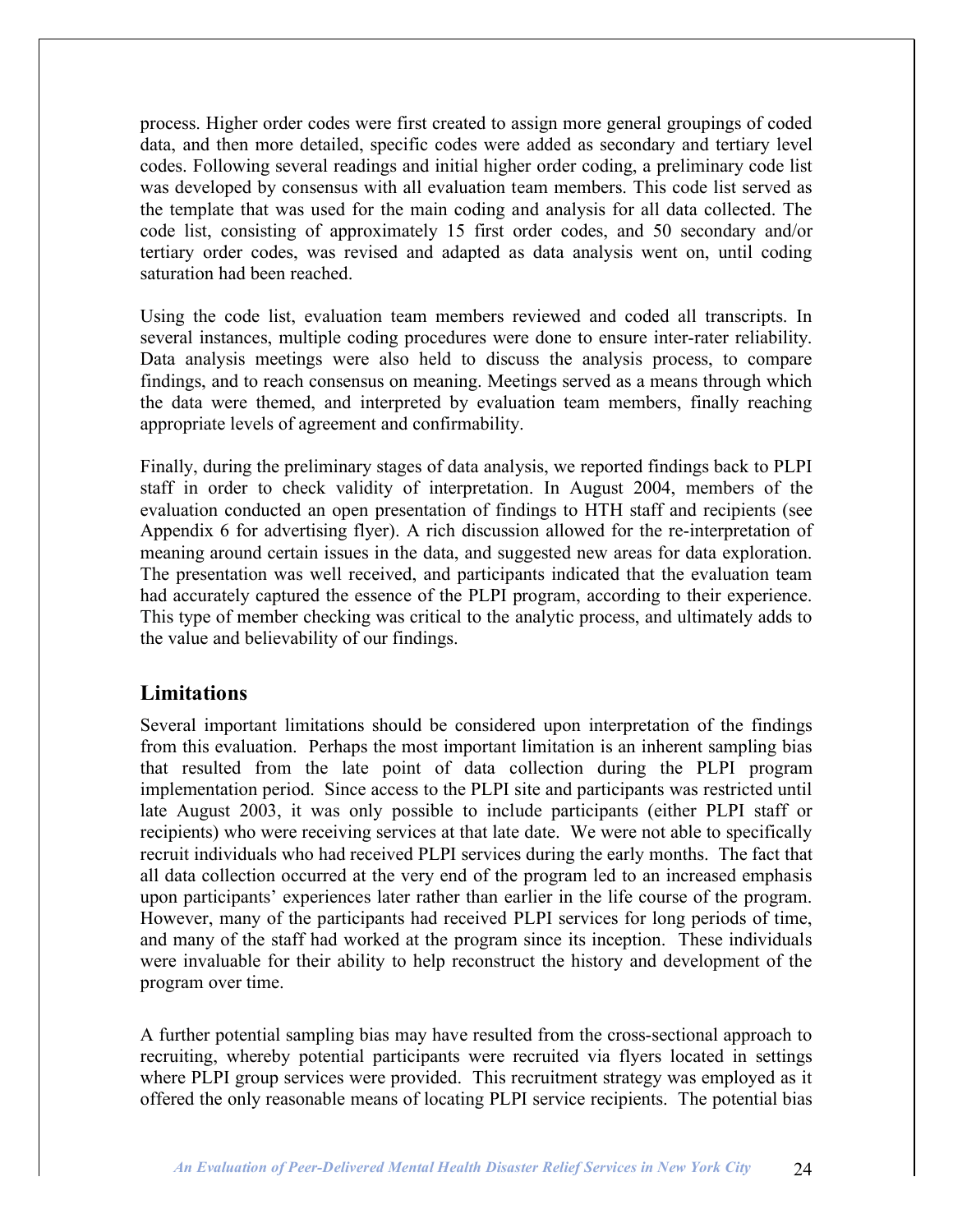process. Higher order codes were first created to assign more general groupings of coded data, and then more detailed, specific codes were added as secondary and tertiary level codes. Following several readings and initial higher order coding, a preliminary code list was developed by consensus with all evaluation team members. This code list served as the template that was used for the main coding and analysis for all data collected. The code list, consisting of approximately 15 first order codes, and 50 secondary and/or tertiary order codes, was revised and adapted as data analysis went on, until coding saturation had been reached.

Using the code list, evaluation team members reviewed and coded all transcripts. In several instances, multiple coding procedures were done to ensure inter-rater reliability. Data analysis meetings were also held to discuss the analysis process, to compare findings, and to reach consensus on meaning. Meetings served as a means through which the data were themed, and interpreted by evaluation team members, finally reaching appropriate levels of agreement and confirmability.

Finally, during the preliminary stages of data analysis, we reported findings back to PLPI staff in order to check validity of interpretation. In August 2004, members of the evaluation conducted an open presentation of findings to HTH staff and recipients (see Appendix 6 for advertising flyer). A rich discussion allowed for the re-interpretation of meaning around certain issues in the data, and suggested new areas for data exploration. The presentation was well received, and participants indicated that the evaluation team had accurately captured the essence of the PLPI program, according to their experience. This type of member checking was critical to the analytic process, and ultimately adds to the value and believability of our findings.

## Limitations

Several important limitations should be considered upon interpretation of the findings from this evaluation. Perhaps the most important limitation is an inherent sampling bias that resulted from the late point of data collection during the PLPI program implementation period. Since access to the PLPI site and participants was restricted until late August 2003, it was only possible to include participants (either PLPI staff or recipients) who were receiving services at that late date. We were not able to specifically recruit individuals who had received PLPI services during the early months. The fact that all data collection occurred at the very end of the program led to an increased emphasis upon participants' experiences later rather than earlier in the life course of the program. However, many of the participants had received PLPI services for long periods of time, and many of the staff had worked at the program since its inception. These individuals were invaluable for their ability to help reconstruct the history and development of the program over time.

A further potential sampling bias may have resulted from the cross-sectional approach to recruiting, whereby potential participants were recruited via flyers located in settings where PLPI group services were provided. This recruitment strategy was employed as it offered the only reasonable means of locating PLPI service recipients. The potential bias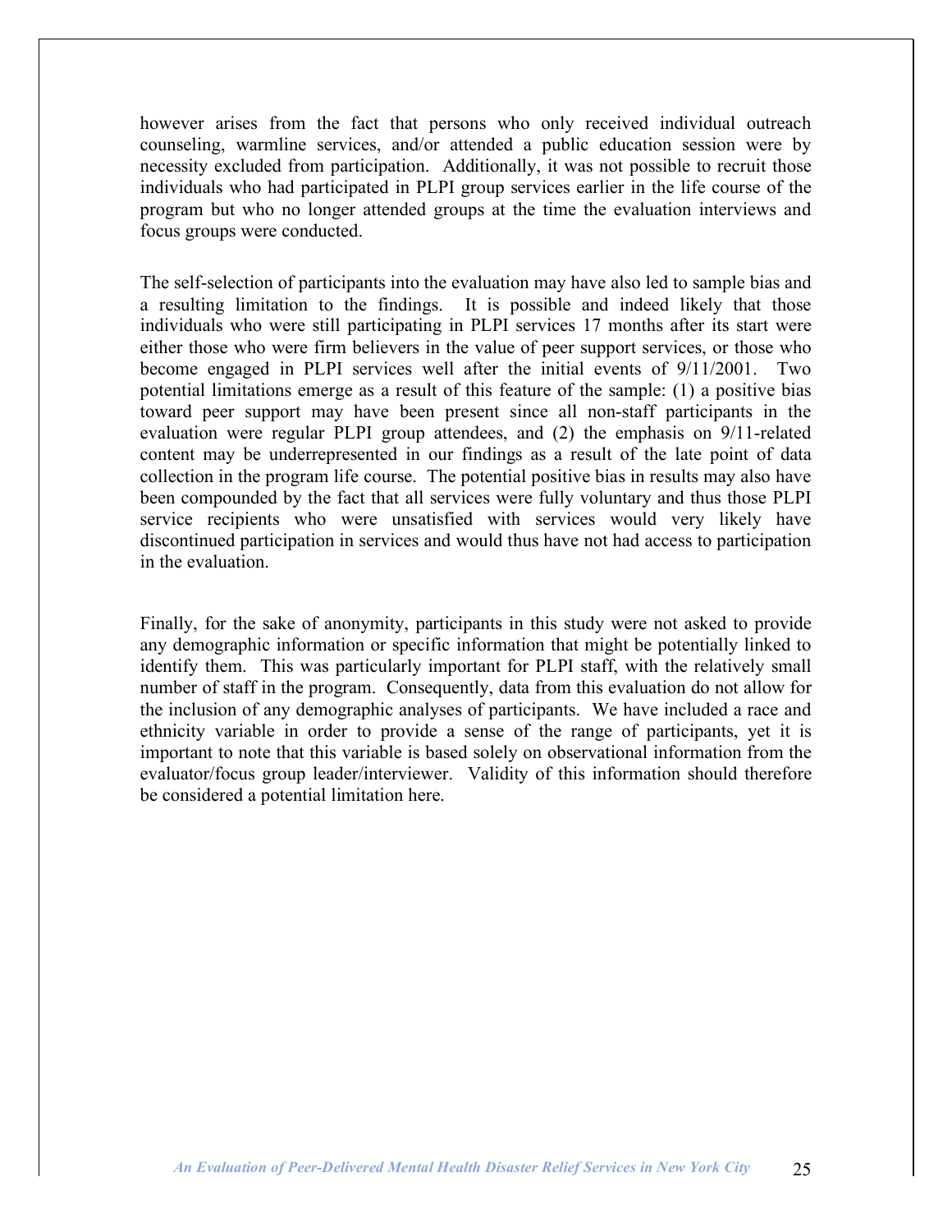however arises from the fact that persons who only received individual outreach counseling, warmline services, and/or attended a public education session were by necessity excluded from participation. Additionally, it was not possible to recruit those individuals who had participated in PLPI group services earlier in the life course of the program but who no longer attended groups at the time the evaluation interviews and focus groups were conducted.

The self-selection of participants into the evaluation may have also led to sample bias and a resulting limitation to the findings. It is possible and indeed likely that those individuals who were still participating in PLPI services 17 months after its start were either those who were firm believers in the value of peer support services, or those who become engaged in PLPI services well after the initial events of 9/11/2001. Two potential limitations emerge as a result of this feature of the sample: (1) a positive bias toward peer support may have been present since all non-staff participants in the evaluation were regular PLPI group attendees, and (2) the emphasis on 9/11-related content may be underrepresented in our findings as a result of the late point of data collection in the program life course. The potential positive bias in results may also have been compounded by the fact that all services were fully voluntary and thus those PLPI service recipients who were unsatisfied with services would very likely have discontinued participation in services and would thus have not had access to participation in the evaluation.

Finally, for the sake of anonymity, participants in this study were not asked to provide any demographic information or specific information that might be potentially linked to identify them. This was particularly important for PLPI staff, with the relatively small number of staff in the program. Consequently, data from this evaluation do not allow for the inclusion of any demographic analyses of participants. We have included a race and ethnicity variable in order to provide a sense of the range of participants, yet it is important to note that this variable is based solely on observational information from the evaluator/focus group leader/interviewer. Validity of this information should therefore be considered a potential limitation here.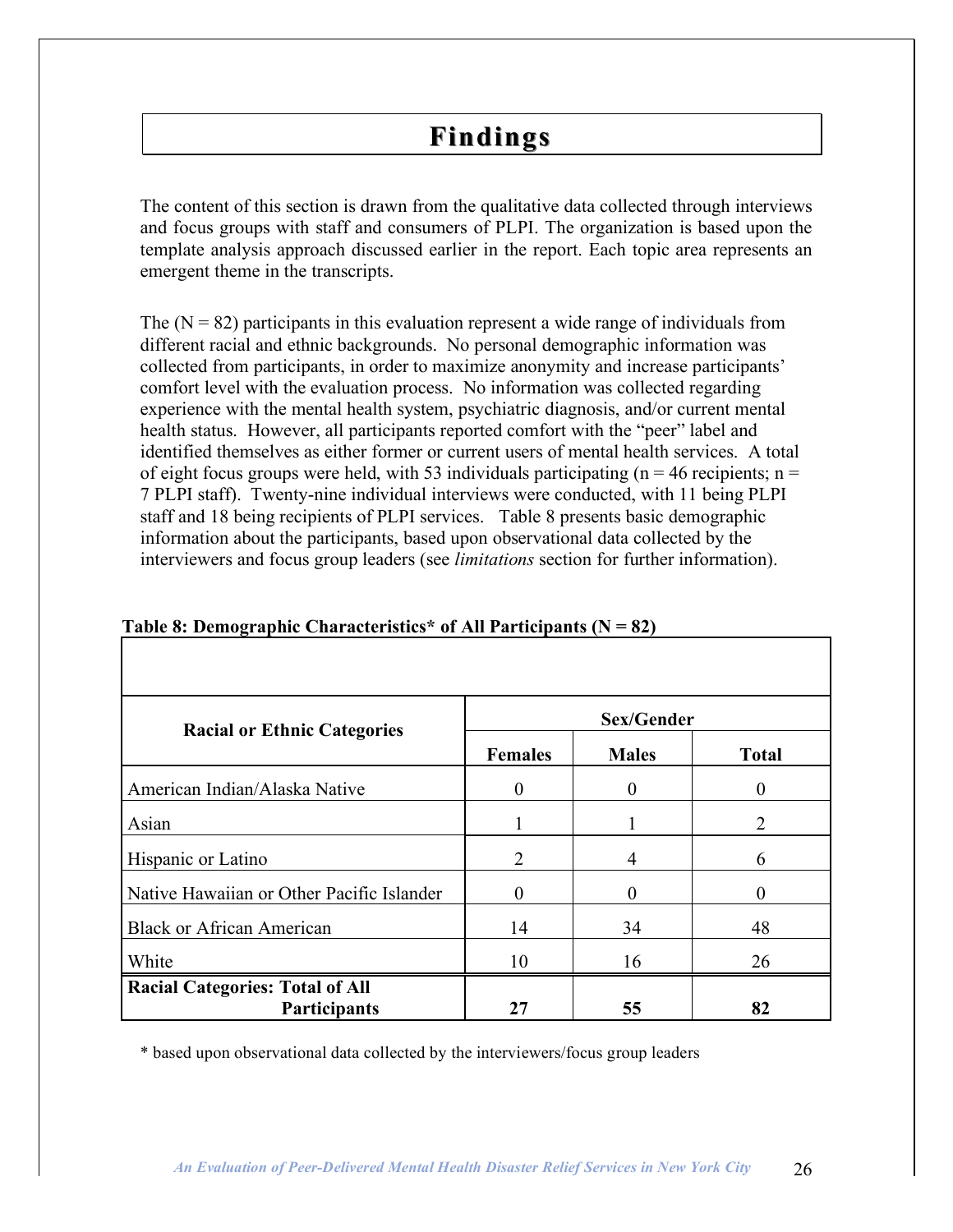# Findings

The content of this section is drawn from the qualitative data collected through interviews and focus groups with staff and consumers of PLPI. The organization is based upon the template analysis approach discussed earlier in the report. Each topic area represents an emergent theme in the transcripts.

The (N = 82) participants in this evaluation represent a wide range of individuals from different racial and ethnic backgrounds. No personal demographic information was collected from participants, in order to maximize anonymity and increase participants' comfort level with the evaluation process. No information was collected regarding experience with the mental health system, psychiatric diagnosis, and/or current mental health status. However, all participants reported comfort with the "peer" label and identified themselves as either former or current users of mental health services. A total of eight focus groups were held, with 53 individuals participating (n = 46 recipients; n = 7 PLPI staff). Twenty-nine individual interviews were conducted, with 11 being PLPI staff and 18 being recipients of PLPI services. Table 8 presents basic demographic information about the participants, based upon observational data collected by the interviewers and focus group leaders (see *limitations* section for further information).

**Table 8: Demographic Characteristics* of All Participants (N = 82)**

| Racial or Ethnic Categories | Sex/Gender | | |
|---|---|---|---|
| | **Females** | **Males** | **Total** |
| American Indian/Alaska Native | 0 | 0 | 0 |
| Asian | 1 | 1 | 2 |
| Hispanic or Latino | 2 | 4 | 6 |
| Native Hawaiian or Other Pacific Islander | 0 | 0 | 0 |
| Black or African American | 14 | 34 | 48 |
| White | 10 | 16 | 26 |
| **Racial Categories: Total of All Participants** | **27** | **55** | **82** |

\* based upon observational data collected by the interviewers/focus group leaders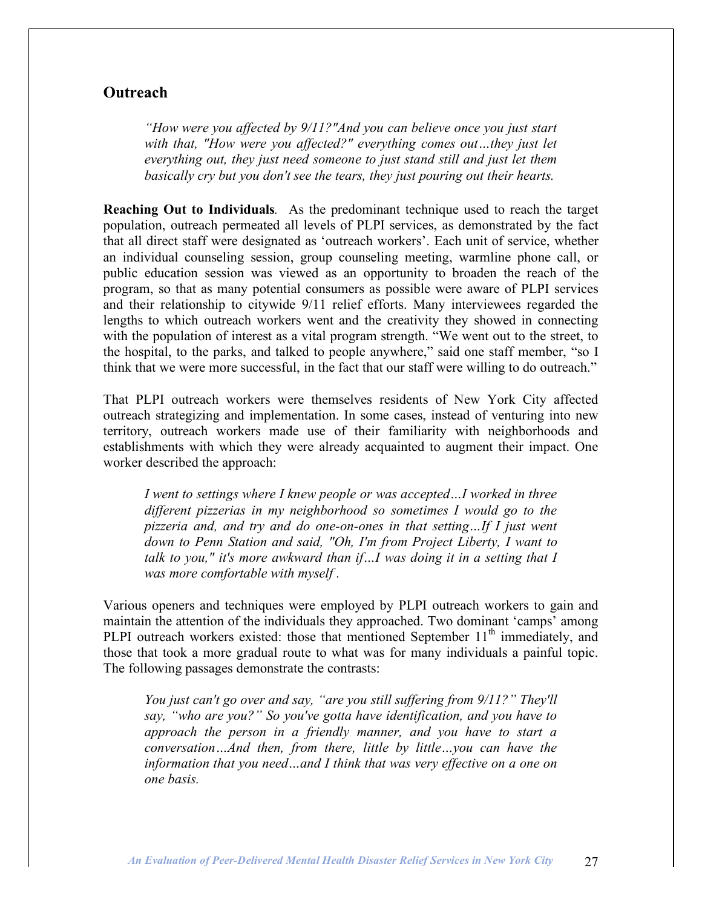## Outreach

> *"How were you affected by 9/11?"And you can believe once you just start with that, "How were you affected?" everything comes out…they just let everything out, they just need someone to just stand still and just let them basically cry but you don't see the tears, they just pouring out their hearts.*

**Reaching Out to Individuals***.* As the predominant technique used to reach the target population, outreach permeated all levels of PLPI services, as demonstrated by the fact that all direct staff were designated as 'outreach workers'. Each unit of service, whether an individual counseling session, group counseling meeting, warmline phone call, or public education session was viewed as an opportunity to broaden the reach of the program, so that as many potential consumers as possible were aware of PLPI services and their relationship to citywide 9/11 relief efforts. Many interviewees regarded the lengths to which outreach workers went and the creativity they showed in connecting with the population of interest as a vital program strength. "We went out to the street, to the hospital, to the parks, and talked to people anywhere," said one staff member, "so I think that we were more successful, in the fact that our staff were willing to do outreach."

That PLPI outreach workers were themselves residents of New York City affected outreach strategizing and implementation. In some cases, instead of venturing into new territory, outreach workers made use of their familiarity with neighborhoods and establishments with which they were already acquainted to augment their impact. One worker described the approach:

> *I went to settings where I knew people or was accepted…I worked in three different pizzerias in my neighborhood so sometimes I would go to the pizzeria and, and try and do one-on-ones in that setting…If I just went down to Penn Station and said, "Oh, I'm from Project Liberty, I want to talk to you," it's more awkward than if…I was doing it in a setting that I was more comfortable with myself .*

Various openers and techniques were employed by PLPI outreach workers to gain and maintain the attention of the individuals they approached. Two dominant 'camps' among PLPI outreach workers existed: those that mentioned September 11th immediately, and those that took a more gradual route to what was for many individuals a painful topic. The following passages demonstrate the contrasts:

> *You just can't go over and say, "are you still suffering from 9/11?" They'll say, "who are you?" So you've gotta have identification, and you have to approach the person in a friendly manner, and you have to start a conversation…And then, from there, little by little…you can have the information that you need…and I think that was very effective on a one on one basis.*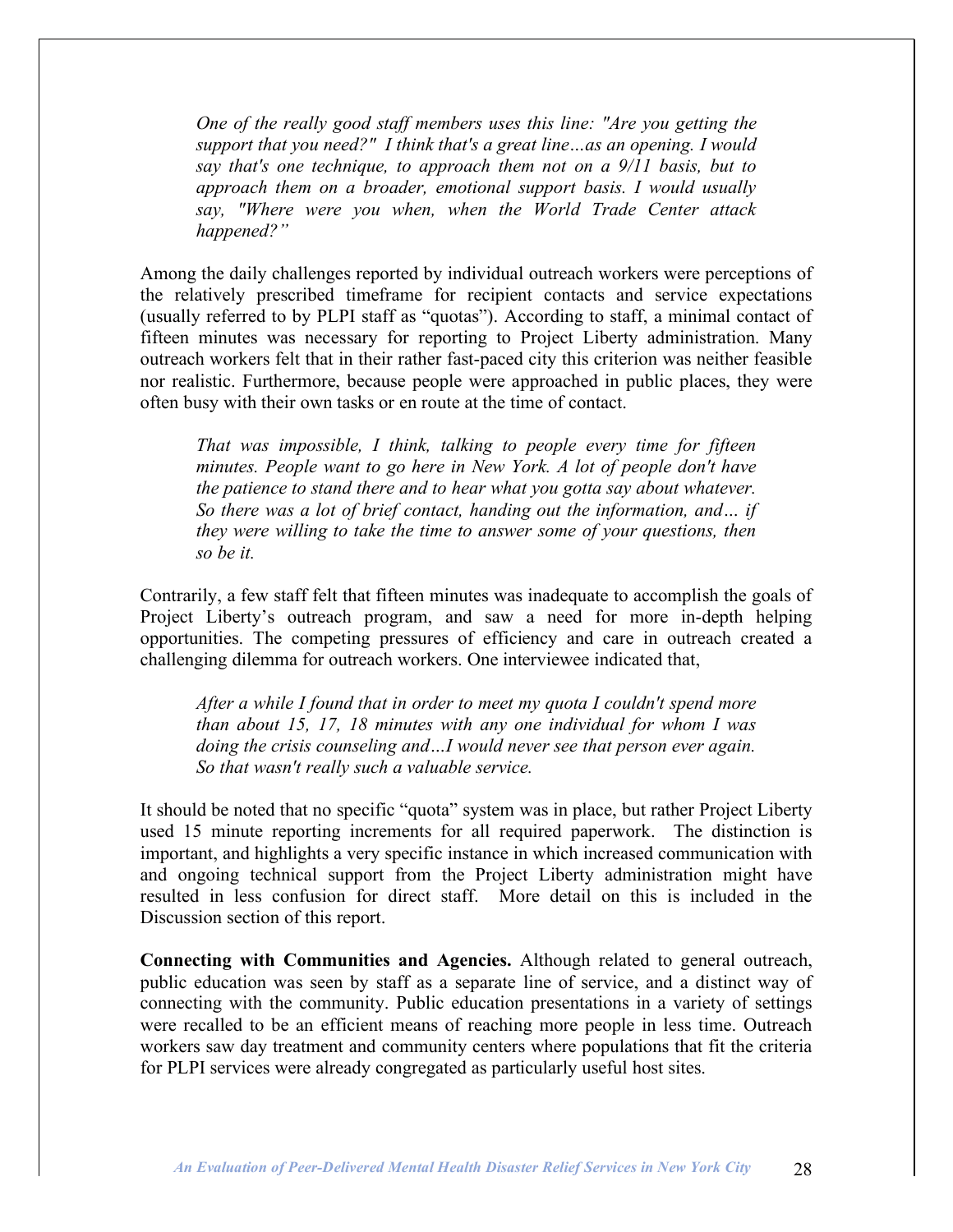> *One of the really good staff members uses this line: "Are you getting the support that you need?" I think that's a great line…as an opening. I would say that's one technique, to approach them not on a 9/11 basis, but to approach them on a broader, emotional support basis. I would usually say, "Where were you when, when the World Trade Center attack happened?"*

Among the daily challenges reported by individual outreach workers were perceptions of the relatively prescribed timeframe for recipient contacts and service expectations (usually referred to by PLPI staff as "quotas"). According to staff, a minimal contact of fifteen minutes was necessary for reporting to Project Liberty administration. Many outreach workers felt that in their rather fast-paced city this criterion was neither feasible nor realistic. Furthermore, because people were approached in public places, they were often busy with their own tasks or en route at the time of contact.

> *That was impossible, I think, talking to people every time for fifteen minutes. People want to go here in New York. A lot of people don't have the patience to stand there and to hear what you gotta say about whatever. So there was a lot of brief contact, handing out the information, and… if they were willing to take the time to answer some of your questions, then so be it.*

Contrarily, a few staff felt that fifteen minutes was inadequate to accomplish the goals of Project Liberty's outreach program, and saw a need for more in-depth helping opportunities. The competing pressures of efficiency and care in outreach created a challenging dilemma for outreach workers. One interviewee indicated that,

> *After a while I found that in order to meet my quota I couldn't spend more than about 15, 17, 18 minutes with any one individual for whom I was doing the crisis counseling and…I would never see that person ever again. So that wasn't really such a valuable service.*

It should be noted that no specific "quota" system was in place, but rather Project Liberty used 15 minute reporting increments for all required paperwork. The distinction is important, and highlights a very specific instance in which increased communication with and ongoing technical support from the Project Liberty administration might have resulted in less confusion for direct staff. More detail on this is included in the Discussion section of this report.

**Connecting with Communities and Agencies.** Although related to general outreach, public education was seen by staff as a separate line of service, and a distinct way of connecting with the community. Public education presentations in a variety of settings were recalled to be an efficient means of reaching more people in less time. Outreach workers saw day treatment and community centers where populations that fit the criteria for PLPI services were already congregated as particularly useful host sites.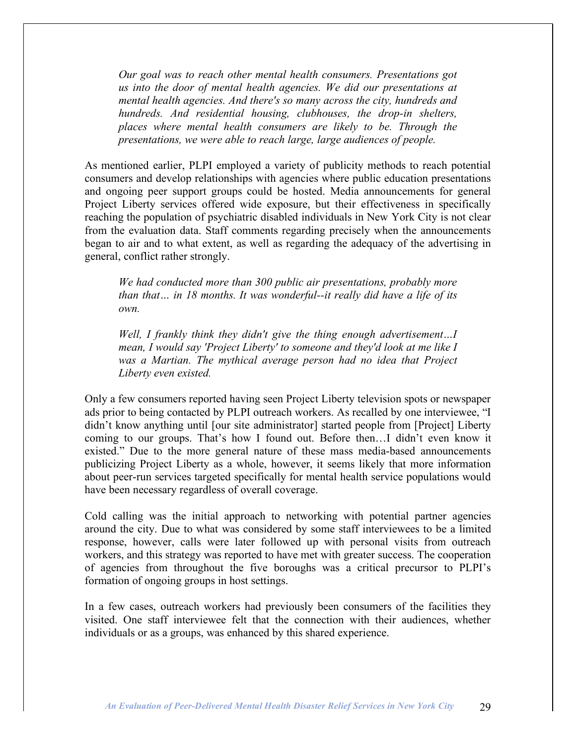> *Our goal was to reach other mental health consumers. Presentations got us into the door of mental health agencies. We did our presentations at mental health agencies. And there's so many across the city, hundreds and hundreds. And residential housing, clubhouses, the drop-in shelters, places where mental health consumers are likely to be. Through the presentations, we were able to reach large, large audiences of people.*

As mentioned earlier, PLPI employed a variety of publicity methods to reach potential consumers and develop relationships with agencies where public education presentations and ongoing peer support groups could be hosted. Media announcements for general Project Liberty services offered wide exposure, but their effectiveness in specifically reaching the population of psychiatric disabled individuals in New York City is not clear from the evaluation data. Staff comments regarding precisely when the announcements began to air and to what extent, as well as regarding the adequacy of the advertising in general, conflict rather strongly.

> *We had conducted more than 300 public air presentations, probably more than that… in 18 months. It was wonderful--it really did have a life of its own.*

> *Well, I frankly think they didn't give the thing enough advertisement…I mean, I would say 'Project Liberty' to someone and they'd look at me like I was a Martian. The mythical average person had no idea that Project Liberty even existed.*

Only a few consumers reported having seen Project Liberty television spots or newspaper ads prior to being contacted by PLPI outreach workers. As recalled by one interviewee, "I didn't know anything until [our site administrator] started people from [Project] Liberty coming to our groups. That's how I found out. Before then…I didn't even know it existed." Due to the more general nature of these mass media-based announcements publicizing Project Liberty as a whole, however, it seems likely that more information about peer-run services targeted specifically for mental health service populations would have been necessary regardless of overall coverage.

Cold calling was the initial approach to networking with potential partner agencies around the city. Due to what was considered by some staff interviewees to be a limited response, however, calls were later followed up with personal visits from outreach workers, and this strategy was reported to have met with greater success. The cooperation of agencies from throughout the five boroughs was a critical precursor to PLPI's formation of ongoing groups in host settings.

In a few cases, outreach workers had previously been consumers of the facilities they visited. One staff interviewee felt that the connection with their audiences, whether individuals or as a groups, was enhanced by this shared experience.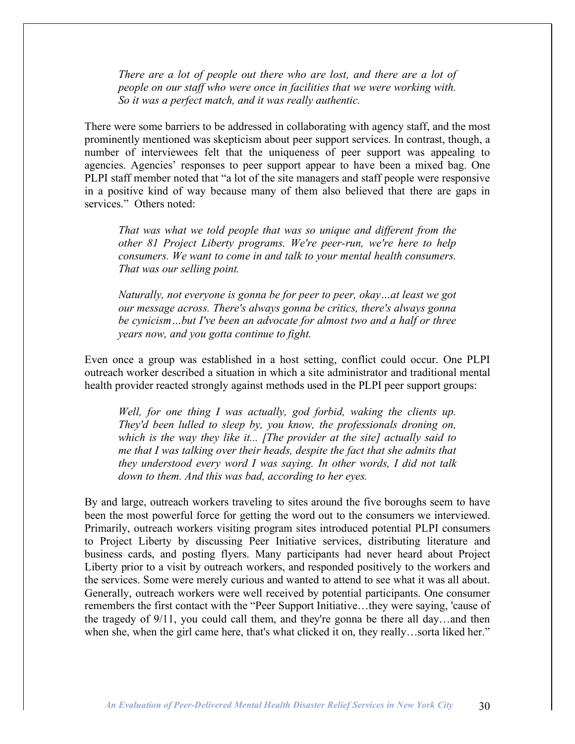> *There are a lot of people out there who are lost, and there are a lot of people on our staff who were once in facilities that we were working with. So it was a perfect match, and it was really authentic.*

There were some barriers to be addressed in collaborating with agency staff, and the most prominently mentioned was skepticism about peer support services. In contrast, though, a number of interviewees felt that the uniqueness of peer support was appealing to agencies. Agencies' responses to peer support appear to have been a mixed bag. One PLPI staff member noted that "a lot of the site managers and staff people were responsive in a positive kind of way because many of them also believed that there are gaps in services." Others noted:

> *That was what we told people that was so unique and different from the other 81 Project Liberty programs. We're peer-run, we're here to help consumers. We want to come in and talk to your mental health consumers. That was our selling point.*

> *Naturally, not everyone is gonna be for peer to peer, okay…at least we got our message across. There's always gonna be critics, there's always gonna be cynicism…but I've been an advocate for almost two and a half or three years now, and you gotta continue to fight.*

Even once a group was established in a host setting, conflict could occur. One PLPI outreach worker described a situation in which a site administrator and traditional mental health provider reacted strongly against methods used in the PLPI peer support groups:

> *Well, for one thing I was actually, god forbid, waking the clients up. They'd been lulled to sleep by, you know, the professionals droning on, which is the way they like it... [The provider at the site] actually said to me that I was talking over their heads, despite the fact that she admits that they understood every word I was saying. In other words, I did not talk down to them. And this was bad, according to her eyes.*

By and large, outreach workers traveling to sites around the five boroughs seem to have been the most powerful force for getting the word out to the consumers we interviewed. Primarily, outreach workers visiting program sites introduced potential PLPI consumers to Project Liberty by discussing Peer Initiative services, distributing literature and business cards, and posting flyers. Many participants had never heard about Project Liberty prior to a visit by outreach workers, and responded positively to the workers and the services. Some were merely curious and wanted to attend to see what it was all about. Generally, outreach workers were well received by potential participants. One consumer remembers the first contact with the "Peer Support Initiative…they were saying, 'cause of the tragedy of 9/11, you could call them, and they're gonna be there all day…and then when she, when the girl came here, that's what clicked it on, they really…sorta liked her."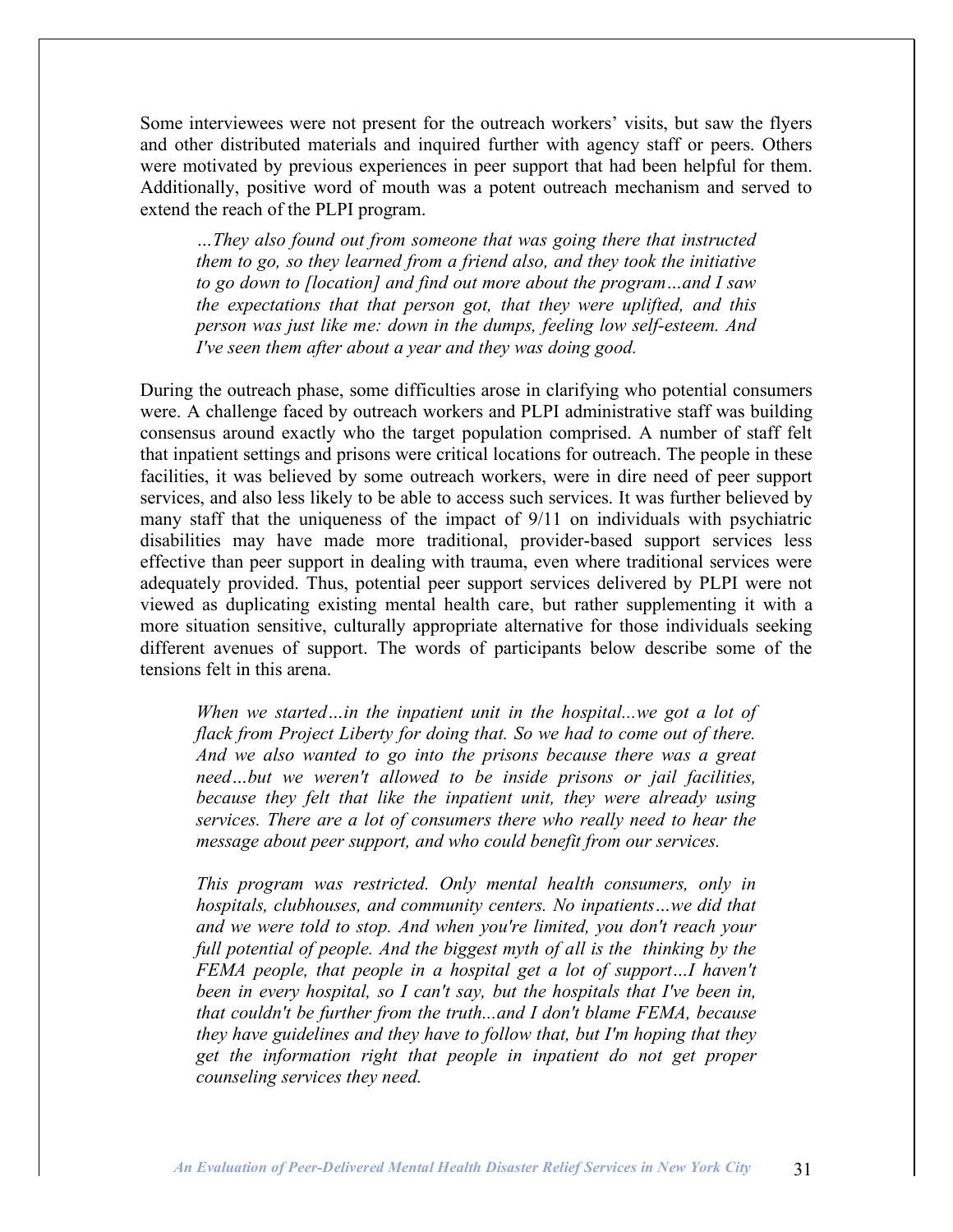Some interviewees were not present for the outreach workers' visits, but saw the flyers and other distributed materials and inquired further with agency staff or peers. Others were motivated by previous experiences in peer support that had been helpful for them. Additionally, positive word of mouth was a potent outreach mechanism and served to extend the reach of the PLPI program.

> *…They also found out from someone that was going there that instructed them to go, so they learned from a friend also, and they took the initiative to go down to [location] and find out more about the program…and I saw the expectations that that person got, that they were uplifted, and this person was just like me: down in the dumps, feeling low self-esteem. And I've seen them after about a year and they was doing good.*

During the outreach phase, some difficulties arose in clarifying who potential consumers were. A challenge faced by outreach workers and PLPI administrative staff was building consensus around exactly who the target population comprised. A number of staff felt that inpatient settings and prisons were critical locations for outreach. The people in these facilities, it was believed by some outreach workers, were in dire need of peer support services, and also less likely to be able to access such services. It was further believed by many staff that the uniqueness of the impact of 9/11 on individuals with psychiatric disabilities may have made more traditional, provider-based support services less effective than peer support in dealing with trauma, even where traditional services were adequately provided. Thus, potential peer support services delivered by PLPI were not viewed as duplicating existing mental health care, but rather supplementing it with a more situation sensitive, culturally appropriate alternative for those individuals seeking different avenues of support. The words of participants below describe some of the tensions felt in this arena.

> *When we started…in the inpatient unit in the hospital...we got a lot of flack from Project Liberty for doing that. So we had to come out of there. And we also wanted to go into the prisons because there was a great need…but we weren't allowed to be inside prisons or jail facilities, because they felt that like the inpatient unit, they were already using services. There are a lot of consumers there who really need to hear the message about peer support, and who could benefit from our services.*

> *This program was restricted. Only mental health consumers, only in hospitals, clubhouses, and community centers. No inpatients…we did that and we were told to stop. And when you're limited, you don't reach your full potential of people. And the biggest myth of all is the thinking by the FEMA people, that people in a hospital get a lot of support…I haven't been in every hospital, so I can't say, but the hospitals that I've been in, that couldn't be further from the truth...and I don't blame FEMA, because they have guidelines and they have to follow that, but I'm hoping that they get the information right that people in inpatient do not get proper counseling services they need.*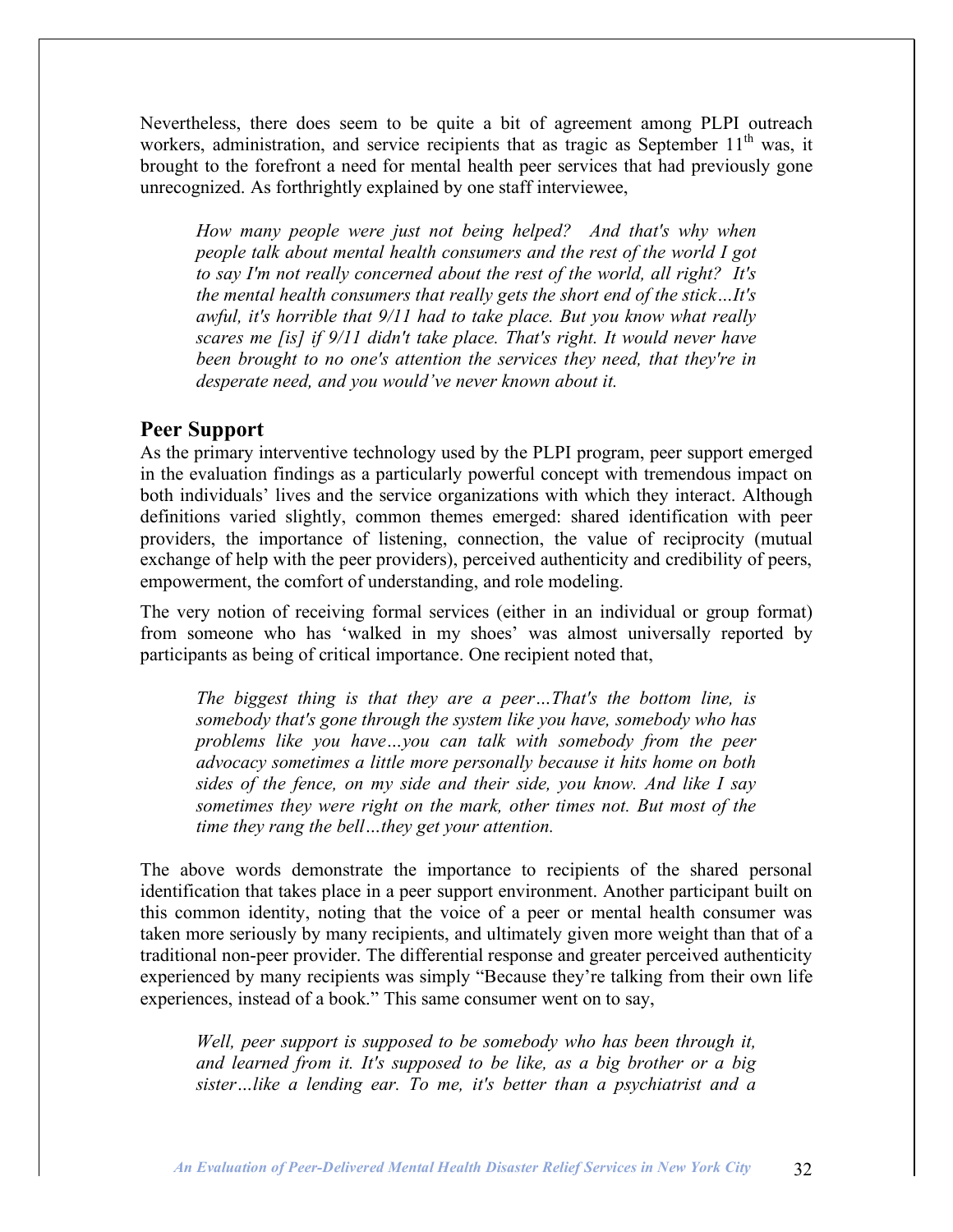Nevertheless, there does seem to be quite a bit of agreement among PLPI outreach workers, administration, and service recipients that as tragic as September 11th was, it brought to the forefront a need for mental health peer services that had previously gone unrecognized. As forthrightly explained by one staff interviewee,

> *How many people were just not being helped? And that's why when people talk about mental health consumers and the rest of the world I got to say I'm not really concerned about the rest of the world, all right? It's the mental health consumers that really gets the short end of the stick…It's awful, it's horrible that 9/11 had to take place. But you know what really scares me [is] if 9/11 didn't take place. That's right. It would never have been brought to no one's attention the services they need, that they're in desperate need, and you would've never known about it.*

## Peer Support

As the primary interventive technology used by the PLPI program, peer support emerged in the evaluation findings as a particularly powerful concept with tremendous impact on both individuals' lives and the service organizations with which they interact. Although definitions varied slightly, common themes emerged: shared identification with peer providers, the importance of listening, connection, the value of reciprocity (mutual exchange of help with the peer providers), perceived authenticity and credibility of peers, empowerment, the comfort of understanding, and role modeling.

The very notion of receiving formal services (either in an individual or group format) from someone who has 'walked in my shoes' was almost universally reported by participants as being of critical importance. One recipient noted that,

> *The biggest thing is that they are a peer…That's the bottom line, is somebody that's gone through the system like you have, somebody who has problems like you have…you can talk with somebody from the peer advocacy sometimes a little more personally because it hits home on both sides of the fence, on my side and their side, you know. And like I say sometimes they were right on the mark, other times not. But most of the time they rang the bell…they get your attention.*

The above words demonstrate the importance to recipients of the shared personal identification that takes place in a peer support environment. Another participant built on this common identity, noting that the voice of a peer or mental health consumer was taken more seriously by many recipients, and ultimately given more weight than that of a traditional non-peer provider. The differential response and greater perceived authenticity experienced by many recipients was simply "Because they're talking from their own life experiences, instead of a book." This same consumer went on to say,

> *Well, peer support is supposed to be somebody who has been through it, and learned from it. It's supposed to be like, as a big brother or a big sister…like a lending ear. To me, it's better than a psychiatrist and a*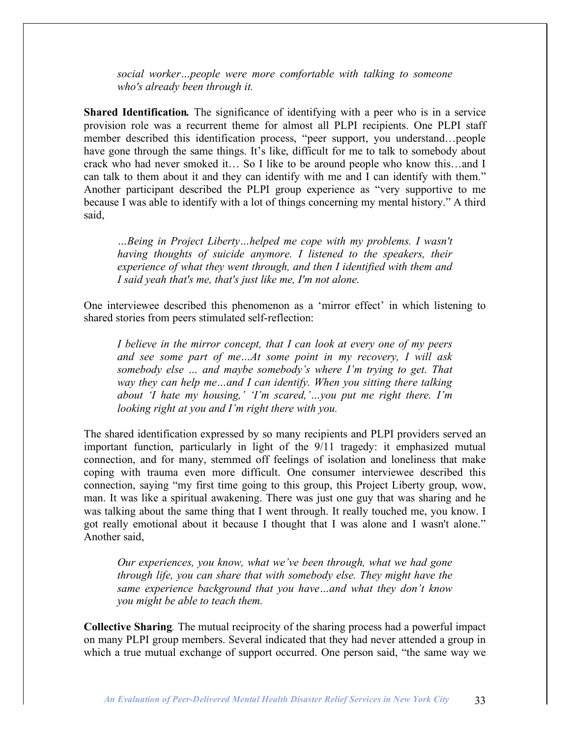> *social worker…people were more comfortable with talking to someone who's already been through it.*

**Shared Identification.** The significance of identifying with a peer who is in a service provision role was a recurrent theme for almost all PLPI recipients. One PLPI staff member described this identification process, "peer support, you understand…people have gone through the same things. It's like, difficult for me to talk to somebody about crack who had never smoked it… So I like to be around people who know this…and I can talk to them about it and they can identify with me and I can identify with them." Another participant described the PLPI group experience as "very supportive to me because I was able to identify with a lot of things concerning my mental history." A third said,

> *…Being in Project Liberty…helped me cope with my problems. I wasn't having thoughts of suicide anymore. I listened to the speakers, their experience of what they went through, and then I identified with them and I said yeah that's me, that's just like me, I'm not alone.*

One interviewee described this phenomenon as a 'mirror effect' in which listening to shared stories from peers stimulated self-reflection:

> *I believe in the mirror concept, that I can look at every one of my peers and see some part of me…At some point in my recovery, I will ask somebody else … and maybe somebody's where I'm trying to get. That way they can help me…and I can identify. When you sitting there talking about 'I hate my housing,' 'I'm scared,'…you put me right there. I'm looking right at you and I'm right there with you.*

The shared identification expressed by so many recipients and PLPI providers served an important function, particularly in light of the 9/11 tragedy: it emphasized mutual connection, and for many, stemmed off feelings of isolation and loneliness that make coping with trauma even more difficult. One consumer interviewee described this connection, saying "my first time going to this group, this Project Liberty group, wow, man. It was like a spiritual awakening. There was just one guy that was sharing and he was talking about the same thing that I went through. It really touched me, you know. I got really emotional about it because I thought that I was alone and I wasn't alone." Another said,

> *Our experiences, you know, what we've been through, what we had gone through life, you can share that with somebody else. They might have the same experience background that you have…and what they don't know you might be able to teach them.*

**Collective Sharing***.* The mutual reciprocity of the sharing process had a powerful impact on many PLPI group members. Several indicated that they had never attended a group in which a true mutual exchange of support occurred. One person said, "the same way we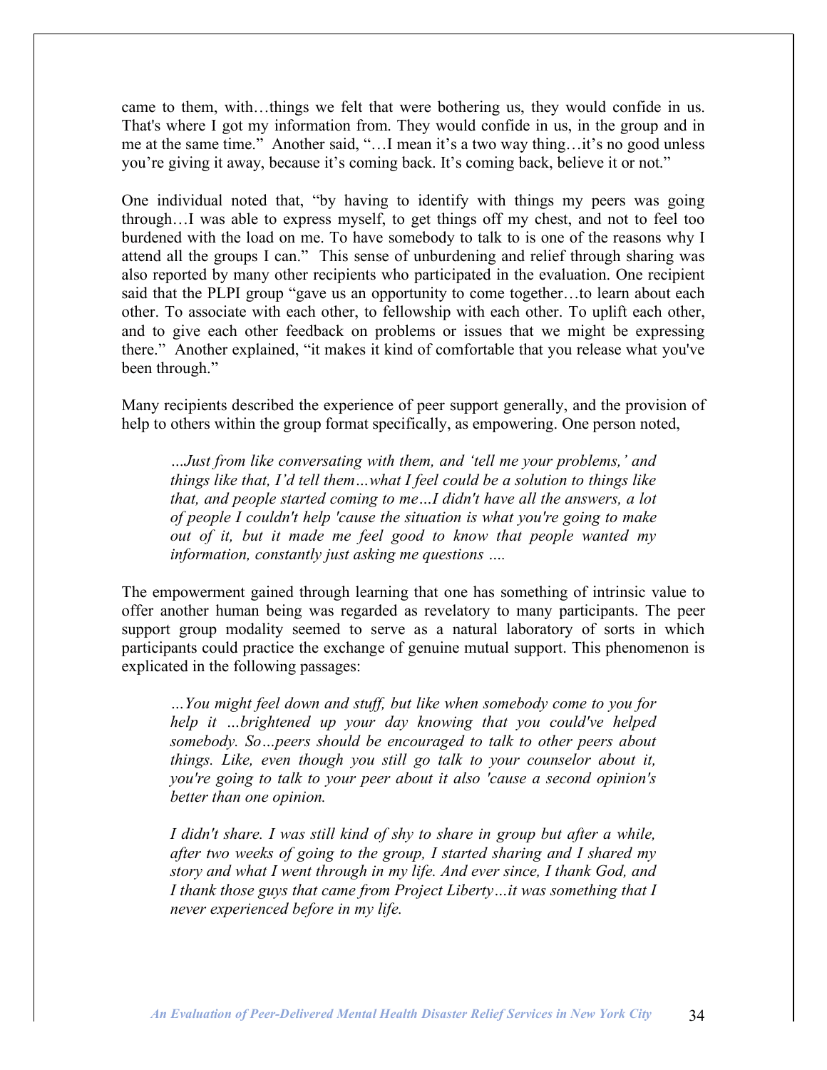came to them, with…things we felt that were bothering us, they would confide in us. That's where I got my information from. They would confide in us, in the group and in me at the same time." Another said, "…I mean it's a two way thing…it's no good unless you're giving it away, because it's coming back. It's coming back, believe it or not."

One individual noted that, "by having to identify with things my peers was going through…I was able to express myself, to get things off my chest, and not to feel too burdened with the load on me. To have somebody to talk to is one of the reasons why I attend all the groups I can." This sense of unburdening and relief through sharing was also reported by many other recipients who participated in the evaluation. One recipient said that the PLPI group "gave us an opportunity to come together…to learn about each other. To associate with each other, to fellowship with each other. To uplift each other, and to give each other feedback on problems or issues that we might be expressing there." Another explained, "it makes it kind of comfortable that you release what you've been through."

Many recipients described the experience of peer support generally, and the provision of help to others within the group format specifically, as empowering. One person noted,

> *…Just from like conversating with them, and 'tell me your problems,' and things like that, I'd tell them…what I feel could be a solution to things like that, and people started coming to me…I didn't have all the answers, a lot of people I couldn't help 'cause the situation is what you're going to make out of it, but it made me feel good to know that people wanted my information, constantly just asking me questions ….*

The empowerment gained through learning that one has something of intrinsic value to offer another human being was regarded as revelatory to many participants. The peer support group modality seemed to serve as a natural laboratory of sorts in which participants could practice the exchange of genuine mutual support. This phenomenon is explicated in the following passages:

> *…You might feel down and stuff, but like when somebody come to you for help it …brightened up your day knowing that you could've helped somebody. So…peers should be encouraged to talk to other peers about things. Like, even though you still go talk to your counselor about it, you're going to talk to your peer about it also 'cause a second opinion's better than one opinion.*

> *I didn't share. I was still kind of shy to share in group but after a while, after two weeks of going to the group, I started sharing and I shared my story and what I went through in my life. And ever since, I thank God, and I thank those guys that came from Project Liberty…it was something that I never experienced before in my life.*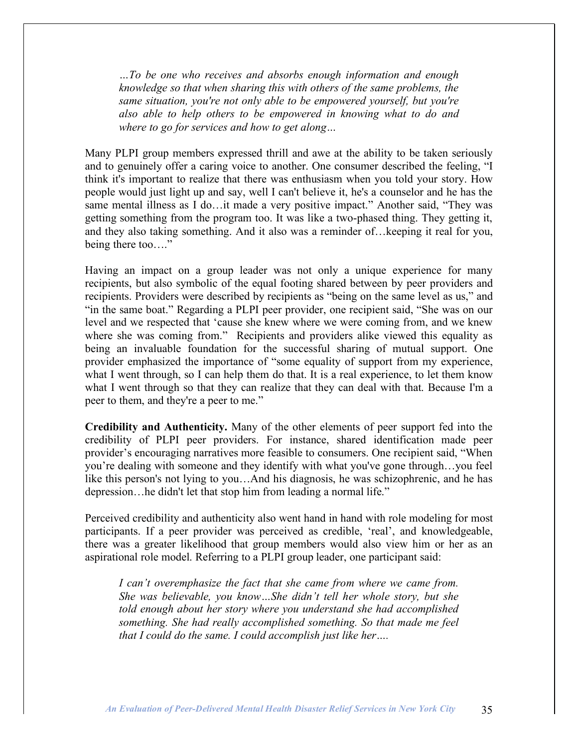> *…To be one who receives and absorbs enough information and enough knowledge so that when sharing this with others of the same problems, the same situation, you're not only able to be empowered yourself, but you're also able to help others to be empowered in knowing what to do and where to go for services and how to get along…*

Many PLPI group members expressed thrill and awe at the ability to be taken seriously and to genuinely offer a caring voice to another. One consumer described the feeling, "I think it's important to realize that there was enthusiasm when you told your story. How people would just light up and say, well I can't believe it, he's a counselor and he has the same mental illness as I do…it made a very positive impact." Another said, "They was getting something from the program too. It was like a two-phased thing. They getting it, and they also taking something. And it also was a reminder of…keeping it real for you, being there too…."

Having an impact on a group leader was not only a unique experience for many recipients, but also symbolic of the equal footing shared between by peer providers and recipients. Providers were described by recipients as "being on the same level as us," and "in the same boat." Regarding a PLPI peer provider, one recipient said, "She was on our level and we respected that 'cause she knew where we were coming from, and we knew where she was coming from." Recipients and providers alike viewed this equality as being an invaluable foundation for the successful sharing of mutual support. One provider emphasized the importance of "some equality of support from my experience, what I went through, so I can help them do that. It is a real experience, to let them know what I went through so that they can realize that they can deal with that. Because I'm a peer to them, and they're a peer to me."

**Credibility and Authenticity.** Many of the other elements of peer support fed into the credibility of PLPI peer providers. For instance, shared identification made peer provider's encouraging narratives more feasible to consumers. One recipient said, "When you're dealing with someone and they identify with what you've gone through…you feel like this person's not lying to you…And his diagnosis, he was schizophrenic, and he has depression…he didn't let that stop him from leading a normal life."

Perceived credibility and authenticity also went hand in hand with role modeling for most participants. If a peer provider was perceived as credible, 'real', and knowledgeable, there was a greater likelihood that group members would also view him or her as an aspirational role model. Referring to a PLPI group leader, one participant said:

> *I can't overemphasize the fact that she came from where we came from. She was believable, you know…She didn't tell her whole story, but she told enough about her story where you understand she had accomplished something. She had really accomplished something. So that made me feel that I could do the same. I could accomplish just like her….*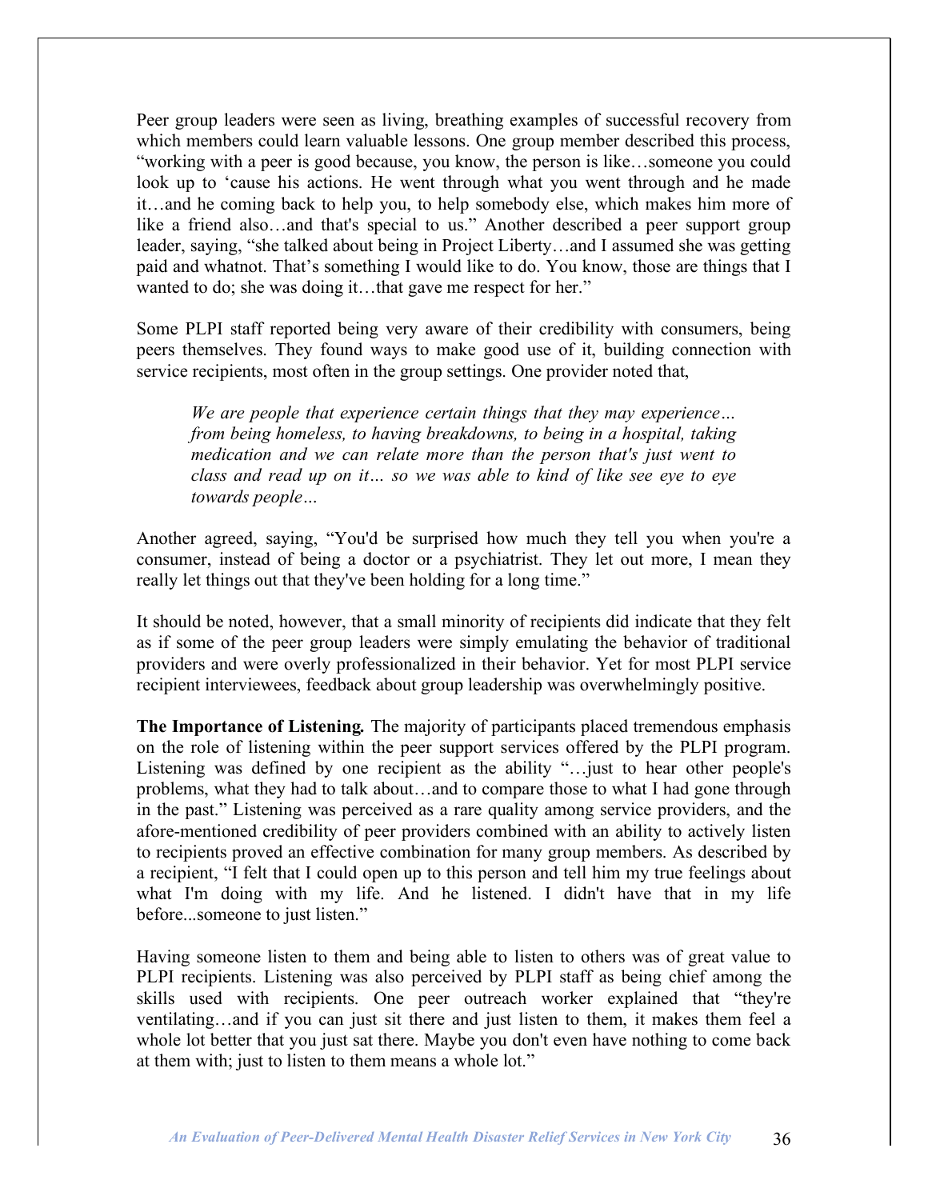Peer group leaders were seen as living, breathing examples of successful recovery from which members could learn valuable lessons. One group member described this process, "working with a peer is good because, you know, the person is like…someone you could look up to 'cause his actions. He went through what you went through and he made it…and he coming back to help you, to help somebody else, which makes him more of like a friend also…and that's special to us." Another described a peer support group leader, saying, "she talked about being in Project Liberty…and I assumed she was getting paid and whatnot. That's something I would like to do. You know, those are things that I wanted to do; she was doing it…that gave me respect for her."

Some PLPI staff reported being very aware of their credibility with consumers, being peers themselves. They found ways to make good use of it, building connection with service recipients, most often in the group settings. One provider noted that,

> *We are people that experience certain things that they may experience… from being homeless, to having breakdowns, to being in a hospital, taking medication and we can relate more than the person that's just went to class and read up on it… so we was able to kind of like see eye to eye towards people…*

Another agreed, saying, "You'd be surprised how much they tell you when you're a consumer, instead of being a doctor or a psychiatrist. They let out more, I mean they really let things out that they've been holding for a long time."

It should be noted, however, that a small minority of recipients did indicate that they felt as if some of the peer group leaders were simply emulating the behavior of traditional providers and were overly professionalized in their behavior. Yet for most PLPI service recipient interviewees, feedback about group leadership was overwhelmingly positive.

**The Importance of Listening.** The majority of participants placed tremendous emphasis on the role of listening within the peer support services offered by the PLPI program. Listening was defined by one recipient as the ability "…just to hear other people's problems, what they had to talk about…and to compare those to what I had gone through in the past." Listening was perceived as a rare quality among service providers, and the afore-mentioned credibility of peer providers combined with an ability to actively listen to recipients proved an effective combination for many group members. As described by a recipient, "I felt that I could open up to this person and tell him my true feelings about what I'm doing with my life. And he listened. I didn't have that in my life before...someone to just listen."

Having someone listen to them and being able to listen to others was of great value to PLPI recipients. Listening was also perceived by PLPI staff as being chief among the skills used with recipients. One peer outreach worker explained that "they're ventilating…and if you can just sit there and just listen to them, it makes them feel a whole lot better that you just sat there. Maybe you don't even have nothing to come back at them with; just to listen to them means a whole lot."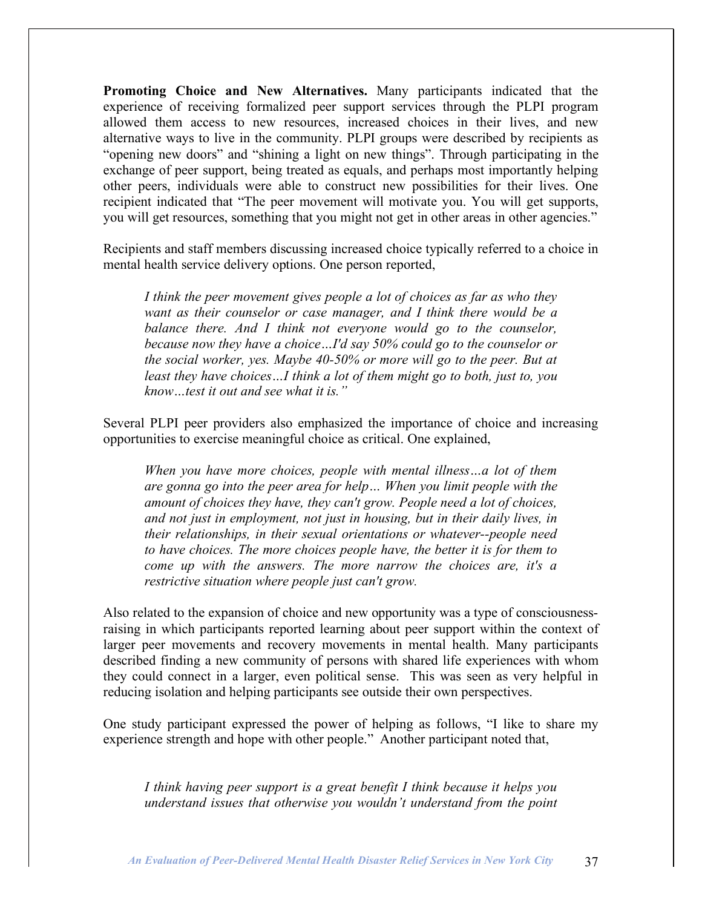**Promoting Choice and New Alternatives.** Many participants indicated that the experience of receiving formalized peer support services through the PLPI program allowed them access to new resources, increased choices in their lives, and new alternative ways to live in the community. PLPI groups were described by recipients as "opening new doors" and "shining a light on new things". Through participating in the exchange of peer support, being treated as equals, and perhaps most importantly helping other peers, individuals were able to construct new possibilities for their lives. One recipient indicated that "The peer movement will motivate you. You will get supports, you will get resources, something that you might not get in other areas in other agencies."

Recipients and staff members discussing increased choice typically referred to a choice in mental health service delivery options. One person reported,

> *I think the peer movement gives people a lot of choices as far as who they want as their counselor or case manager, and I think there would be a balance there. And I think not everyone would go to the counselor, because now they have a choice…I'd say 50% could go to the counselor or the social worker, yes. Maybe 40-50% or more will go to the peer. But at least they have choices…I think a lot of them might go to both, just to, you know…test it out and see what it is."*

Several PLPI peer providers also emphasized the importance of choice and increasing opportunities to exercise meaningful choice as critical. One explained,

> *When you have more choices, people with mental illness…a lot of them are gonna go into the peer area for help… When you limit people with the amount of choices they have, they can't grow. People need a lot of choices, and not just in employment, not just in housing, but in their daily lives, in their relationships, in their sexual orientations or whatever--people need to have choices. The more choices people have, the better it is for them to come up with the answers. The more narrow the choices are, it's a restrictive situation where people just can't grow.*

Also related to the expansion of choice and new opportunity was a type of consciousness-raising in which participants reported learning about peer support within the context of larger peer movements and recovery movements in mental health. Many participants described finding a new community of persons with shared life experiences with whom they could connect in a larger, even political sense. This was seen as very helpful in reducing isolation and helping participants see outside their own perspectives.

One study participant expressed the power of helping as follows, "I like to share my experience strength and hope with other people." Another participant noted that,

> *I think having peer support is a great benefit I think because it helps you understand issues that otherwise you wouldn't understand from the point*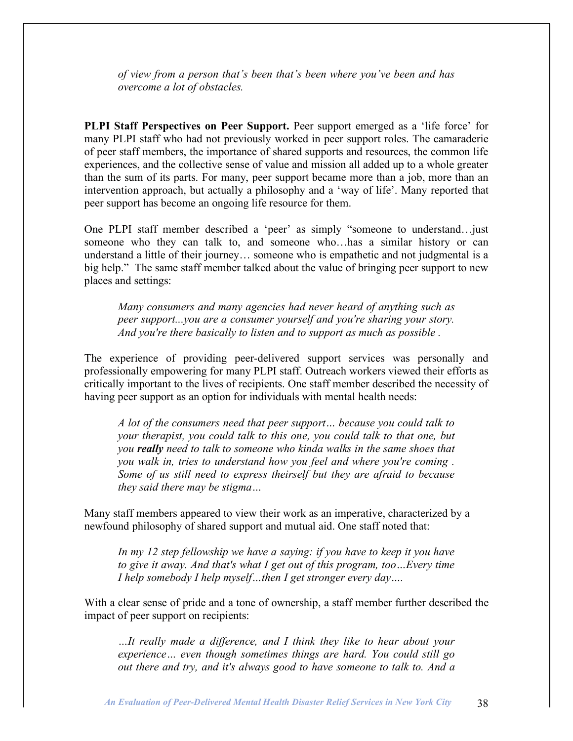> *of view from a person that's been that's been where you've been and has overcome a lot of obstacles.*

**PLPI Staff Perspectives on Peer Support.** Peer support emerged as a 'life force' for many PLPI staff who had not previously worked in peer support roles. The camaraderie of peer staff members, the importance of shared supports and resources, the common life experiences, and the collective sense of value and mission all added up to a whole greater than the sum of its parts. For many, peer support became more than a job, more than an intervention approach, but actually a philosophy and a 'way of life'. Many reported that peer support has become an ongoing life resource for them.

One PLPI staff member described a 'peer' as simply "someone to understand…just someone who they can talk to, and someone who…has a similar history or can understand a little of their journey… someone who is empathetic and not judgmental is a big help." The same staff member talked about the value of bringing peer support to new places and settings:

> *Many consumers and many agencies had never heard of anything such as peer support...you are a consumer yourself and you're sharing your story. And you're there basically to listen and to support as much as possible .*

The experience of providing peer-delivered support services was personally and professionally empowering for many PLPI staff. Outreach workers viewed their efforts as critically important to the lives of recipients. One staff member described the necessity of having peer support as an option for individuals with mental health needs:

> *A lot of the consumers need that peer support… because you could talk to your therapist, you could talk to this one, you could talk to that one, but you **really** need to talk to someone who kinda walks in the same shoes that you walk in, tries to understand how you feel and where you're coming . Some of us still need to express theirself but they are afraid to because they said there may be stigma…*

Many staff members appeared to view their work as an imperative, characterized by a newfound philosophy of shared support and mutual aid. One staff noted that:

> *In my 12 step fellowship we have a saying: if you have to keep it you have to give it away. And that's what I get out of this program, too…Every time I help somebody I help myself…then I get stronger every day….*

With a clear sense of pride and a tone of ownership, a staff member further described the impact of peer support on recipients:

> *…It really made a difference, and I think they like to hear about your experience… even though sometimes things are hard. You could still go out there and try, and it's always good to have someone to talk to. And a*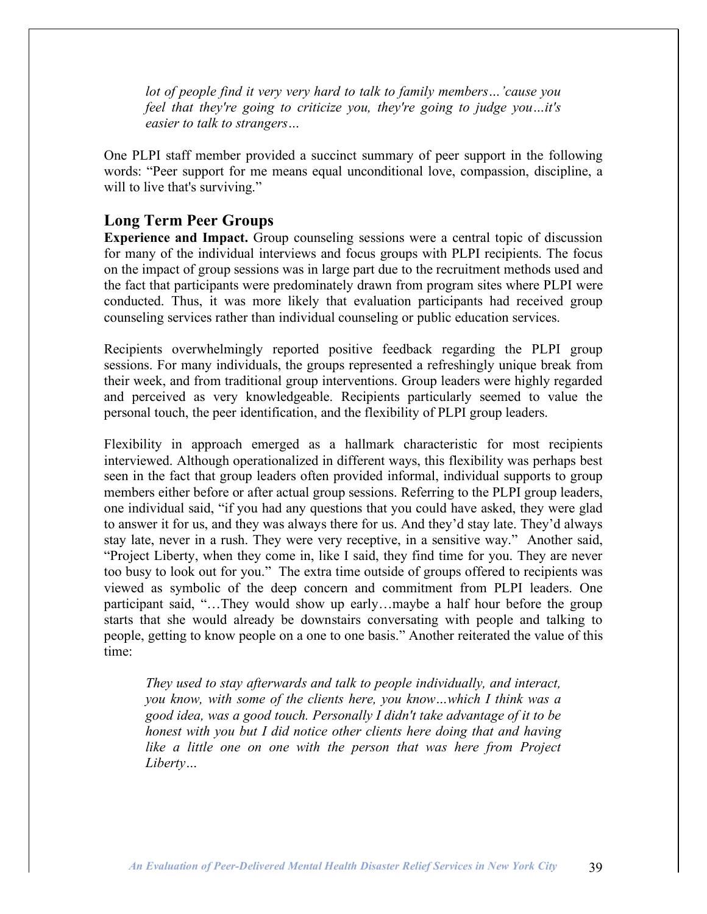*lot of people find it very very hard to talk to family members…'cause you feel that they're going to criticize you, they're going to judge you…it's easier to talk to strangers…*

One PLPI staff member provided a succinct summary of peer support in the following words: "Peer support for me means equal unconditional love, compassion, discipline, a will to live that's surviving."

## Long Term Peer Groups

**Experience and Impact.** Group counseling sessions were a central topic of discussion for many of the individual interviews and focus groups with PLPI recipients. The focus on the impact of group sessions was in large part due to the recruitment methods used and the fact that participants were predominately drawn from program sites where PLPI were conducted. Thus, it was more likely that evaluation participants had received group counseling services rather than individual counseling or public education services.

Recipients overwhelmingly reported positive feedback regarding the PLPI group sessions. For many individuals, the groups represented a refreshingly unique break from their week, and from traditional group interventions. Group leaders were highly regarded and perceived as very knowledgeable. Recipients particularly seemed to value the personal touch, the peer identification, and the flexibility of PLPI group leaders.

Flexibility in approach emerged as a hallmark characteristic for most recipients interviewed. Although operationalized in different ways, this flexibility was perhaps best seen in the fact that group leaders often provided informal, individual supports to group members either before or after actual group sessions. Referring to the PLPI group leaders, one individual said, "if you had any questions that you could have asked, they were glad to answer it for us, and they was always there for us. And they'd stay late. They'd always stay late, never in a rush. They were very receptive, in a sensitive way." Another said, "Project Liberty, when they come in, like I said, they find time for you. They are never too busy to look out for you." The extra time outside of groups offered to recipients was viewed as symbolic of the deep concern and commitment from PLPI leaders. One participant said, "…They would show up early…maybe a half hour before the group starts that she would already be downstairs conversating with people and talking to people, getting to know people on a one to one basis." Another reiterated the value of this time:

*They used to stay afterwards and talk to people individually, and interact, you know, with some of the clients here, you know…which I think was a good idea, was a good touch. Personally I didn't take advantage of it to be honest with you but I did notice other clients here doing that and having like a little one on one with the person that was here from Project Liberty…*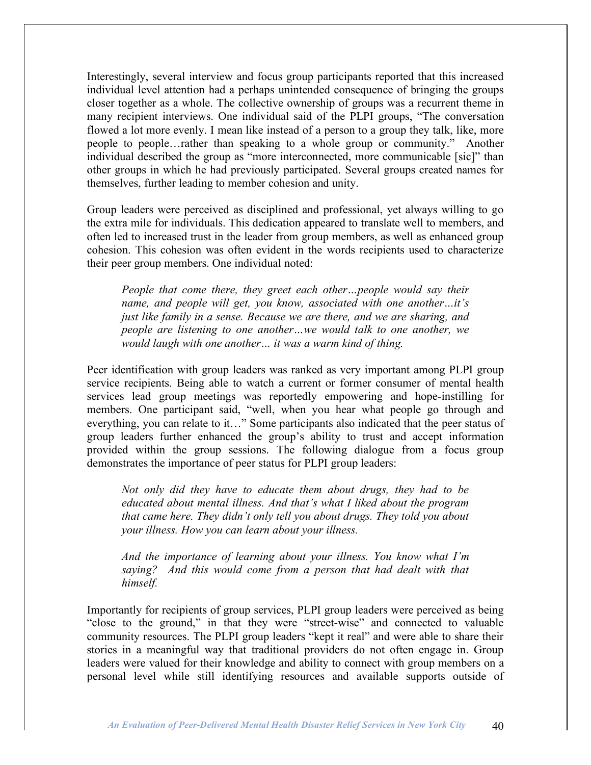Interestingly, several interview and focus group participants reported that this increased individual level attention had a perhaps unintended consequence of bringing the groups closer together as a whole. The collective ownership of groups was a recurrent theme in many recipient interviews. One individual said of the PLPI groups, "The conversation flowed a lot more evenly. I mean like instead of a person to a group they talk, like, more people to people…rather than speaking to a whole group or community." Another individual described the group as "more interconnected, more communicable [sic]" than other groups in which he had previously participated. Several groups created names for themselves, further leading to member cohesion and unity.

Group leaders were perceived as disciplined and professional, yet always willing to go the extra mile for individuals. This dedication appeared to translate well to members, and often led to increased trust in the leader from group members, as well as enhanced group cohesion. This cohesion was often evident in the words recipients used to characterize their peer group members. One individual noted:

> *People that come there, they greet each other…people would say their name, and people will get, you know, associated with one another…it's just like family in a sense. Because we are there, and we are sharing, and people are listening to one another…we would talk to one another, we would laugh with one another… it was a warm kind of thing.*

Peer identification with group leaders was ranked as very important among PLPI group service recipients. Being able to watch a current or former consumer of mental health services lead group meetings was reportedly empowering and hope-instilling for members. One participant said, "well, when you hear what people go through and everything, you can relate to it…" Some participants also indicated that the peer status of group leaders further enhanced the group's ability to trust and accept information provided within the group sessions. The following dialogue from a focus group demonstrates the importance of peer status for PLPI group leaders:

> *Not only did they have to educate them about drugs, they had to be educated about mental illness. And that's what I liked about the program that came here. They didn't only tell you about drugs. They told you about your illness. How you can learn about your illness.*
>
> *And the importance of learning about your illness. You know what I'm saying? And this would come from a person that had dealt with that himself.*

Importantly for recipients of group services, PLPI group leaders were perceived as being "close to the ground," in that they were "street-wise" and connected to valuable community resources. The PLPI group leaders "kept it real" and were able to share their stories in a meaningful way that traditional providers do not often engage in. Group leaders were valued for their knowledge and ability to connect with group members on a personal level while still identifying resources and available supports outside of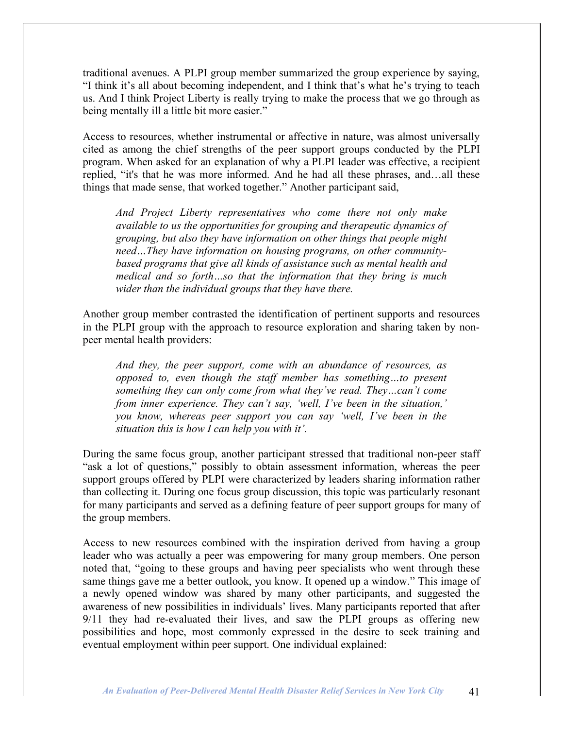traditional avenues. A PLPI group member summarized the group experience by saying, "I think it's all about becoming independent, and I think that's what he's trying to teach us. And I think Project Liberty is really trying to make the process that we go through as being mentally ill a little bit more easier."

Access to resources, whether instrumental or affective in nature, was almost universally cited as among the chief strengths of the peer support groups conducted by the PLPI program. When asked for an explanation of why a PLPI leader was effective, a recipient replied, "it's that he was more informed. And he had all these phrases, and…all these things that made sense, that worked together." Another participant said,

> *And Project Liberty representatives who come there not only make available to us the opportunities for grouping and therapeutic dynamics of grouping, but also they have information on other things that people might need…They have information on housing programs, on other community-based programs that give all kinds of assistance such as mental health and medical and so forth…so that the information that they bring is much wider than the individual groups that they have there.*

Another group member contrasted the identification of pertinent supports and resources in the PLPI group with the approach to resource exploration and sharing taken by non-peer mental health providers:

> *And they, the peer support, come with an abundance of resources, as opposed to, even though the staff member has something…to present something they can only come from what they've read. They…can't come from inner experience. They can't say, 'well, I've been in the situation,' you know, whereas peer support you can say 'well, I've been in the situation this is how I can help you with it'.*

During the same focus group, another participant stressed that traditional non-peer staff "ask a lot of questions," possibly to obtain assessment information, whereas the peer support groups offered by PLPI were characterized by leaders sharing information rather than collecting it. During one focus group discussion, this topic was particularly resonant for many participants and served as a defining feature of peer support groups for many of the group members.

Access to new resources combined with the inspiration derived from having a group leader who was actually a peer was empowering for many group members. One person noted that, "going to these groups and having peer specialists who went through these same things gave me a better outlook, you know. It opened up a window." This image of a newly opened window was shared by many other participants, and suggested the awareness of new possibilities in individuals' lives. Many participants reported that after 9/11 they had re-evaluated their lives, and saw the PLPI groups as offering new possibilities and hope, most commonly expressed in the desire to seek training and eventual employment within peer support. One individual explained: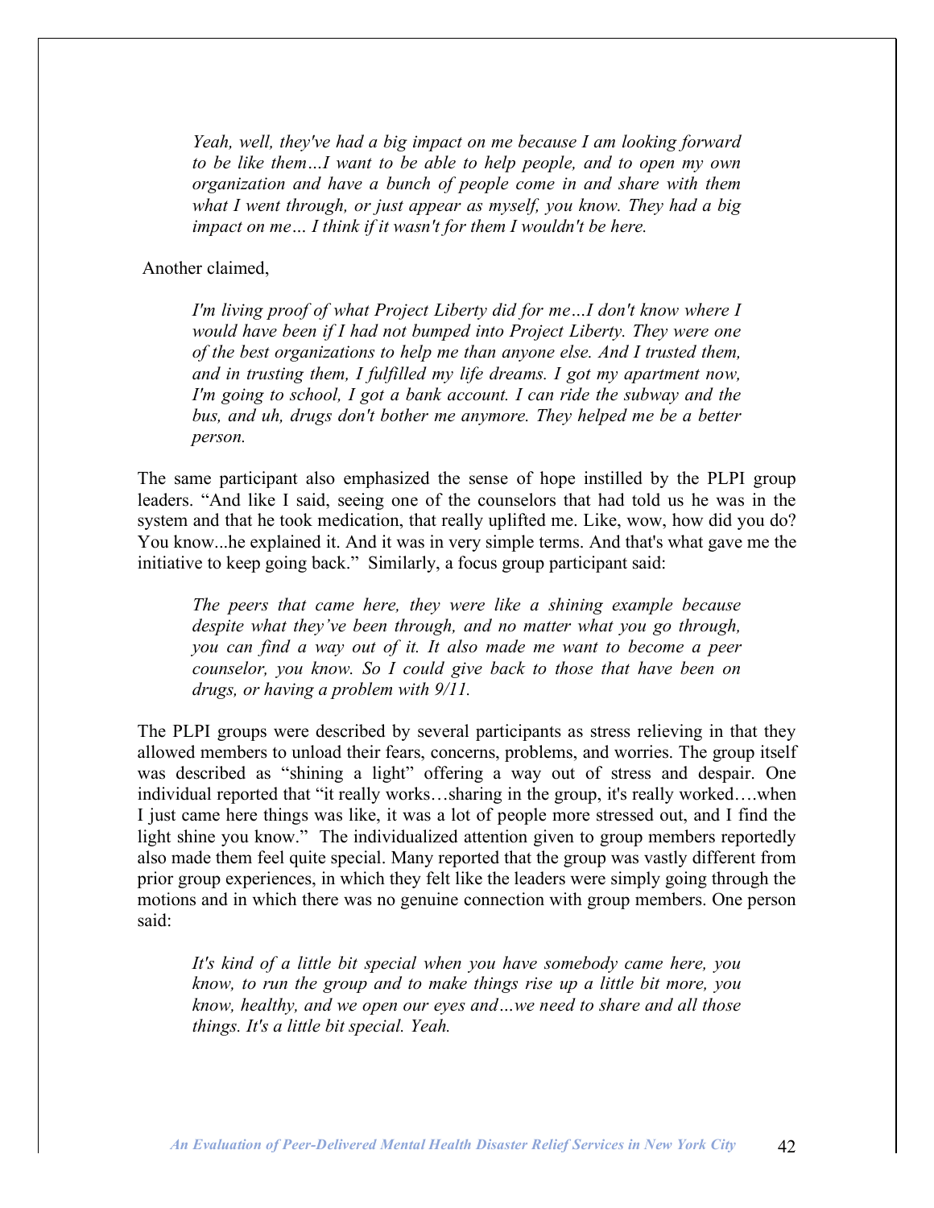> *Yeah, well, they've had a big impact on me because I am looking forward to be like them…I want to be able to help people, and to open my own organization and have a bunch of people come in and share with them what I went through, or just appear as myself, you know. They had a big impact on me… I think if it wasn't for them I wouldn't be here.*

Another claimed,

> *I'm living proof of what Project Liberty did for me…I don't know where I would have been if I had not bumped into Project Liberty. They were one of the best organizations to help me than anyone else. And I trusted them, and in trusting them, I fulfilled my life dreams. I got my apartment now, I'm going to school, I got a bank account. I can ride the subway and the bus, and uh, drugs don't bother me anymore. They helped me be a better person.*

The same participant also emphasized the sense of hope instilled by the PLPI group leaders. "And like I said, seeing one of the counselors that had told us he was in the system and that he took medication, that really uplifted me. Like, wow, how did you do? You know...he explained it. And it was in very simple terms. And that's what gave me the initiative to keep going back." Similarly, a focus group participant said:

> *The peers that came here, they were like a shining example because despite what they've been through, and no matter what you go through, you can find a way out of it. It also made me want to become a peer counselor, you know. So I could give back to those that have been on drugs, or having a problem with 9/11.*

The PLPI groups were described by several participants as stress relieving in that they allowed members to unload their fears, concerns, problems, and worries. The group itself was described as "shining a light" offering a way out of stress and despair. One individual reported that "it really works…sharing in the group, it's really worked….when I just came here things was like, it was a lot of people more stressed out, and I find the light shine you know." The individualized attention given to group members reportedly also made them feel quite special. Many reported that the group was vastly different from prior group experiences, in which they felt like the leaders were simply going through the motions and in which there was no genuine connection with group members. One person said:

> *It's kind of a little bit special when you have somebody came here, you know, to run the group and to make things rise up a little bit more, you know, healthy, and we open our eyes and…we need to share and all those things. It's a little bit special. Yeah.*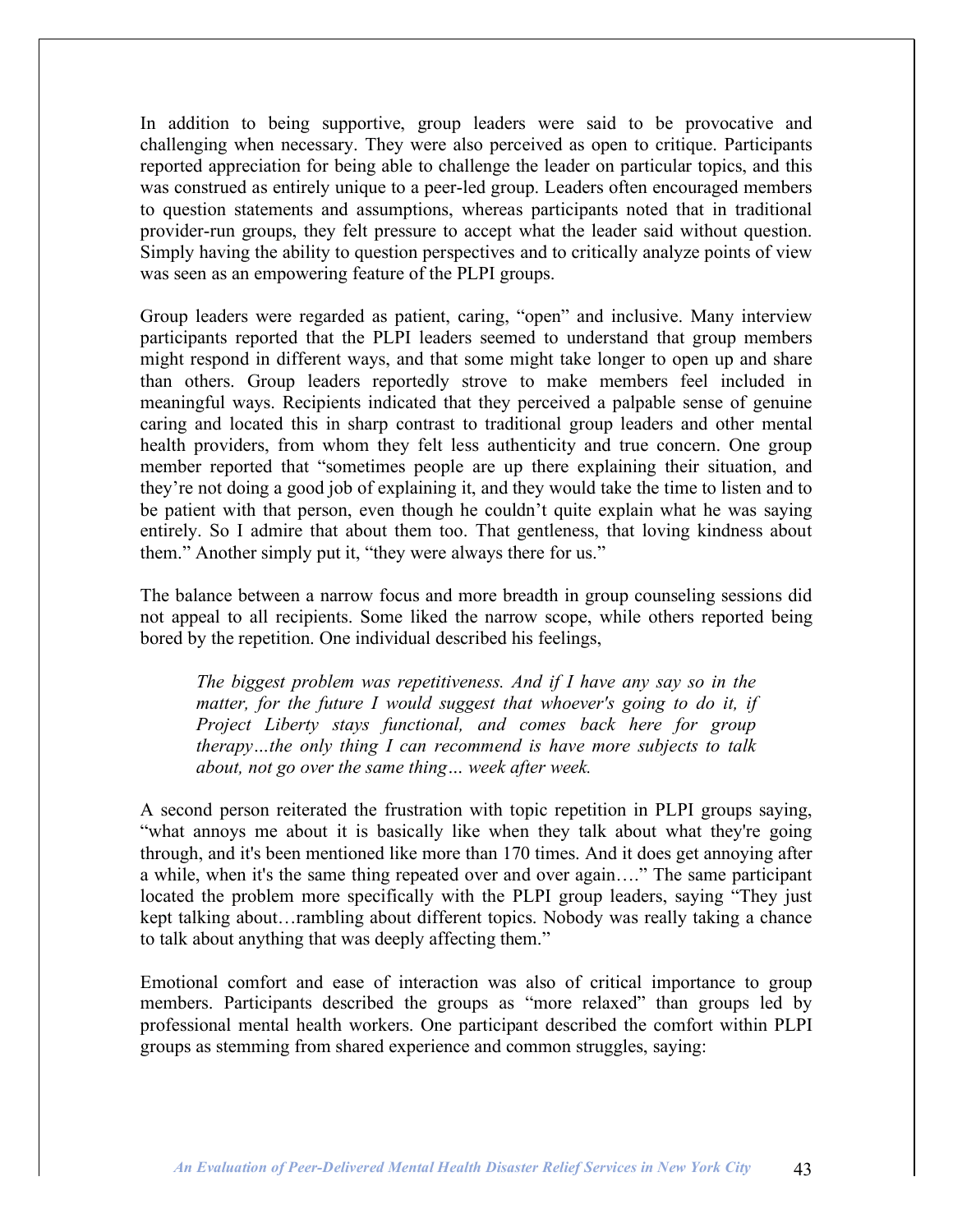In addition to being supportive, group leaders were said to be provocative and challenging when necessary. They were also perceived as open to critique. Participants reported appreciation for being able to challenge the leader on particular topics, and this was construed as entirely unique to a peer-led group. Leaders often encouraged members to question statements and assumptions, whereas participants noted that in traditional provider-run groups, they felt pressure to accept what the leader said without question. Simply having the ability to question perspectives and to critically analyze points of view was seen as an empowering feature of the PLPI groups.

Group leaders were regarded as patient, caring, "open" and inclusive. Many interview participants reported that the PLPI leaders seemed to understand that group members might respond in different ways, and that some might take longer to open up and share than others. Group leaders reportedly strove to make members feel included in meaningful ways. Recipients indicated that they perceived a palpable sense of genuine caring and located this in sharp contrast to traditional group leaders and other mental health providers, from whom they felt less authenticity and true concern. One group member reported that "sometimes people are up there explaining their situation, and they're not doing a good job of explaining it, and they would take the time to listen and to be patient with that person, even though he couldn't quite explain what he was saying entirely. So I admire that about them too. That gentleness, that loving kindness about them." Another simply put it, "they were always there for us."

The balance between a narrow focus and more breadth in group counseling sessions did not appeal to all recipients. Some liked the narrow scope, while others reported being bored by the repetition. One individual described his feelings,

> *The biggest problem was repetitiveness. And if I have any say so in the matter, for the future I would suggest that whoever's going to do it, if Project Liberty stays functional, and comes back here for group therapy…the only thing I can recommend is have more subjects to talk about, not go over the same thing… week after week.*

A second person reiterated the frustration with topic repetition in PLPI groups saying, "what annoys me about it is basically like when they talk about what they're going through, and it's been mentioned like more than 170 times. And it does get annoying after a while, when it's the same thing repeated over and over again…." The same participant located the problem more specifically with the PLPI group leaders, saying "They just kept talking about…rambling about different topics. Nobody was really taking a chance to talk about anything that was deeply affecting them."

Emotional comfort and ease of interaction was also of critical importance to group members. Participants described the groups as "more relaxed" than groups led by professional mental health workers. One participant described the comfort within PLPI groups as stemming from shared experience and common struggles, saying: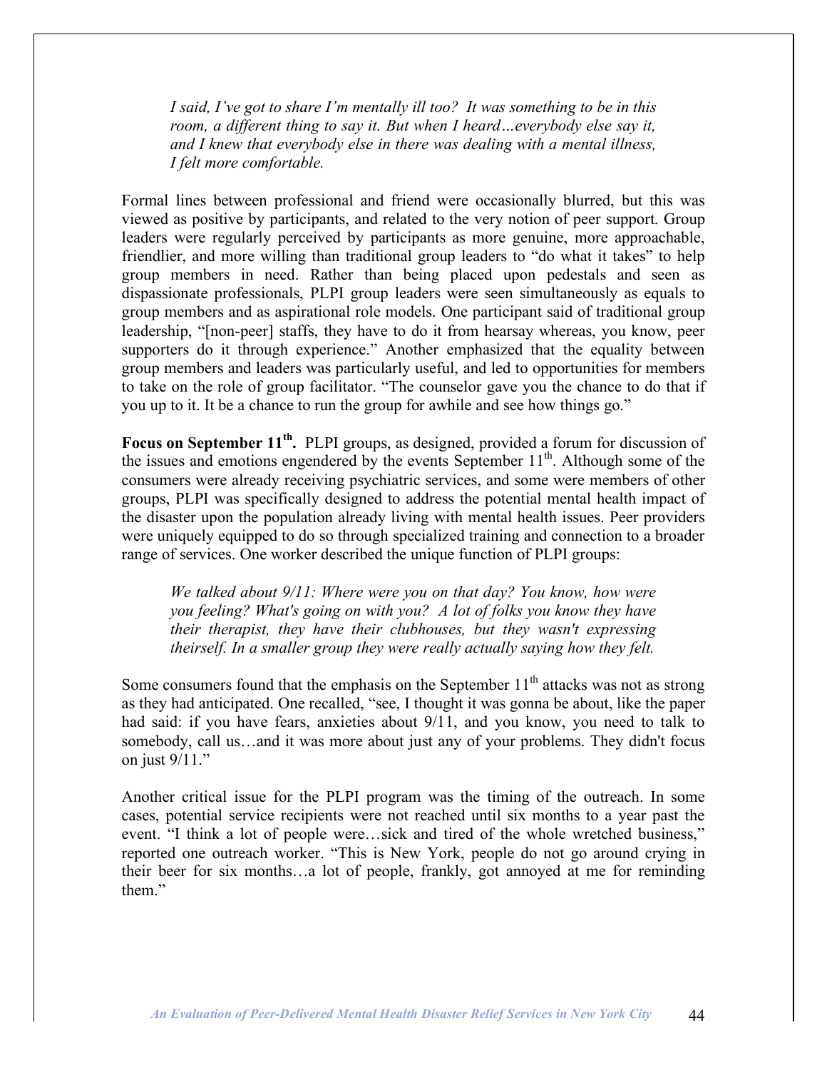> *I said, I've got to share I'm mentally ill too? It was something to be in this room, a different thing to say it. But when I heard…everybody else say it, and I knew that everybody else in there was dealing with a mental illness, I felt more comfortable.*

Formal lines between professional and friend were occasionally blurred, but this was viewed as positive by participants, and related to the very notion of peer support. Group leaders were regularly perceived by participants as more genuine, more approachable, friendlier, and more willing than traditional group leaders to "do what it takes" to help group members in need. Rather than being placed upon pedestals and seen as dispassionate professionals, PLPI group leaders were seen simultaneously as equals to group members and as aspirational role models. One participant said of traditional group leadership, "[non-peer] staffs, they have to do it from hearsay whereas, you know, peer supporters do it through experience." Another emphasized that the equality between group members and leaders was particularly useful, and led to opportunities for members to take on the role of group facilitator. "The counselor gave you the chance to do that if you up to it. It be a chance to run the group for awhile and see how things go."

**Focus on September 11th.** PLPI groups, as designed, provided a forum for discussion of the issues and emotions engendered by the events September 11th. Although some of the consumers were already receiving psychiatric services, and some were members of other groups, PLPI was specifically designed to address the potential mental health impact of the disaster upon the population already living with mental health issues. Peer providers were uniquely equipped to do so through specialized training and connection to a broader range of services. One worker described the unique function of PLPI groups:

> *We talked about 9/11: Where were you on that day? You know, how were you feeling? What's going on with you? A lot of folks you know they have their therapist, they have their clubhouses, but they wasn't expressing theirself. In a smaller group they were really actually saying how they felt.*

Some consumers found that the emphasis on the September 11th attacks was not as strong as they had anticipated. One recalled, "see, I thought it was gonna be about, like the paper had said: if you have fears, anxieties about 9/11, and you know, you need to talk to somebody, call us…and it was more about just any of your problems. They didn't focus on just 9/11."

Another critical issue for the PLPI program was the timing of the outreach. In some cases, potential service recipients were not reached until six months to a year past the event. "I think a lot of people were…sick and tired of the whole wretched business," reported one outreach worker. "This is New York, people do not go around crying in their beer for six months…a lot of people, frankly, got annoyed at me for reminding them."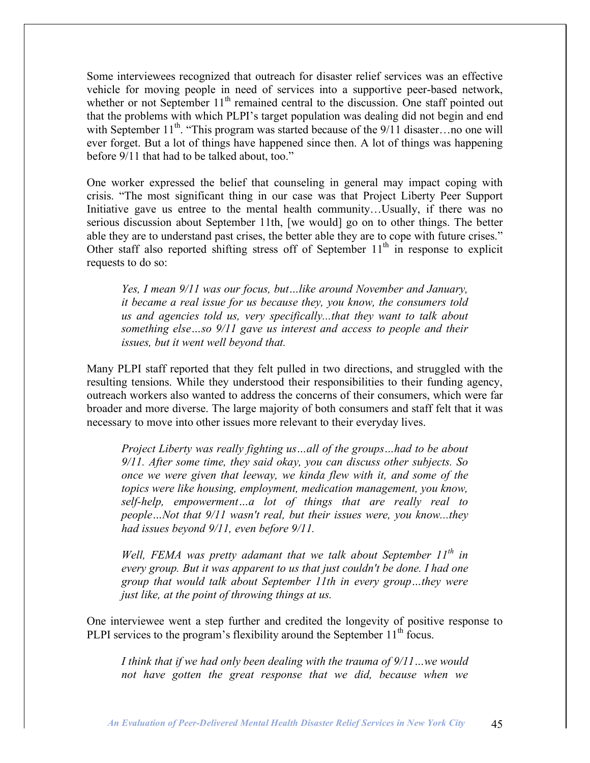Some interviewees recognized that outreach for disaster relief services was an effective vehicle for moving people in need of services into a supportive peer-based network, whether or not September 11th remained central to the discussion. One staff pointed out that the problems with which PLPI's target population was dealing did not begin and end with September 11th. "This program was started because of the 9/11 disaster…no one will ever forget. But a lot of things have happened since then. A lot of things was happening before 9/11 that had to be talked about, too."

One worker expressed the belief that counseling in general may impact coping with crisis. "The most significant thing in our case was that Project Liberty Peer Support Initiative gave us entree to the mental health community…Usually, if there was no serious discussion about September 11th, [we would] go on to other things. The better able they are to understand past crises, the better able they are to cope with future crises." Other staff also reported shifting stress off of September 11th in response to explicit requests to do so:

> *Yes, I mean 9/11 was our focus, but…like around November and January, it became a real issue for us because they, you know, the consumers told us and agencies told us, very specifically...that they want to talk about something else…so 9/11 gave us interest and access to people and their issues, but it went well beyond that.*

Many PLPI staff reported that they felt pulled in two directions, and struggled with the resulting tensions. While they understood their responsibilities to their funding agency, outreach workers also wanted to address the concerns of their consumers, which were far broader and more diverse. The large majority of both consumers and staff felt that it was necessary to move into other issues more relevant to their everyday lives.

> *Project Liberty was really fighting us…all of the groups…had to be about 9/11. After some time, they said okay, you can discuss other subjects. So once we were given that leeway, we kinda flew with it, and some of the topics were like housing, employment, medication management, you know, self-help, empowerment…a lot of things that are really real to people…Not that 9/11 wasn't real, but their issues were, you know...they had issues beyond 9/11, even before 9/11.*

> *Well, FEMA was pretty adamant that we talk about September 11th in every group. But it was apparent to us that just couldn't be done. I had one group that would talk about September 11th in every group…they were just like, at the point of throwing things at us.*

One interviewee went a step further and credited the longevity of positive response to PLPI services to the program's flexibility around the September 11th focus.

> *I think that if we had only been dealing with the trauma of 9/11…we would not have gotten the great response that we did, because when we*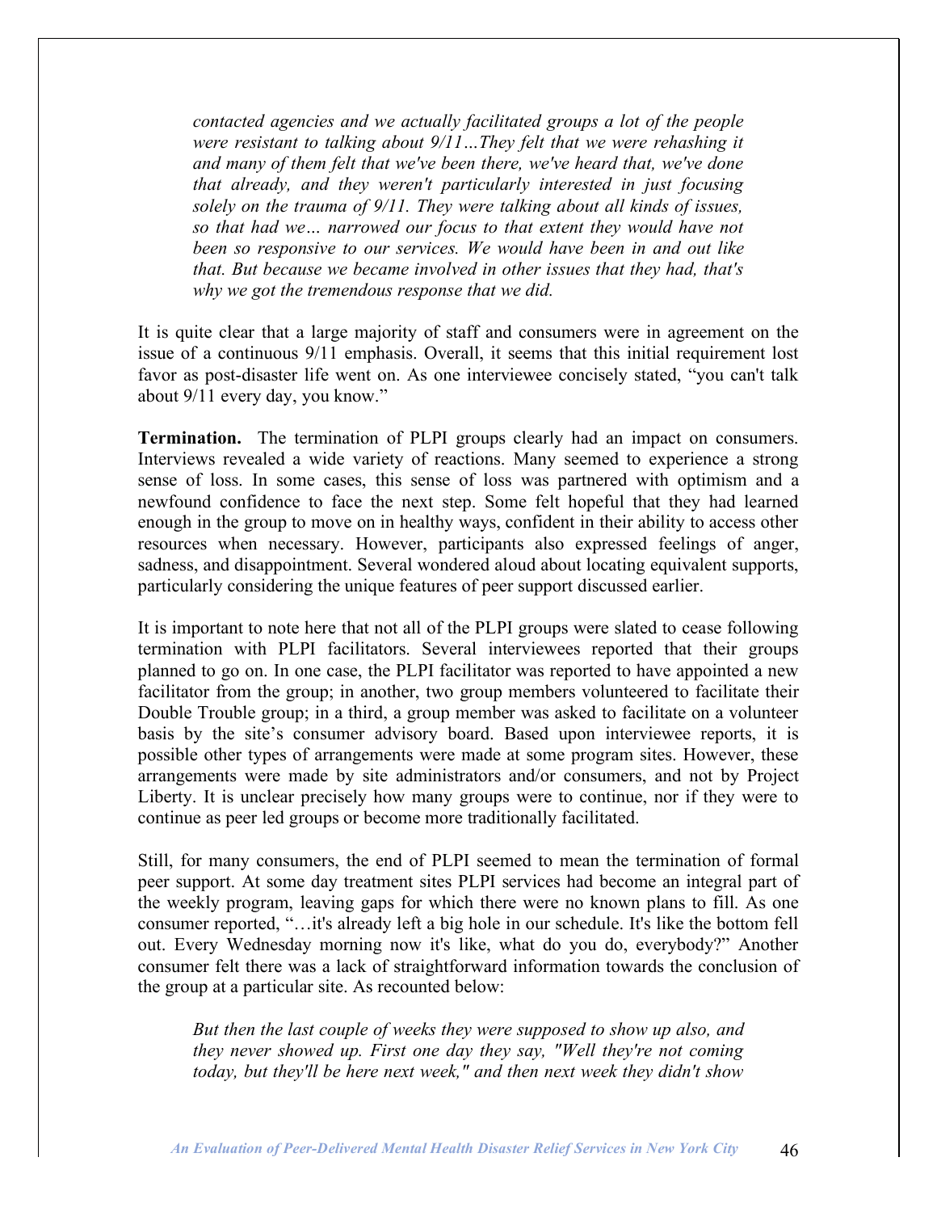*contacted agencies and we actually facilitated groups a lot of the people were resistant to talking about 9/11…They felt that we were rehashing it and many of them felt that we've been there, we've heard that, we've done that already, and they weren't particularly interested in just focusing solely on the trauma of 9/11. They were talking about all kinds of issues, so that had we… narrowed our focus to that extent they would have not been so responsive to our services. We would have been in and out like that. But because we became involved in other issues that they had, that's why we got the tremendous response that we did.*

It is quite clear that a large majority of staff and consumers were in agreement on the issue of a continuous 9/11 emphasis. Overall, it seems that this initial requirement lost favor as post-disaster life went on. As one interviewee concisely stated, "you can't talk about 9/11 every day, you know."

**Termination.** The termination of PLPI groups clearly had an impact on consumers. Interviews revealed a wide variety of reactions. Many seemed to experience a strong sense of loss. In some cases, this sense of loss was partnered with optimism and a newfound confidence to face the next step. Some felt hopeful that they had learned enough in the group to move on in healthy ways, confident in their ability to access other resources when necessary. However, participants also expressed feelings of anger, sadness, and disappointment. Several wondered aloud about locating equivalent supports, particularly considering the unique features of peer support discussed earlier.

It is important to note here that not all of the PLPI groups were slated to cease following termination with PLPI facilitators. Several interviewees reported that their groups planned to go on. In one case, the PLPI facilitator was reported to have appointed a new facilitator from the group; in another, two group members volunteered to facilitate their Double Trouble group; in a third, a group member was asked to facilitate on a volunteer basis by the site's consumer advisory board. Based upon interviewee reports, it is possible other types of arrangements were made at some program sites. However, these arrangements were made by site administrators and/or consumers, and not by Project Liberty. It is unclear precisely how many groups were to continue, nor if they were to continue as peer led groups or become more traditionally facilitated.

Still, for many consumers, the end of PLPI seemed to mean the termination of formal peer support. At some day treatment sites PLPI services had become an integral part of the weekly program, leaving gaps for which there were no known plans to fill. As one consumer reported, "…it's already left a big hole in our schedule. It's like the bottom fell out. Every Wednesday morning now it's like, what do you do, everybody?" Another consumer felt there was a lack of straightforward information towards the conclusion of the group at a particular site. As recounted below:

*But then the last couple of weeks they were supposed to show up also, and they never showed up. First one day they say, "Well they're not coming today, but they'll be here next week," and then next week they didn't show*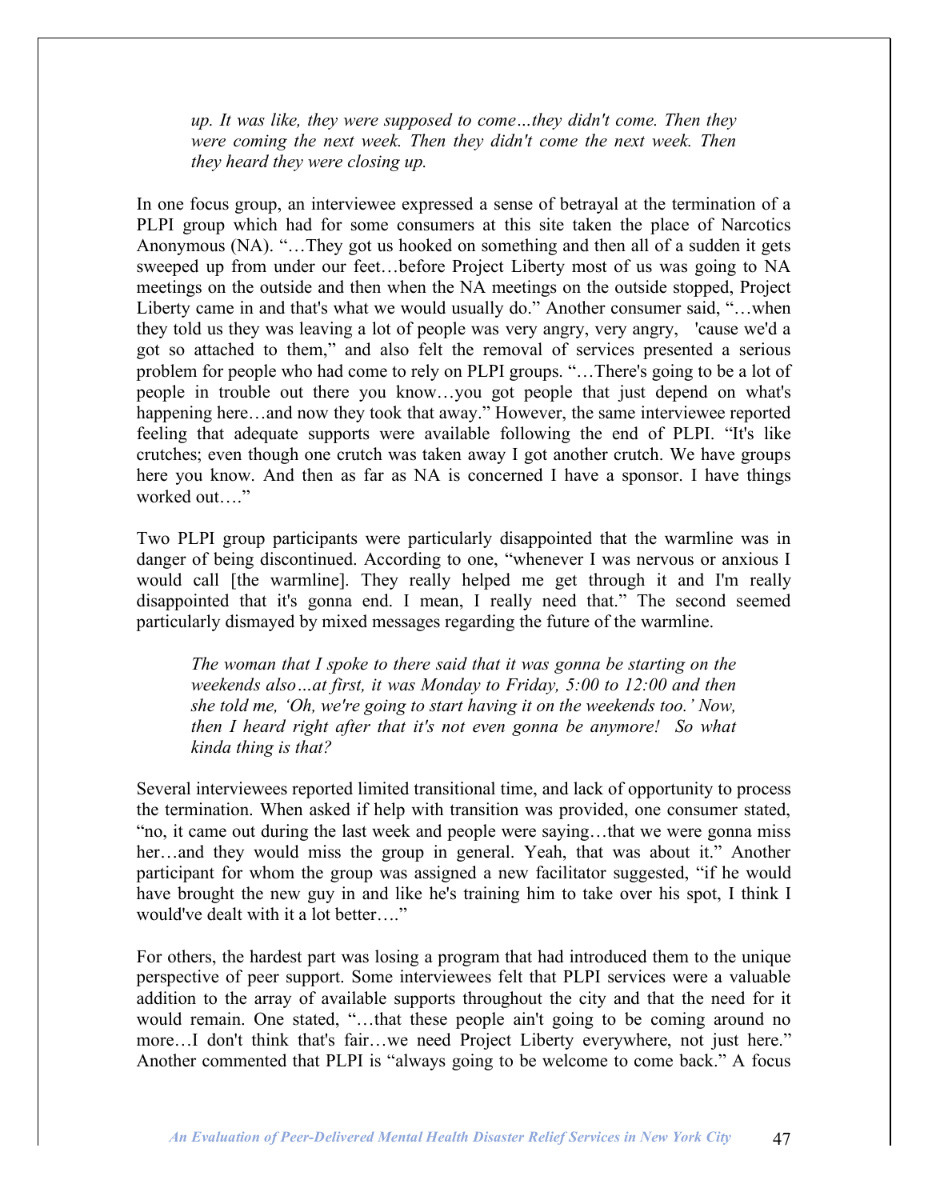*up. It was like, they were supposed to come…they didn't come. Then they were coming the next week. Then they didn't come the next week. Then they heard they were closing up.*

In one focus group, an interviewee expressed a sense of betrayal at the termination of a PLPI group which had for some consumers at this site taken the place of Narcotics Anonymous (NA). "…They got us hooked on something and then all of a sudden it gets sweeped up from under our feet…before Project Liberty most of us was going to NA meetings on the outside and then when the NA meetings on the outside stopped, Project Liberty came in and that's what we would usually do." Another consumer said, "…when they told us they was leaving a lot of people was very angry, very angry, 'cause we'd a got so attached to them," and also felt the removal of services presented a serious problem for people who had come to rely on PLPI groups. "…There's going to be a lot of people in trouble out there you know…you got people that just depend on what's happening here…and now they took that away." However, the same interviewee reported feeling that adequate supports were available following the end of PLPI. "It's like crutches; even though one crutch was taken away I got another crutch. We have groups here you know. And then as far as NA is concerned I have a sponsor. I have things worked out…."

Two PLPI group participants were particularly disappointed that the warmline was in danger of being discontinued. According to one, "whenever I was nervous or anxious I would call [the warmline]. They really helped me get through it and I'm really disappointed that it's gonna end. I mean, I really need that." The second seemed particularly dismayed by mixed messages regarding the future of the warmline.

*The woman that I spoke to there said that it was gonna be starting on the weekends also…at first, it was Monday to Friday, 5:00 to 12:00 and then she told me, 'Oh, we're going to start having it on the weekends too.' Now, then I heard right after that it's not even gonna be anymore! So what kinda thing is that?*

Several interviewees reported limited transitional time, and lack of opportunity to process the termination. When asked if help with transition was provided, one consumer stated, "no, it came out during the last week and people were saying…that we were gonna miss her…and they would miss the group in general. Yeah, that was about it." Another participant for whom the group was assigned a new facilitator suggested, "if he would have brought the new guy in and like he's training him to take over his spot, I think I would've dealt with it a lot better…."

For others, the hardest part was losing a program that had introduced them to the unique perspective of peer support. Some interviewees felt that PLPI services were a valuable addition to the array of available supports throughout the city and that the need for it would remain. One stated, "…that these people ain't going to be coming around no more…I don't think that's fair…we need Project Liberty everywhere, not just here." Another commented that PLPI is "always going to be welcome to come back." A focus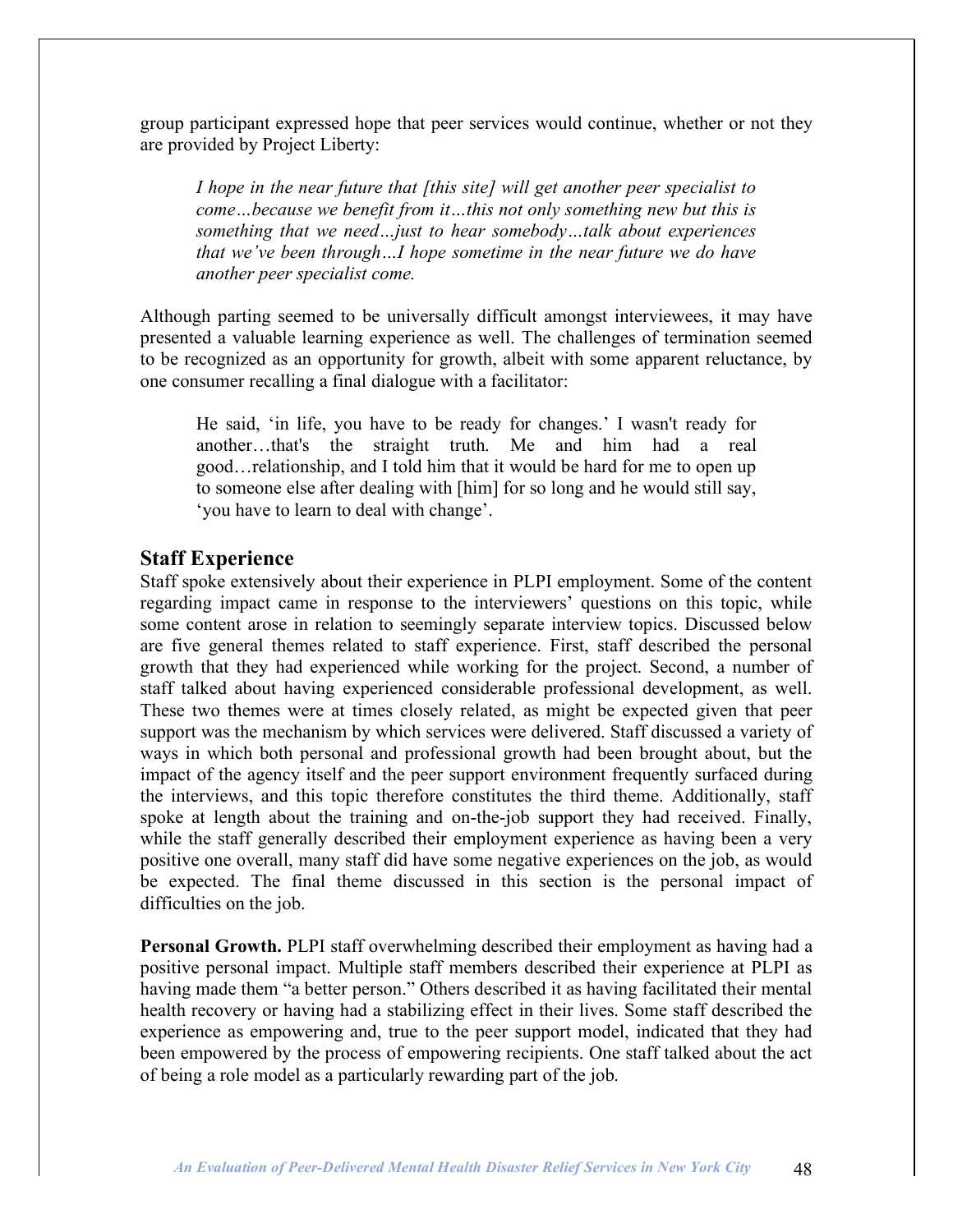group participant expressed hope that peer services would continue, whether or not they are provided by Project Liberty:

> *I hope in the near future that [this site] will get another peer specialist to come…because we benefit from it…this not only something new but this is something that we need…just to hear somebody…talk about experiences that we've been through…I hope sometime in the near future we do have another peer specialist come.*

Although parting seemed to be universally difficult amongst interviewees, it may have presented a valuable learning experience as well. The challenges of termination seemed to be recognized as an opportunity for growth, albeit with some apparent reluctance, by one consumer recalling a final dialogue with a facilitator:

> He said, 'in life, you have to be ready for changes.' I wasn't ready for another…that's the straight truth. Me and him had a real good…relationship, and I told him that it would be hard for me to open up to someone else after dealing with [him] for so long and he would still say, 'you have to learn to deal with change'.

## Staff Experience

Staff spoke extensively about their experience in PLPI employment. Some of the content regarding impact came in response to the interviewers' questions on this topic, while some content arose in relation to seemingly separate interview topics. Discussed below are five general themes related to staff experience. First, staff described the personal growth that they had experienced while working for the project. Second, a number of staff talked about having experienced considerable professional development, as well. These two themes were at times closely related, as might be expected given that peer support was the mechanism by which services were delivered. Staff discussed a variety of ways in which both personal and professional growth had been brought about, but the impact of the agency itself and the peer support environment frequently surfaced during the interviews, and this topic therefore constitutes the third theme. Additionally, staff spoke at length about the training and on-the-job support they had received. Finally, while the staff generally described their employment experience as having been a very positive one overall, many staff did have some negative experiences on the job, as would be expected. The final theme discussed in this section is the personal impact of difficulties on the job.

**Personal Growth.** PLPI staff overwhelming described their employment as having had a positive personal impact. Multiple staff members described their experience at PLPI as having made them "a better person." Others described it as having facilitated their mental health recovery or having had a stabilizing effect in their lives. Some staff described the experience as empowering and, true to the peer support model, indicated that they had been empowered by the process of empowering recipients. One staff talked about the act of being a role model as a particularly rewarding part of the job.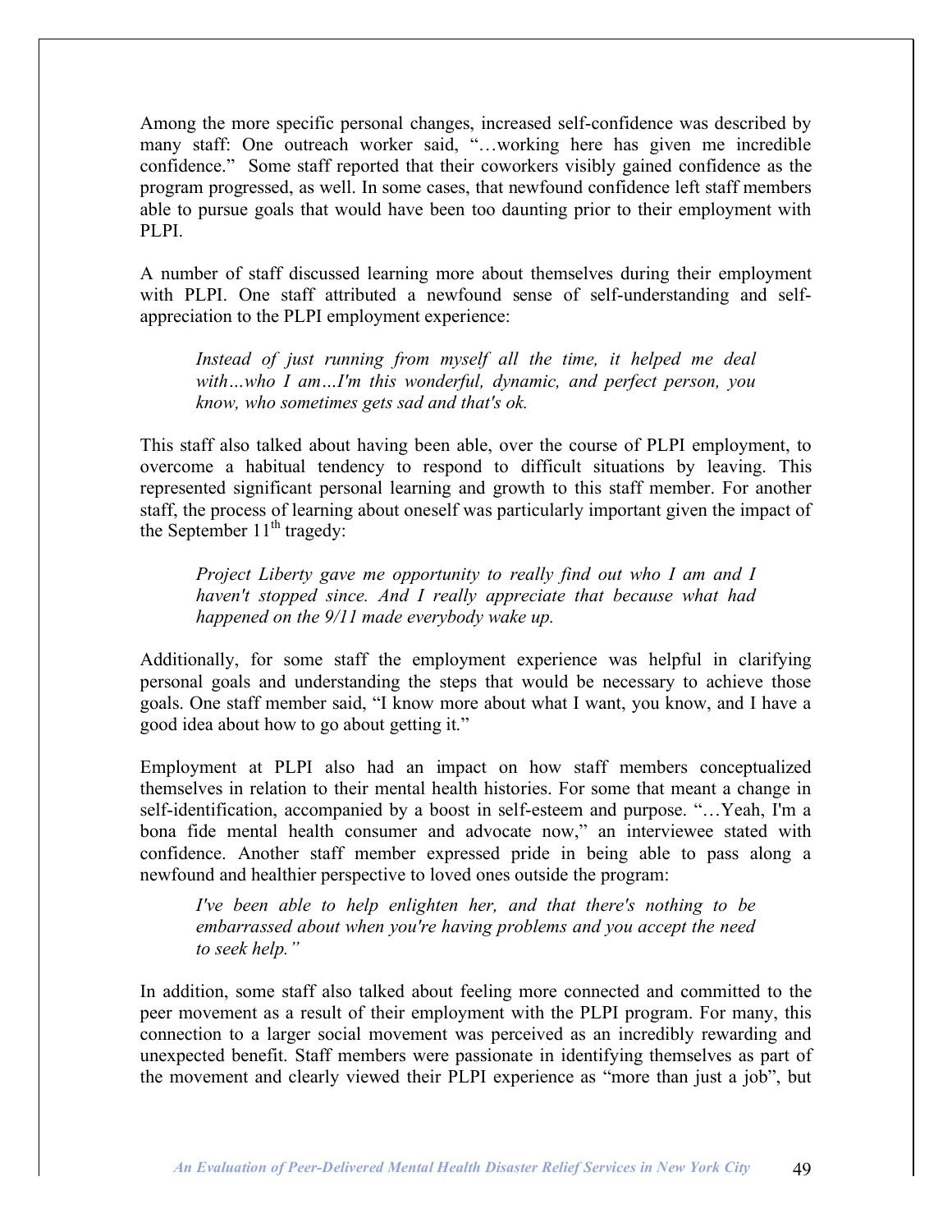Among the more specific personal changes, increased self-confidence was described by many staff: One outreach worker said, "…working here has given me incredible confidence." Some staff reported that their coworkers visibly gained confidence as the program progressed, as well. In some cases, that newfound confidence left staff members able to pursue goals that would have been too daunting prior to their employment with PLPI.

A number of staff discussed learning more about themselves during their employment with PLPI. One staff attributed a newfound sense of self-understanding and self-appreciation to the PLPI employment experience:

> *Instead of just running from myself all the time, it helped me deal with…who I am…I'm this wonderful, dynamic, and perfect person, you know, who sometimes gets sad and that's ok.*

This staff also talked about having been able, over the course of PLPI employment, to overcome a habitual tendency to respond to difficult situations by leaving. This represented significant personal learning and growth to this staff member. For another staff, the process of learning about oneself was particularly important given the impact of the September 11th tragedy:

> *Project Liberty gave me opportunity to really find out who I am and I haven't stopped since. And I really appreciate that because what had happened on the 9/11 made everybody wake up.*

Additionally, for some staff the employment experience was helpful in clarifying personal goals and understanding the steps that would be necessary to achieve those goals. One staff member said, "I know more about what I want, you know, and I have a good idea about how to go about getting it."

Employment at PLPI also had an impact on how staff members conceptualized themselves in relation to their mental health histories. For some that meant a change in self-identification, accompanied by a boost in self-esteem and purpose. "…Yeah, I'm a bona fide mental health consumer and advocate now," an interviewee stated with confidence. Another staff member expressed pride in being able to pass along a newfound and healthier perspective to loved ones outside the program:

> *I've been able to help enlighten her, and that there's nothing to be embarrassed about when you're having problems and you accept the need to seek help."*

In addition, some staff also talked about feeling more connected and committed to the peer movement as a result of their employment with the PLPI program. For many, this connection to a larger social movement was perceived as an incredibly rewarding and unexpected benefit. Staff members were passionate in identifying themselves as part of the movement and clearly viewed their PLPI experience as "more than just a job", but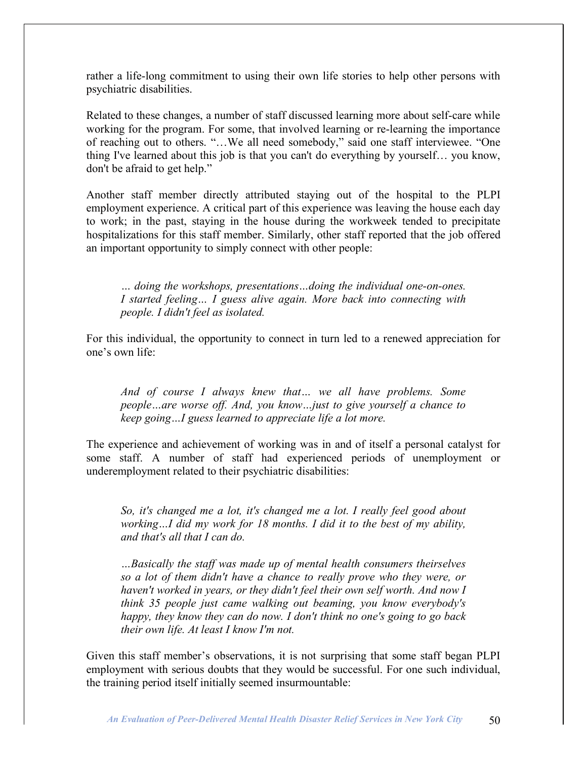rather a life-long commitment to using their own life stories to help other persons with psychiatric disabilities.

Related to these changes, a number of staff discussed learning more about self-care while working for the program. For some, that involved learning or re-learning the importance of reaching out to others. "…We all need somebody," said one staff interviewee. "One thing I've learned about this job is that you can't do everything by yourself… you know, don't be afraid to get help."

Another staff member directly attributed staying out of the hospital to the PLPI employment experience. A critical part of this experience was leaving the house each day to work; in the past, staying in the house during the workweek tended to precipitate hospitalizations for this staff member. Similarly, other staff reported that the job offered an important opportunity to simply connect with other people:

> *… doing the workshops, presentations…doing the individual one-on-ones. I started feeling… I guess alive again. More back into connecting with people. I didn't feel as isolated.*

For this individual, the opportunity to connect in turn led to a renewed appreciation for one's own life:

> *And of course I always knew that… we all have problems. Some people…are worse off. And, you know…just to give yourself a chance to keep going…I guess learned to appreciate life a lot more.*

The experience and achievement of working was in and of itself a personal catalyst for some staff. A number of staff had experienced periods of unemployment or underemployment related to their psychiatric disabilities:

> *So, it's changed me a lot, it's changed me a lot. I really feel good about working…I did my work for 18 months. I did it to the best of my ability, and that's all that I can do.*
>
> *…Basically the staff was made up of mental health consumers theirselves so a lot of them didn't have a chance to really prove who they were, or haven't worked in years, or they didn't feel their own self worth. And now I think 35 people just came walking out beaming, you know everybody's happy, they know they can do now. I don't think no one's going to go back their own life. At least I know I'm not.*

Given this staff member's observations, it is not surprising that some staff began PLPI employment with serious doubts that they would be successful. For one such individual, the training period itself initially seemed insurmountable: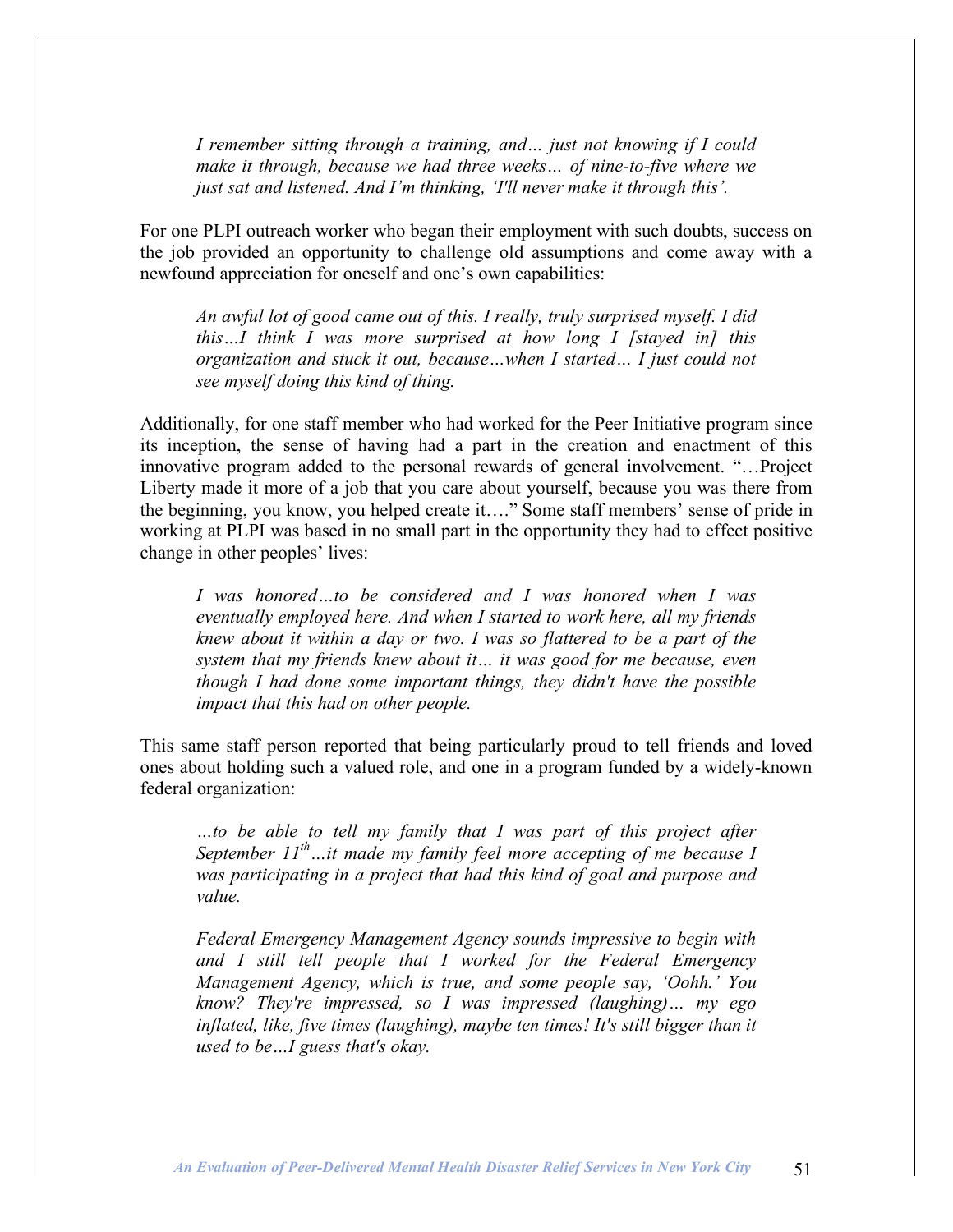> *I remember sitting through a training, and… just not knowing if I could make it through, because we had three weeks… of nine-to-five where we just sat and listened. And I'm thinking, 'I'll never make it through this'.*

For one PLPI outreach worker who began their employment with such doubts, success on the job provided an opportunity to challenge old assumptions and come away with a newfound appreciation for oneself and one's own capabilities:

> *An awful lot of good came out of this. I really, truly surprised myself. I did this…I think I was more surprised at how long I [stayed in] this organization and stuck it out, because…when I started… I just could not see myself doing this kind of thing.*

Additionally, for one staff member who had worked for the Peer Initiative program since its inception, the sense of having had a part in the creation and enactment of this innovative program added to the personal rewards of general involvement. "…Project Liberty made it more of a job that you care about yourself, because you was there from the beginning, you know, you helped create it…." Some staff members' sense of pride in working at PLPI was based in no small part in the opportunity they had to effect positive change in other peoples' lives:

> *I was honored…to be considered and I was honored when I was eventually employed here. And when I started to work here, all my friends knew about it within a day or two. I was so flattered to be a part of the system that my friends knew about it… it was good for me because, even though I had done some important things, they didn't have the possible impact that this had on other people.*

This same staff person reported that being particularly proud to tell friends and loved ones about holding such a valued role, and one in a program funded by a widely-known federal organization:

> *…to be able to tell my family that I was part of this project after September 11th…it made my family feel more accepting of me because I was participating in a project that had this kind of goal and purpose and value.*
>
> *Federal Emergency Management Agency sounds impressive to begin with and I still tell people that I worked for the Federal Emergency Management Agency, which is true, and some people say, 'Oohh.' You know? They're impressed, so I was impressed (laughing)… my ego inflated, like, five times (laughing), maybe ten times! It's still bigger than it used to be…I guess that's okay.*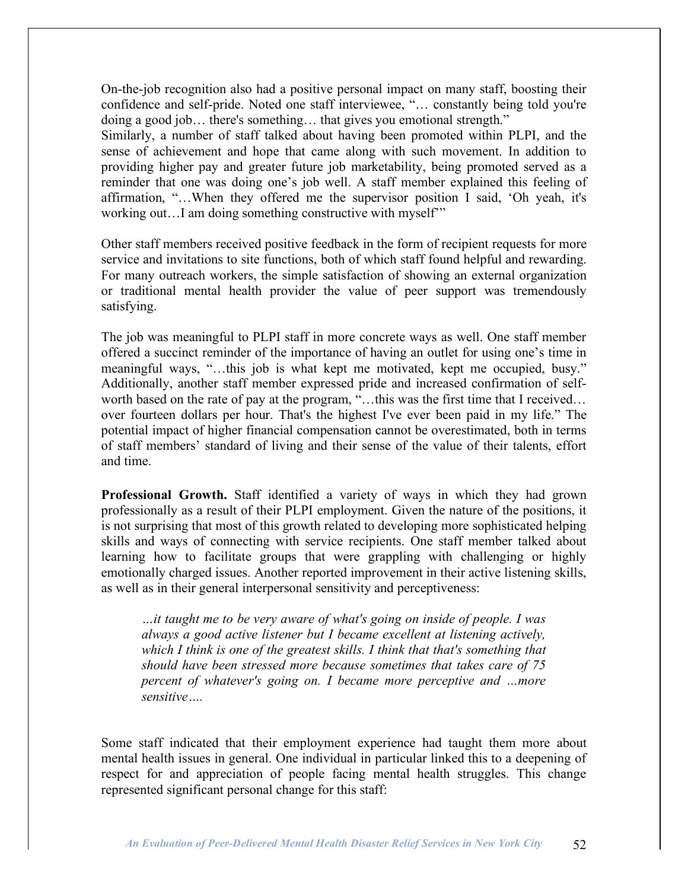On-the-job recognition also had a positive personal impact on many staff, boosting their confidence and self-pride. Noted one staff interviewee, "… constantly being told you're doing a good job… there's something… that gives you emotional strength."

Similarly, a number of staff talked about having been promoted within PLPI, and the sense of achievement and hope that came along with such movement. In addition to providing higher pay and greater future job marketability, being promoted served as a reminder that one was doing one's job well. A staff member explained this feeling of affirmation, "…When they offered me the supervisor position I said, 'Oh yeah, it's working out…I am doing something constructive with myself'"

Other staff members received positive feedback in the form of recipient requests for more service and invitations to site functions, both of which staff found helpful and rewarding. For many outreach workers, the simple satisfaction of showing an external organization or traditional mental health provider the value of peer support was tremendously satisfying.

The job was meaningful to PLPI staff in more concrete ways as well. One staff member offered a succinct reminder of the importance of having an outlet for using one's time in meaningful ways, "…this job is what kept me motivated, kept me occupied, busy." Additionally, another staff member expressed pride and increased confirmation of self-worth based on the rate of pay at the program, "…this was the first time that I received… over fourteen dollars per hour. That's the highest I've ever been paid in my life." The potential impact of higher financial compensation cannot be overestimated, both in terms of staff members' standard of living and their sense of the value of their talents, effort and time.

**Professional Growth.** Staff identified a variety of ways in which they had grown professionally as a result of their PLPI employment. Given the nature of the positions, it is not surprising that most of this growth related to developing more sophisticated helping skills and ways of connecting with service recipients. One staff member talked about learning how to facilitate groups that were grappling with challenging or highly emotionally charged issues. Another reported improvement in their active listening skills, as well as in their general interpersonal sensitivity and perceptiveness:

> *…it taught me to be very aware of what's going on inside of people. I was always a good active listener but I became excellent at listening actively, which I think is one of the greatest skills. I think that that's something that should have been stressed more because sometimes that takes care of 75 percent of whatever's going on. I became more perceptive and …more sensitive….*

Some staff indicated that their employment experience had taught them more about mental health issues in general. One individual in particular linked this to a deepening of respect for and appreciation of people facing mental health struggles. This change represented significant personal change for this staff: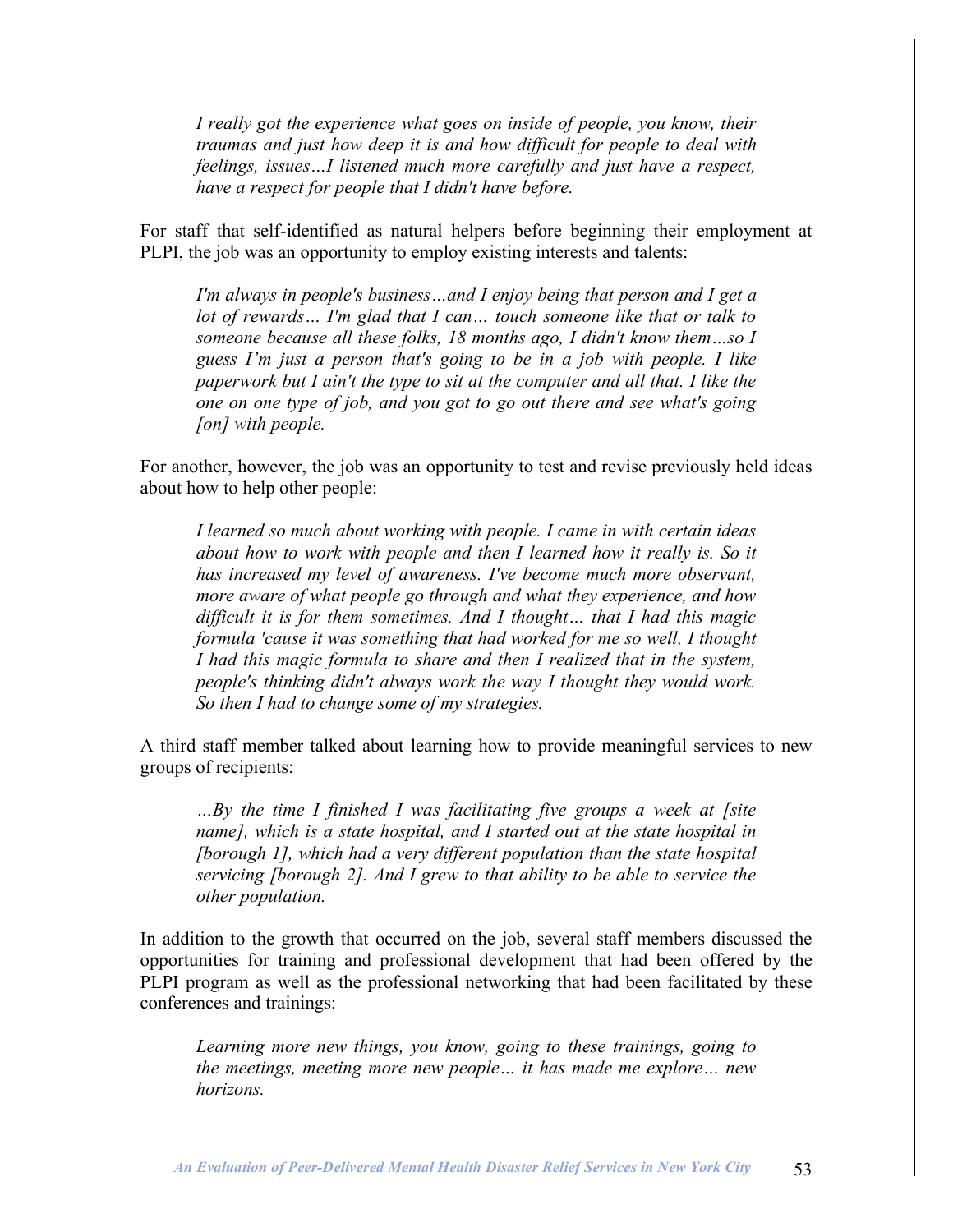> *I really got the experience what goes on inside of people, you know, their traumas and just how deep it is and how difficult for people to deal with feelings, issues…I listened much more carefully and just have a respect, have a respect for people that I didn't have before.*

For staff that self-identified as natural helpers before beginning their employment at PLPI, the job was an opportunity to employ existing interests and talents:

> *I'm always in people's business…and I enjoy being that person and I get a lot of rewards… I'm glad that I can… touch someone like that or talk to someone because all these folks, 18 months ago, I didn't know them…so I guess I'm just a person that's going to be in a job with people. I like paperwork but I ain't the type to sit at the computer and all that. I like the one on one type of job, and you got to go out there and see what's going [on] with people.*

For another, however, the job was an opportunity to test and revise previously held ideas about how to help other people:

> *I learned so much about working with people. I came in with certain ideas about how to work with people and then I learned how it really is. So it has increased my level of awareness. I've become much more observant, more aware of what people go through and what they experience, and how difficult it is for them sometimes. And I thought… that I had this magic formula 'cause it was something that had worked for me so well, I thought I had this magic formula to share and then I realized that in the system, people's thinking didn't always work the way I thought they would work. So then I had to change some of my strategies.*

A third staff member talked about learning how to provide meaningful services to new groups of recipients:

> *…By the time I finished I was facilitating five groups a week at [site name], which is a state hospital, and I started out at the state hospital in [borough 1], which had a very different population than the state hospital servicing [borough 2]. And I grew to that ability to be able to service the other population.*

In addition to the growth that occurred on the job, several staff members discussed the opportunities for training and professional development that had been offered by the PLPI program as well as the professional networking that had been facilitated by these conferences and trainings:

> *Learning more new things, you know, going to these trainings, going to the meetings, meeting more new people… it has made me explore… new horizons.*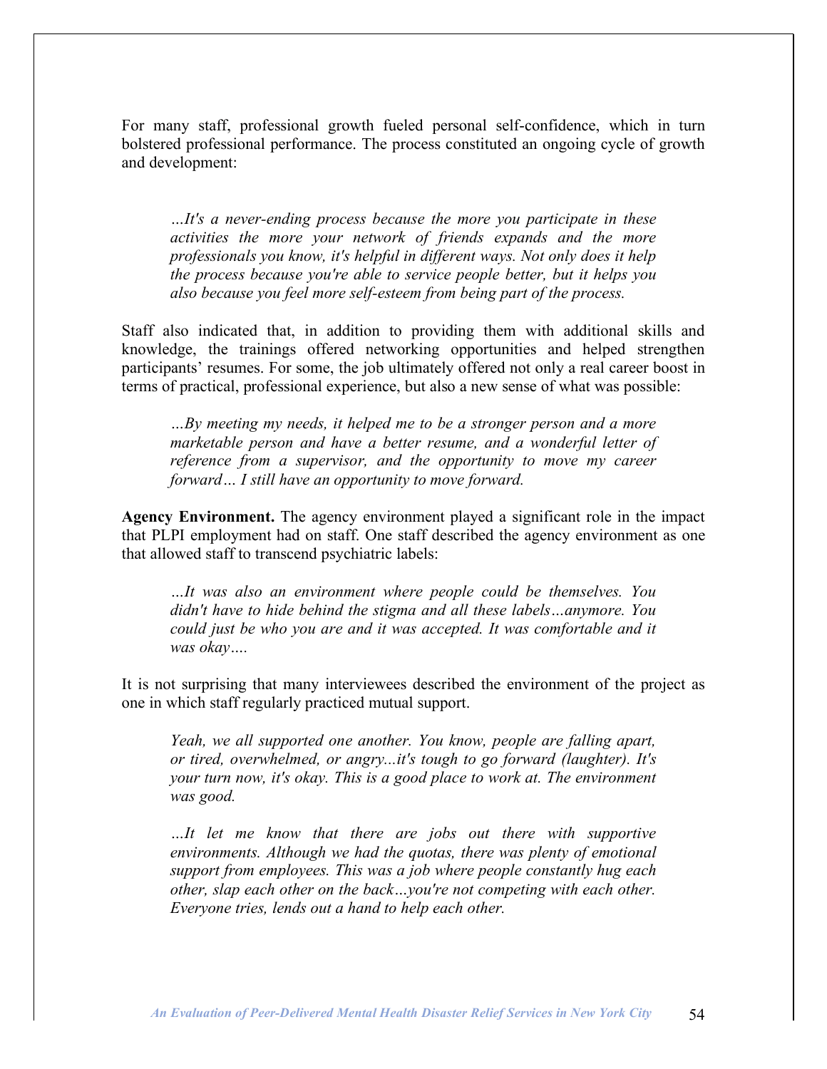For many staff, professional growth fueled personal self-confidence, which in turn bolstered professional performance. The process constituted an ongoing cycle of growth and development:

> *…It's a never-ending process because the more you participate in these activities the more your network of friends expands and the more professionals you know, it's helpful in different ways. Not only does it help the process because you're able to service people better, but it helps you also because you feel more self-esteem from being part of the process.*

Staff also indicated that, in addition to providing them with additional skills and knowledge, the trainings offered networking opportunities and helped strengthen participants' resumes. For some, the job ultimately offered not only a real career boost in terms of practical, professional experience, but also a new sense of what was possible:

> *…By meeting my needs, it helped me to be a stronger person and a more marketable person and have a better resume, and a wonderful letter of reference from a supervisor, and the opportunity to move my career forward… I still have an opportunity to move forward.*

**Agency Environment.** The agency environment played a significant role in the impact that PLPI employment had on staff. One staff described the agency environment as one that allowed staff to transcend psychiatric labels:

> *…It was also an environment where people could be themselves. You didn't have to hide behind the stigma and all these labels…anymore. You could just be who you are and it was accepted. It was comfortable and it was okay….*

It is not surprising that many interviewees described the environment of the project as one in which staff regularly practiced mutual support.

> *Yeah, we all supported one another. You know, people are falling apart, or tired, overwhelmed, or angry...it's tough to go forward (laughter). It's your turn now, it's okay. This is a good place to work at. The environment was good.*

> *…It let me know that there are jobs out there with supportive environments. Although we had the quotas, there was plenty of emotional support from employees. This was a job where people constantly hug each other, slap each other on the back…you're not competing with each other. Everyone tries, lends out a hand to help each other.*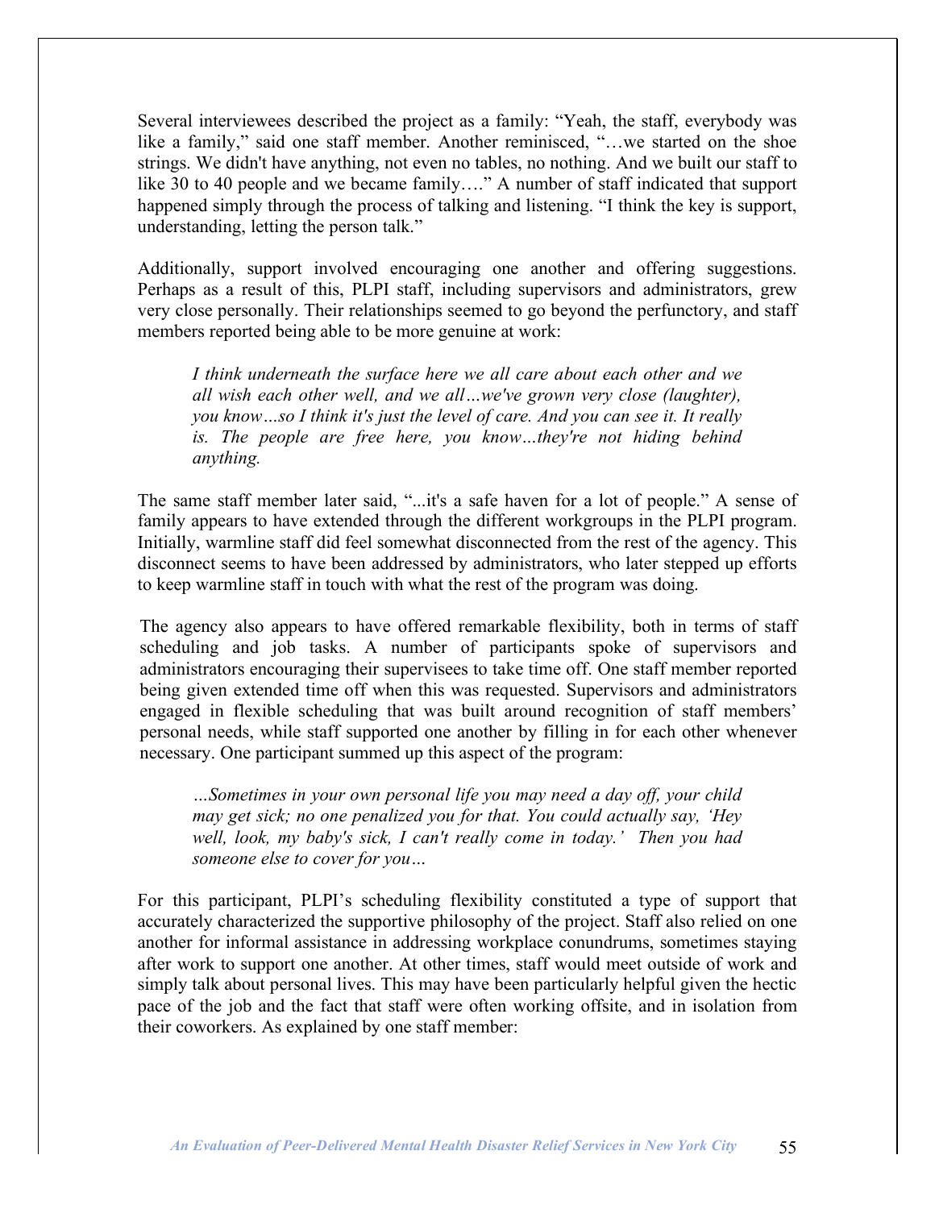Several interviewees described the project as a family: "Yeah, the staff, everybody was like a family," said one staff member. Another reminisced, "…we started on the shoe strings. We didn't have anything, not even no tables, no nothing. And we built our staff to like 30 to 40 people and we became family…." A number of staff indicated that support happened simply through the process of talking and listening. "I think the key is support, understanding, letting the person talk."

Additionally, support involved encouraging one another and offering suggestions. Perhaps as a result of this, PLPI staff, including supervisors and administrators, grew very close personally. Their relationships seemed to go beyond the perfunctory, and staff members reported being able to be more genuine at work:

> *I think underneath the surface here we all care about each other and we all wish each other well, and we all…we've grown very close (laughter), you know…so I think it's just the level of care. And you can see it. It really is. The people are free here, you know…they're not hiding behind anything.*

The same staff member later said, "...it's a safe haven for a lot of people." A sense of family appears to have extended through the different workgroups in the PLPI program. Initially, warmline staff did feel somewhat disconnected from the rest of the agency. This disconnect seems to have been addressed by administrators, who later stepped up efforts to keep warmline staff in touch with what the rest of the program was doing.

The agency also appears to have offered remarkable flexibility, both in terms of staff scheduling and job tasks. A number of participants spoke of supervisors and administrators encouraging their supervisees to take time off. One staff member reported being given extended time off when this was requested. Supervisors and administrators engaged in flexible scheduling that was built around recognition of staff members' personal needs, while staff supported one another by filling in for each other whenever necessary. One participant summed up this aspect of the program:

> *…Sometimes in your own personal life you may need a day off, your child may get sick; no one penalized you for that. You could actually say, 'Hey well, look, my baby's sick, I can't really come in today.' Then you had someone else to cover for you…*

For this participant, PLPI's scheduling flexibility constituted a type of support that accurately characterized the supportive philosophy of the project. Staff also relied on one another for informal assistance in addressing workplace conundrums, sometimes staying after work to support one another. At other times, staff would meet outside of work and simply talk about personal lives. This may have been particularly helpful given the hectic pace of the job and the fact that staff were often working offsite, and in isolation from their coworkers. As explained by one staff member: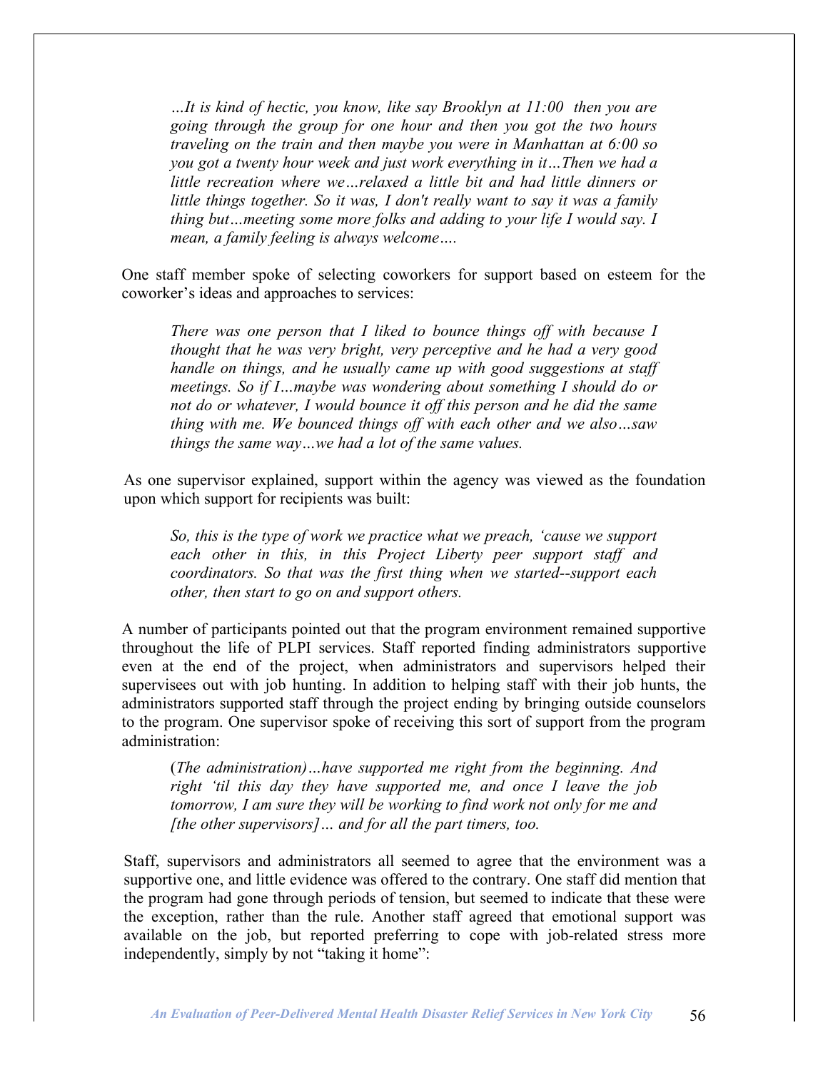> *…It is kind of hectic, you know, like say Brooklyn at 11:00 then you are going through the group for one hour and then you got the two hours traveling on the train and then maybe you were in Manhattan at 6:00 so you got a twenty hour week and just work everything in it…Then we had a little recreation where we…relaxed a little bit and had little dinners or little things together. So it was, I don't really want to say it was a family thing but…meeting some more folks and adding to your life I would say. I mean, a family feeling is always welcome….*

One staff member spoke of selecting coworkers for support based on esteem for the coworker's ideas and approaches to services:

> *There was one person that I liked to bounce things off with because I thought that he was very bright, very perceptive and he had a very good handle on things, and he usually came up with good suggestions at staff meetings. So if I…maybe was wondering about something I should do or not do or whatever, I would bounce it off this person and he did the same thing with me. We bounced things off with each other and we also…saw things the same way…we had a lot of the same values.*

As one supervisor explained, support within the agency was viewed as the foundation upon which support for recipients was built:

> *So, this is the type of work we practice what we preach, 'cause we support each other in this, in this Project Liberty peer support staff and coordinators. So that was the first thing when we started--support each other, then start to go on and support others.*

A number of participants pointed out that the program environment remained supportive throughout the life of PLPI services. Staff reported finding administrators supportive even at the end of the project, when administrators and supervisors helped their supervisees out with job hunting. In addition to helping staff with their job hunts, the administrators supported staff through the project ending by bringing outside counselors to the program. One supervisor spoke of receiving this sort of support from the program administration:

> (*The administration)…have supported me right from the beginning. And right 'til this day they have supported me, and once I leave the job tomorrow, I am sure they will be working to find work not only for me and [the other supervisors]… and for all the part timers, too.*

Staff, supervisors and administrators all seemed to agree that the environment was a supportive one, and little evidence was offered to the contrary. One staff did mention that the program had gone through periods of tension, but seemed to indicate that these were the exception, rather than the rule. Another staff agreed that emotional support was available on the job, but reported preferring to cope with job-related stress more independently, simply by not "taking it home":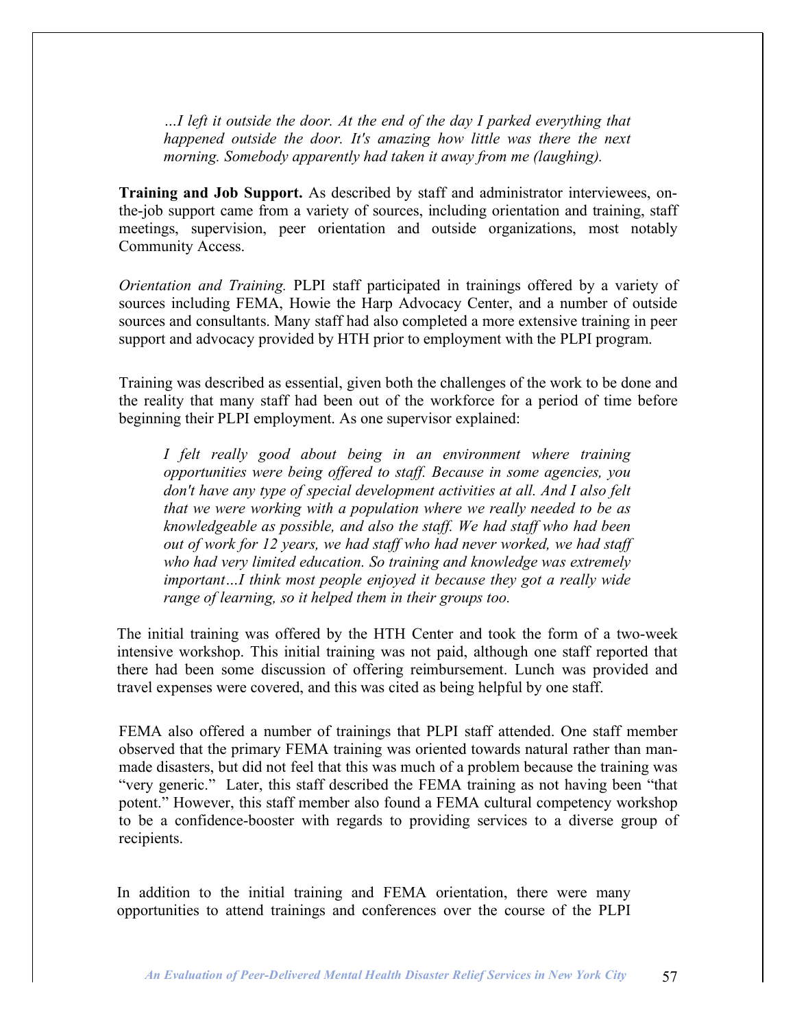> *…I left it outside the door. At the end of the day I parked everything that happened outside the door. It's amazing how little was there the next morning. Somebody apparently had taken it away from me (laughing).*

**Training and Job Support.** As described by staff and administrator interviewees, on-the-job support came from a variety of sources, including orientation and training, staff meetings, supervision, peer orientation and outside organizations, most notably Community Access.

*Orientation and Training.* PLPI staff participated in trainings offered by a variety of sources including FEMA, Howie the Harp Advocacy Center, and a number of outside sources and consultants. Many staff had also completed a more extensive training in peer support and advocacy provided by HTH prior to employment with the PLPI program.

Training was described as essential, given both the challenges of the work to be done and the reality that many staff had been out of the workforce for a period of time before beginning their PLPI employment. As one supervisor explained:

> *I felt really good about being in an environment where training opportunities were being offered to staff. Because in some agencies, you don't have any type of special development activities at all. And I also felt that we were working with a population where we really needed to be as knowledgeable as possible, and also the staff. We had staff who had been out of work for 12 years, we had staff who had never worked, we had staff who had very limited education. So training and knowledge was extremely important…I think most people enjoyed it because they got a really wide range of learning, so it helped them in their groups too.*

The initial training was offered by the HTH Center and took the form of a two-week intensive workshop. This initial training was not paid, although one staff reported that there had been some discussion of offering reimbursement. Lunch was provided and travel expenses were covered, and this was cited as being helpful by one staff.

FEMA also offered a number of trainings that PLPI staff attended. One staff member observed that the primary FEMA training was oriented towards natural rather than man-made disasters, but did not feel that this was much of a problem because the training was "very generic." Later, this staff described the FEMA training as not having been "that potent." However, this staff member also found a FEMA cultural competency workshop to be a confidence-booster with regards to providing services to a diverse group of recipients.

In addition to the initial training and FEMA orientation, there were many opportunities to attend trainings and conferences over the course of the PLPI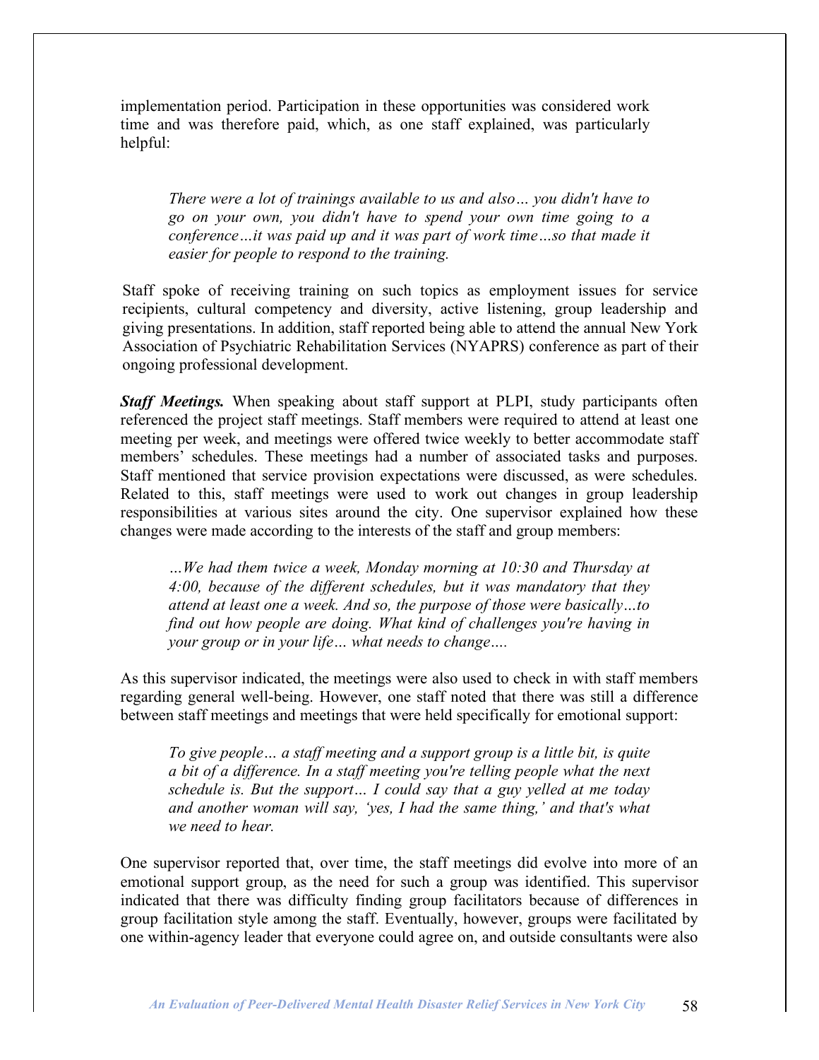implementation period. Participation in these opportunities was considered work time and was therefore paid, which, as one staff explained, was particularly helpful:

> *There were a lot of trainings available to us and also… you didn't have to go on your own, you didn't have to spend your own time going to a conference…it was paid up and it was part of work time…so that made it easier for people to respond to the training.*

Staff spoke of receiving training on such topics as employment issues for service recipients, cultural competency and diversity, active listening, group leadership and giving presentations. In addition, staff reported being able to attend the annual New York Association of Psychiatric Rehabilitation Services (NYAPRS) conference as part of their ongoing professional development.

***Staff Meetings.*** When speaking about staff support at PLPI, study participants often referenced the project staff meetings. Staff members were required to attend at least one meeting per week, and meetings were offered twice weekly to better accommodate staff members' schedules. These meetings had a number of associated tasks and purposes. Staff mentioned that service provision expectations were discussed, as were schedules. Related to this, staff meetings were used to work out changes in group leadership responsibilities at various sites around the city. One supervisor explained how these changes were made according to the interests of the staff and group members:

> *…We had them twice a week, Monday morning at 10:30 and Thursday at 4:00, because of the different schedules, but it was mandatory that they attend at least one a week. And so, the purpose of those were basically…to find out how people are doing. What kind of challenges you're having in your group or in your life… what needs to change….*

As this supervisor indicated, the meetings were also used to check in with staff members regarding general well-being. However, one staff noted that there was still a difference between staff meetings and meetings that were held specifically for emotional support:

> *To give people… a staff meeting and a support group is a little bit, is quite a bit of a difference. In a staff meeting you're telling people what the next schedule is. But the support… I could say that a guy yelled at me today and another woman will say, 'yes, I had the same thing,' and that's what we need to hear.*

One supervisor reported that, over time, the staff meetings did evolve into more of an emotional support group, as the need for such a group was identified. This supervisor indicated that there was difficulty finding group facilitators because of differences in group facilitation style among the staff. Eventually, however, groups were facilitated by one within-agency leader that everyone could agree on, and outside consultants were also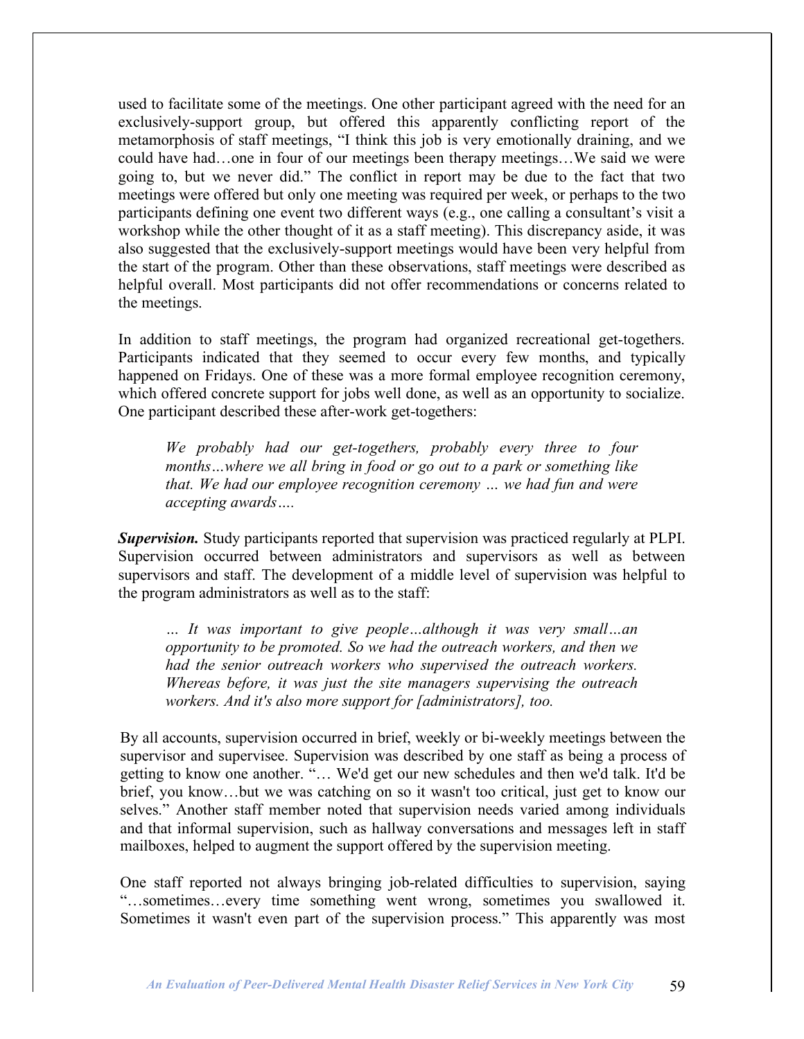used to facilitate some of the meetings. One other participant agreed with the need for an exclusively-support group, but offered this apparently conflicting report of the metamorphosis of staff meetings, "I think this job is very emotionally draining, and we could have had…one in four of our meetings been therapy meetings…We said we were going to, but we never did." The conflict in report may be due to the fact that two meetings were offered but only one meeting was required per week, or perhaps to the two participants defining one event two different ways (e.g., one calling a consultant's visit a workshop while the other thought of it as a staff meeting). This discrepancy aside, it was also suggested that the exclusively-support meetings would have been very helpful from the start of the program. Other than these observations, staff meetings were described as helpful overall. Most participants did not offer recommendations or concerns related to the meetings.

In addition to staff meetings, the program had organized recreational get-togethers. Participants indicated that they seemed to occur every few months, and typically happened on Fridays. One of these was a more formal employee recognition ceremony, which offered concrete support for jobs well done, as well as an opportunity to socialize. One participant described these after-work get-togethers:

> *We probably had our get-togethers, probably every three to four months…where we all bring in food or go out to a park or something like that. We had our employee recognition ceremony … we had fun and were accepting awards….*

***Supervision.*** Study participants reported that supervision was practiced regularly at PLPI. Supervision occurred between administrators and supervisors as well as between supervisors and staff. The development of a middle level of supervision was helpful to the program administrators as well as to the staff:

> *… It was important to give people…although it was very small…an opportunity to be promoted. So we had the outreach workers, and then we had the senior outreach workers who supervised the outreach workers. Whereas before, it was just the site managers supervising the outreach workers. And it's also more support for [administrators], too.*

By all accounts, supervision occurred in brief, weekly or bi-weekly meetings between the supervisor and supervisee. Supervision was described by one staff as being a process of getting to know one another. "… We'd get our new schedules and then we'd talk. It'd be brief, you know…but we was catching on so it wasn't too critical, just get to know our selves." Another staff member noted that supervision needs varied among individuals and that informal supervision, such as hallway conversations and messages left in staff mailboxes, helped to augment the support offered by the supervision meeting.

One staff reported not always bringing job-related difficulties to supervision, saying "…sometimes…every time something went wrong, sometimes you swallowed it. Sometimes it wasn't even part of the supervision process." This apparently was most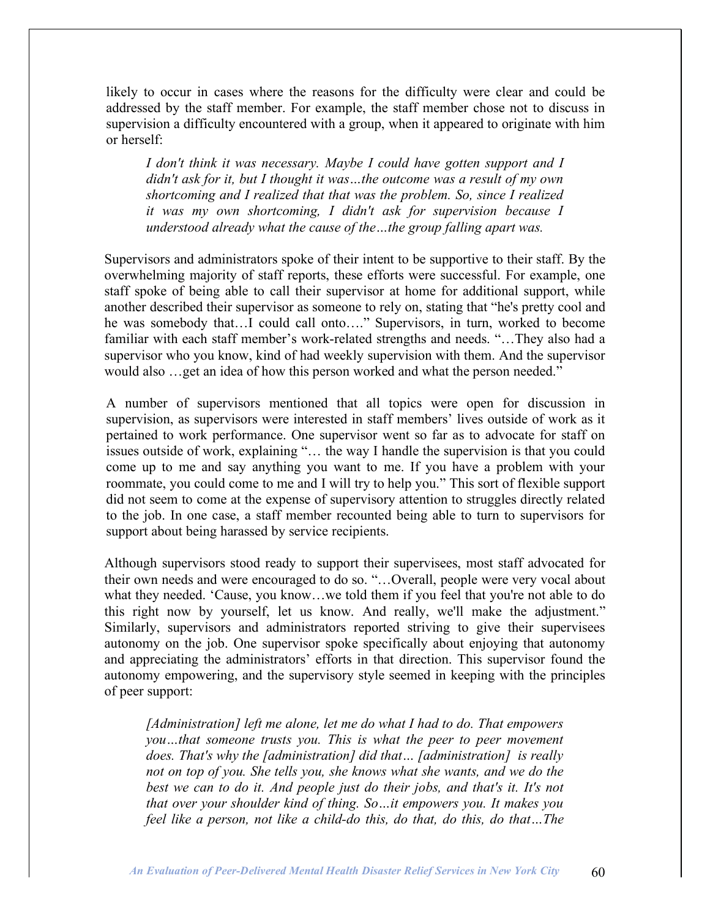likely to occur in cases where the reasons for the difficulty were clear and could be addressed by the staff member. For example, the staff member chose not to discuss in supervision a difficulty encountered with a group, when it appeared to originate with him or herself:

> *I don't think it was necessary. Maybe I could have gotten support and I didn't ask for it, but I thought it was…the outcome was a result of my own shortcoming and I realized that that was the problem. So, since I realized it was my own shortcoming, I didn't ask for supervision because I understood already what the cause of the…the group falling apart was.*

Supervisors and administrators spoke of their intent to be supportive to their staff. By the overwhelming majority of staff reports, these efforts were successful. For example, one staff spoke of being able to call their supervisor at home for additional support, while another described their supervisor as someone to rely on, stating that "he's pretty cool and he was somebody that…I could call onto…." Supervisors, in turn, worked to become familiar with each staff member's work-related strengths and needs. "…They also had a supervisor who you know, kind of had weekly supervision with them. And the supervisor would also …get an idea of how this person worked and what the person needed."

A number of supervisors mentioned that all topics were open for discussion in supervision, as supervisors were interested in staff members' lives outside of work as it pertained to work performance. One supervisor went so far as to advocate for staff on issues outside of work, explaining "… the way I handle the supervision is that you could come up to me and say anything you want to me. If you have a problem with your roommate, you could come to me and I will try to help you." This sort of flexible support did not seem to come at the expense of supervisory attention to struggles directly related to the job. In one case, a staff member recounted being able to turn to supervisors for support about being harassed by service recipients.

Although supervisors stood ready to support their supervisees, most staff advocated for their own needs and were encouraged to do so. "…Overall, people were very vocal about what they needed. 'Cause, you know…we told them if you feel that you're not able to do this right now by yourself, let us know. And really, we'll make the adjustment." Similarly, supervisors and administrators reported striving to give their supervisees autonomy on the job. One supervisor spoke specifically about enjoying that autonomy and appreciating the administrators' efforts in that direction. This supervisor found the autonomy empowering, and the supervisory style seemed in keeping with the principles of peer support:

> *[Administration] left me alone, let me do what I had to do. That empowers you…that someone trusts you. This is what the peer to peer movement does. That's why the [administration] did that… [administration] is really not on top of you. She tells you, she knows what she wants, and we do the best we can to do it. And people just do their jobs, and that's it. It's not that over your shoulder kind of thing. So…it empowers you. It makes you feel like a person, not like a child-do this, do that, do this, do that…The*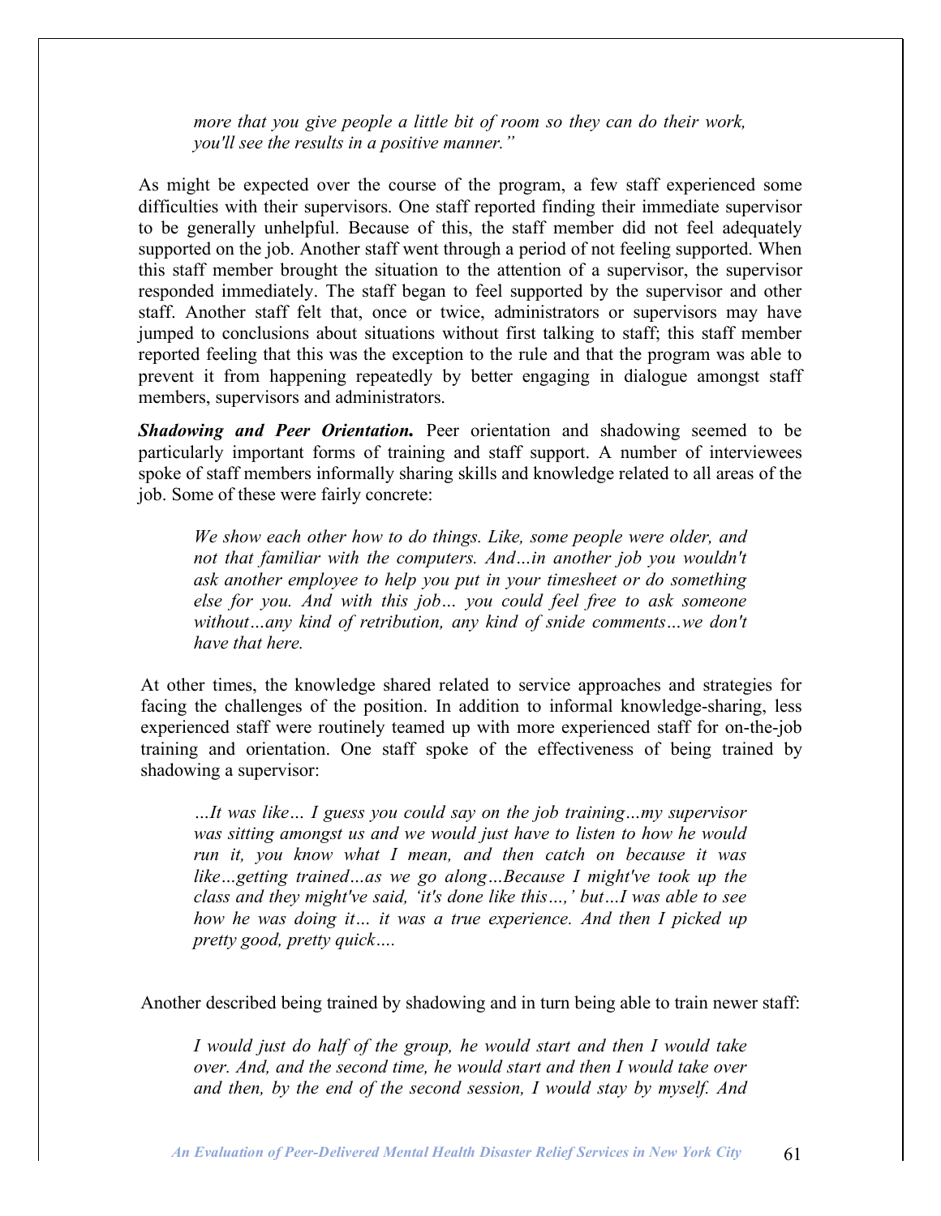*more that you give people a little bit of room so they can do their work, you'll see the results in a positive manner."*

As might be expected over the course of the program, a few staff experienced some difficulties with their supervisors. One staff reported finding their immediate supervisor to be generally unhelpful. Because of this, the staff member did not feel adequately supported on the job. Another staff went through a period of not feeling supported. When this staff member brought the situation to the attention of a supervisor, the supervisor responded immediately. The staff began to feel supported by the supervisor and other staff. Another staff felt that, once or twice, administrators or supervisors may have jumped to conclusions about situations without first talking to staff; this staff member reported feeling that this was the exception to the rule and that the program was able to prevent it from happening repeatedly by better engaging in dialogue amongst staff members, supervisors and administrators.

***Shadowing and Peer Orientation.*** Peer orientation and shadowing seemed to be particularly important forms of training and staff support. A number of interviewees spoke of staff members informally sharing skills and knowledge related to all areas of the job. Some of these were fairly concrete:

> *We show each other how to do things. Like, some people were older, and not that familiar with the computers. And…in another job you wouldn't ask another employee to help you put in your timesheet or do something else for you. And with this job… you could feel free to ask someone without…any kind of retribution, any kind of snide comments…we don't have that here.*

At other times, the knowledge shared related to service approaches and strategies for facing the challenges of the position. In addition to informal knowledge-sharing, less experienced staff were routinely teamed up with more experienced staff for on-the-job training and orientation. One staff spoke of the effectiveness of being trained by shadowing a supervisor:

> *…It was like… I guess you could say on the job training…my supervisor was sitting amongst us and we would just have to listen to how he would run it, you know what I mean, and then catch on because it was like…getting trained…as we go along…Because I might've took up the class and they might've said, 'it's done like this…,' but…I was able to see how he was doing it… it was a true experience. And then I picked up pretty good, pretty quick….*

Another described being trained by shadowing and in turn being able to train newer staff:

> *I would just do half of the group, he would start and then I would take over. And, and the second time, he would start and then I would take over and then, by the end of the second session, I would stay by myself. And*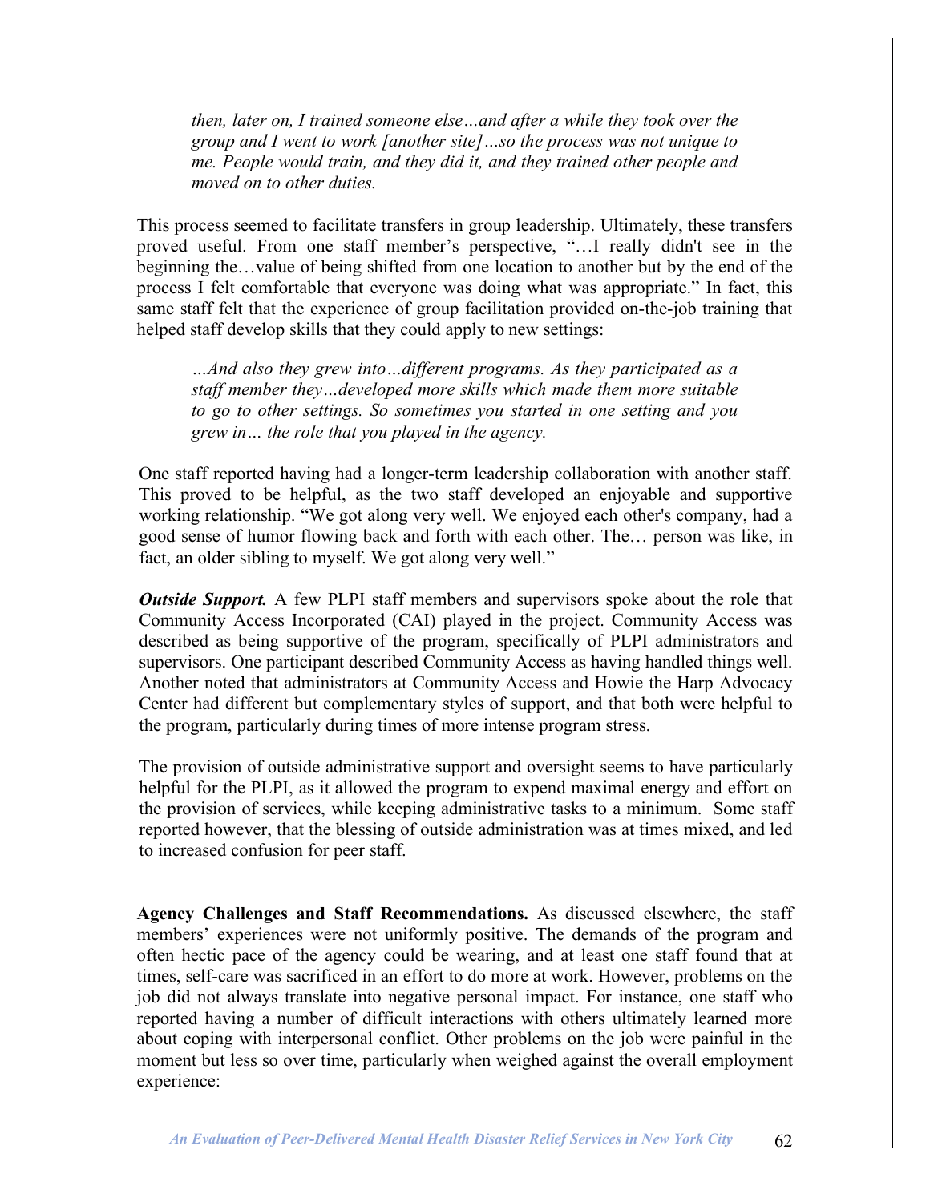> *then, later on, I trained someone else…and after a while they took over the group and I went to work [another site]…so the process was not unique to me. People would train, and they did it, and they trained other people and moved on to other duties.*

This process seemed to facilitate transfers in group leadership. Ultimately, these transfers proved useful. From one staff member's perspective, "…I really didn't see in the beginning the…value of being shifted from one location to another but by the end of the process I felt comfortable that everyone was doing what was appropriate." In fact, this same staff felt that the experience of group facilitation provided on-the-job training that helped staff develop skills that they could apply to new settings:

> *…And also they grew into…different programs. As they participated as a staff member they…developed more skills which made them more suitable to go to other settings. So sometimes you started in one setting and you grew in… the role that you played in the agency.*

One staff reported having had a longer-term leadership collaboration with another staff. This proved to be helpful, as the two staff developed an enjoyable and supportive working relationship. "We got along very well. We enjoyed each other's company, had a good sense of humor flowing back and forth with each other. The… person was like, in fact, an older sibling to myself. We got along very well."

***Outside Support.*** A few PLPI staff members and supervisors spoke about the role that Community Access Incorporated (CAI) played in the project. Community Access was described as being supportive of the program, specifically of PLPI administrators and supervisors. One participant described Community Access as having handled things well. Another noted that administrators at Community Access and Howie the Harp Advocacy Center had different but complementary styles of support, and that both were helpful to the program, particularly during times of more intense program stress.

The provision of outside administrative support and oversight seems to have particularly helpful for the PLPI, as it allowed the program to expend maximal energy and effort on the provision of services, while keeping administrative tasks to a minimum. Some staff reported however, that the blessing of outside administration was at times mixed, and led to increased confusion for peer staff.

**Agency Challenges and Staff Recommendations.** As discussed elsewhere, the staff members' experiences were not uniformly positive. The demands of the program and often hectic pace of the agency could be wearing, and at least one staff found that at times, self-care was sacrificed in an effort to do more at work. However, problems on the job did not always translate into negative personal impact. For instance, one staff who reported having a number of difficult interactions with others ultimately learned more about coping with interpersonal conflict. Other problems on the job were painful in the moment but less so over time, particularly when weighed against the overall employment experience: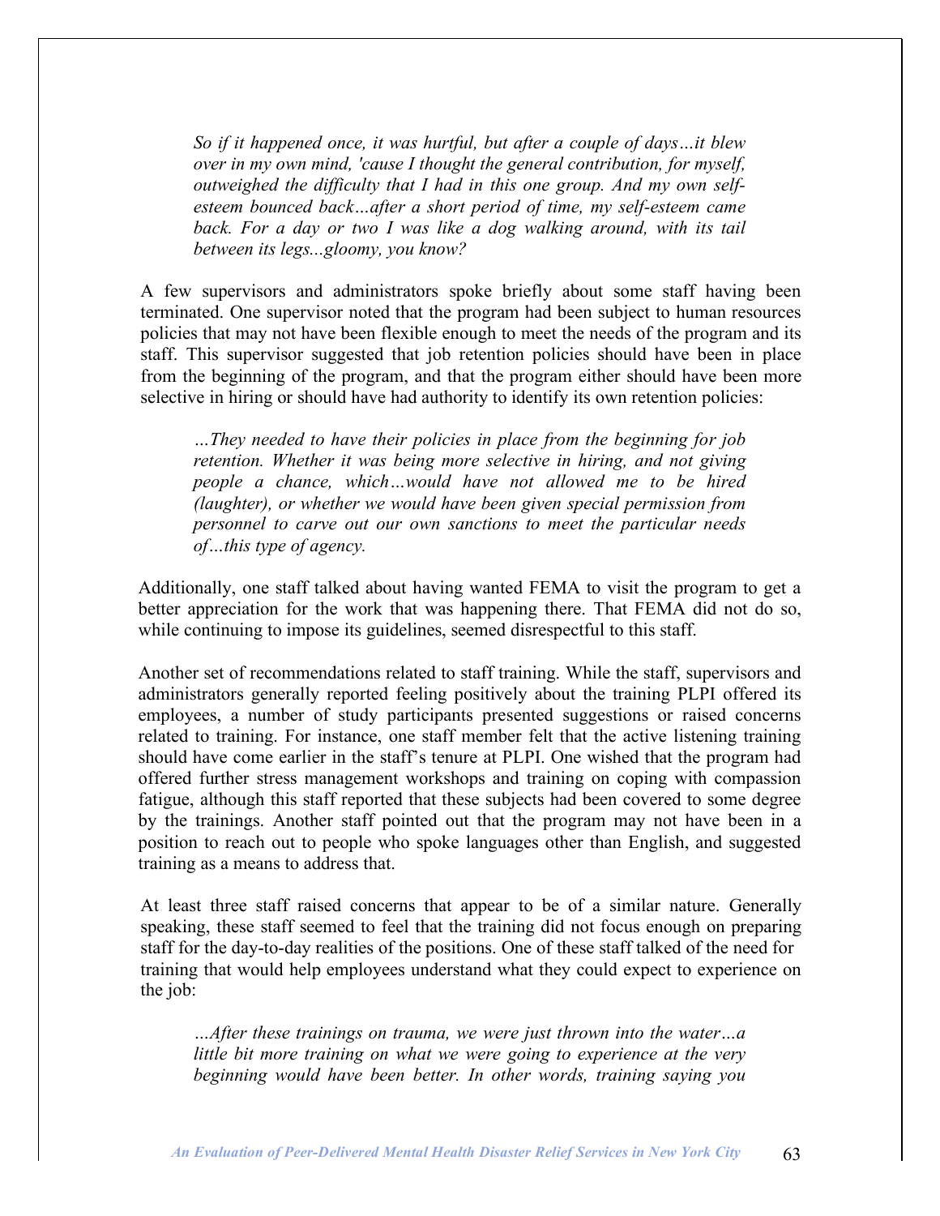> *So if it happened once, it was hurtful, but after a couple of days…it blew over in my own mind, 'cause I thought the general contribution, for myself, outweighed the difficulty that I had in this one group. And my own self-esteem bounced back…after a short period of time, my self-esteem came back. For a day or two I was like a dog walking around, with its tail between its legs...gloomy, you know?*

A few supervisors and administrators spoke briefly about some staff having been terminated. One supervisor noted that the program had been subject to human resources policies that may not have been flexible enough to meet the needs of the program and its staff. This supervisor suggested that job retention policies should have been in place from the beginning of the program, and that the program either should have been more selective in hiring or should have had authority to identify its own retention policies:

> *…They needed to have their policies in place from the beginning for job retention. Whether it was being more selective in hiring, and not giving people a chance, which…would have not allowed me to be hired (laughter), or whether we would have been given special permission from personnel to carve out our own sanctions to meet the particular needs of…this type of agency.*

Additionally, one staff talked about having wanted FEMA to visit the program to get a better appreciation for the work that was happening there. That FEMA did not do so, while continuing to impose its guidelines, seemed disrespectful to this staff.

Another set of recommendations related to staff training. While the staff, supervisors and administrators generally reported feeling positively about the training PLPI offered its employees, a number of study participants presented suggestions or raised concerns related to training. For instance, one staff member felt that the active listening training should have come earlier in the staff's tenure at PLPI. One wished that the program had offered further stress management workshops and training on coping with compassion fatigue, although this staff reported that these subjects had been covered to some degree by the trainings. Another staff pointed out that the program may not have been in a position to reach out to people who spoke languages other than English, and suggested training as a means to address that.

At least three staff raised concerns that appear to be of a similar nature. Generally speaking, these staff seemed to feel that the training did not focus enough on preparing staff for the day-to-day realities of the positions. One of these staff talked of the need for training that would help employees understand what they could expect to experience on the job:

> *…After these trainings on trauma, we were just thrown into the water…a little bit more training on what we were going to experience at the very beginning would have been better. In other words, training saying you*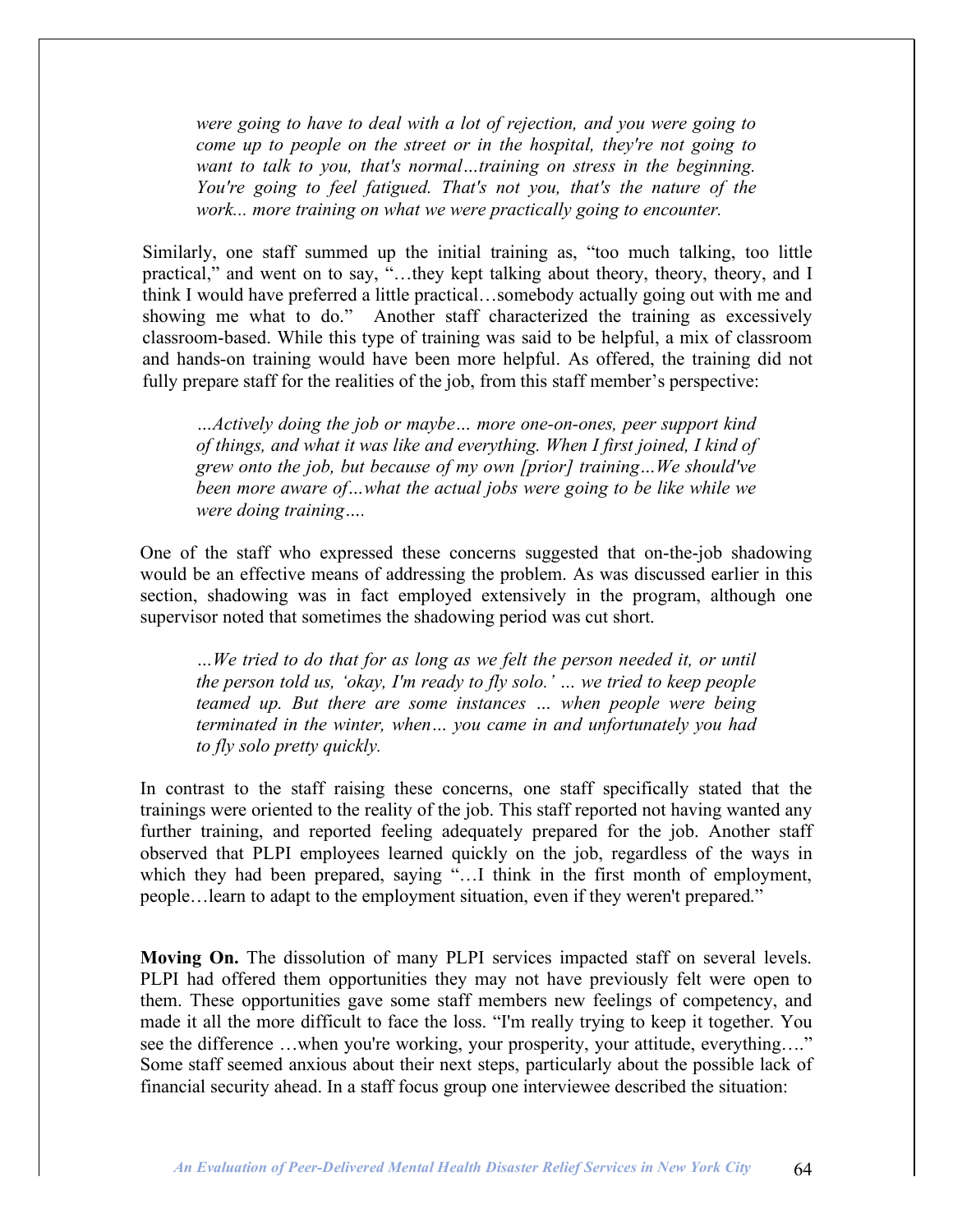*were going to have to deal with a lot of rejection, and you were going to come up to people on the street or in the hospital, they're not going to want to talk to you, that's normal…training on stress in the beginning. You're going to feel fatigued. That's not you, that's the nature of the work... more training on what we were practically going to encounter.*

Similarly, one staff summed up the initial training as, "too much talking, too little practical," and went on to say, "…they kept talking about theory, theory, theory, and I think I would have preferred a little practical…somebody actually going out with me and showing me what to do." Another staff characterized the training as excessively classroom-based. While this type of training was said to be helpful, a mix of classroom and hands-on training would have been more helpful. As offered, the training did not fully prepare staff for the realities of the job, from this staff member's perspective:

*…Actively doing the job or maybe… more one-on-ones, peer support kind of things, and what it was like and everything. When I first joined, I kind of grew onto the job, but because of my own [prior] training…We should've been more aware of…what the actual jobs were going to be like while we were doing training….*

One of the staff who expressed these concerns suggested that on-the-job shadowing would be an effective means of addressing the problem. As was discussed earlier in this section, shadowing was in fact employed extensively in the program, although one supervisor noted that sometimes the shadowing period was cut short.

*…We tried to do that for as long as we felt the person needed it, or until the person told us, 'okay, I'm ready to fly solo.' … we tried to keep people teamed up. But there are some instances … when people were being terminated in the winter, when… you came in and unfortunately you had to fly solo pretty quickly.*

In contrast to the staff raising these concerns, one staff specifically stated that the trainings were oriented to the reality of the job. This staff reported not having wanted any further training, and reported feeling adequately prepared for the job. Another staff observed that PLPI employees learned quickly on the job, regardless of the ways in which they had been prepared, saying "…I think in the first month of employment, people…learn to adapt to the employment situation, even if they weren't prepared."

**Moving On.** The dissolution of many PLPI services impacted staff on several levels. PLPI had offered them opportunities they may not have previously felt were open to them. These opportunities gave some staff members new feelings of competency, and made it all the more difficult to face the loss. "I'm really trying to keep it together. You see the difference …when you're working, your prosperity, your attitude, everything…." Some staff seemed anxious about their next steps, particularly about the possible lack of financial security ahead. In a staff focus group one interviewee described the situation: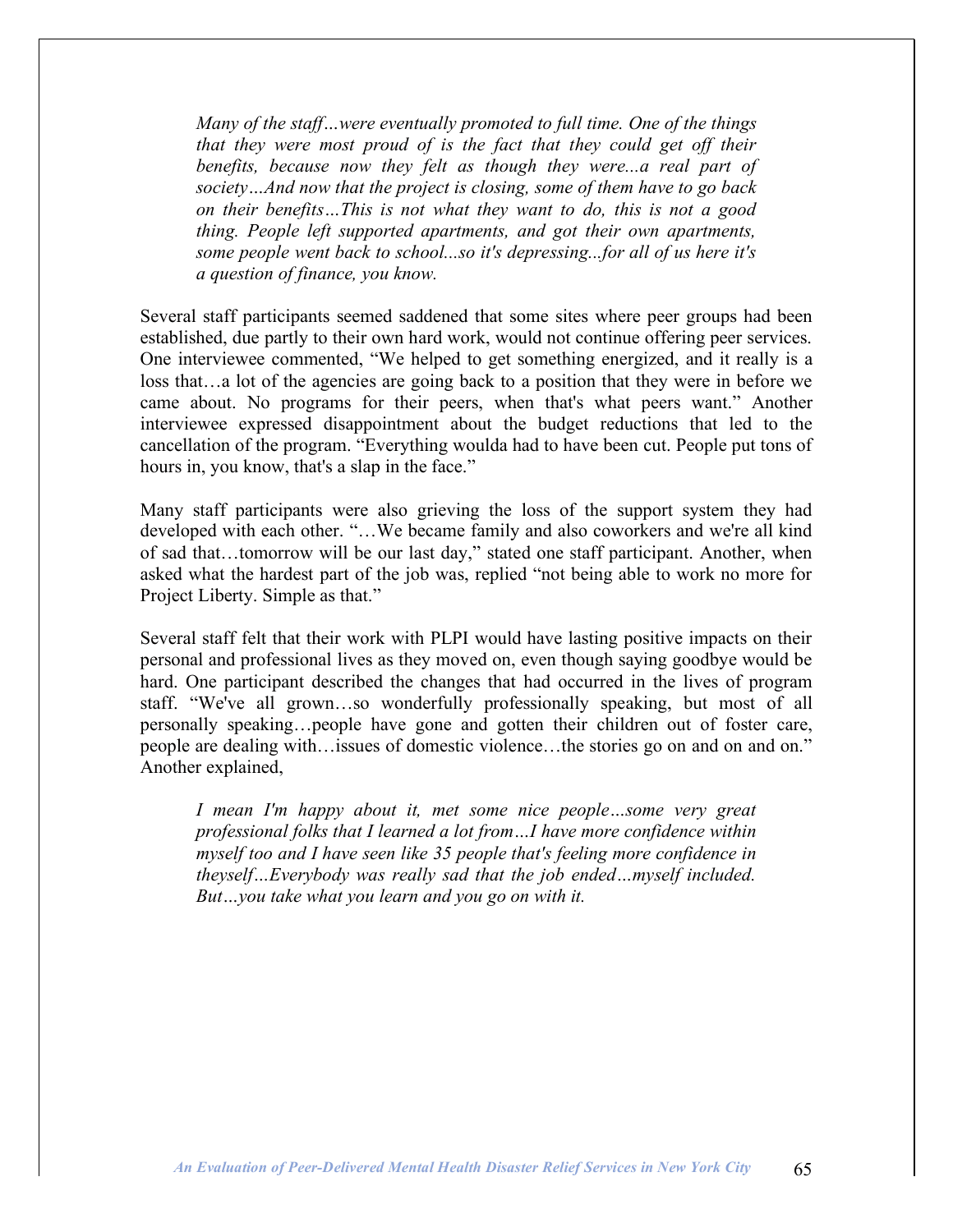> *Many of the staff…were eventually promoted to full time. One of the things that they were most proud of is the fact that they could get off their benefits, because now they felt as though they were...a real part of society…And now that the project is closing, some of them have to go back on their benefits…This is not what they want to do, this is not a good thing. People left supported apartments, and got their own apartments, some people went back to school...so it's depressing...for all of us here it's a question of finance, you know.*

Several staff participants seemed saddened that some sites where peer groups had been established, due partly to their own hard work, would not continue offering peer services. One interviewee commented, "We helped to get something energized, and it really is a loss that…a lot of the agencies are going back to a position that they were in before we came about. No programs for their peers, when that's what peers want." Another interviewee expressed disappointment about the budget reductions that led to the cancellation of the program. "Everything woulda had to have been cut. People put tons of hours in, you know, that's a slap in the face."

Many staff participants were also grieving the loss of the support system they had developed with each other. "…We became family and also coworkers and we're all kind of sad that…tomorrow will be our last day," stated one staff participant. Another, when asked what the hardest part of the job was, replied "not being able to work no more for Project Liberty. Simple as that."

Several staff felt that their work with PLPI would have lasting positive impacts on their personal and professional lives as they moved on, even though saying goodbye would be hard. One participant described the changes that had occurred in the lives of program staff. "We've all grown…so wonderfully professionally speaking, but most of all personally speaking…people have gone and gotten their children out of foster care, people are dealing with…issues of domestic violence…the stories go on and on and on." Another explained,

> *I mean I'm happy about it, met some nice people…some very great professional folks that I learned a lot from…I have more confidence within myself too and I have seen like 35 people that's feeling more confidence in theyself…Everybody was really sad that the job ended…myself included. But…you take what you learn and you go on with it.*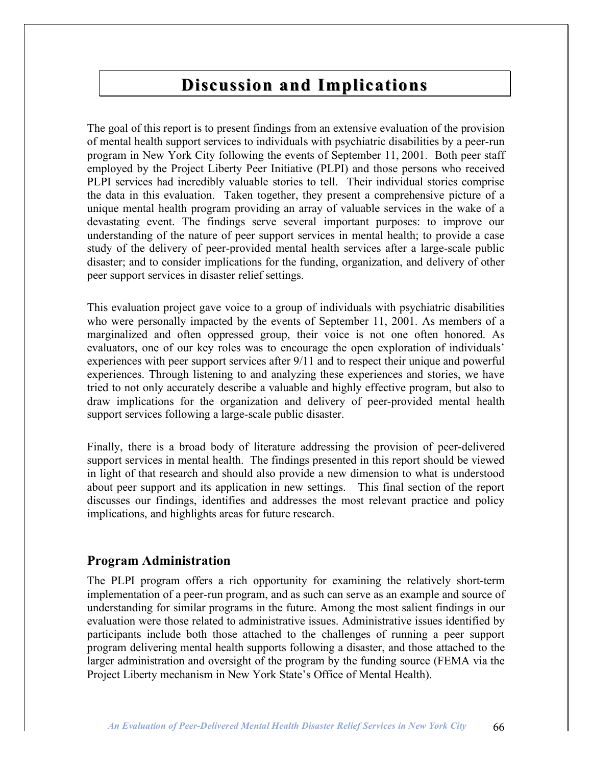# Discussion and Implications

The goal of this report is to present findings from an extensive evaluation of the provision of mental health support services to individuals with psychiatric disabilities by a peer-run program in New York City following the events of September 11, 2001. Both peer staff employed by the Project Liberty Peer Initiative (PLPI) and those persons who received PLPI services had incredibly valuable stories to tell. Their individual stories comprise the data in this evaluation. Taken together, they present a comprehensive picture of a unique mental health program providing an array of valuable services in the wake of a devastating event. The findings serve several important purposes: to improve our understanding of the nature of peer support services in mental health; to provide a case study of the delivery of peer-provided mental health services after a large-scale public disaster; and to consider implications for the funding, organization, and delivery of other peer support services in disaster relief settings.

This evaluation project gave voice to a group of individuals with psychiatric disabilities who were personally impacted by the events of September 11, 2001. As members of a marginalized and often oppressed group, their voice is not one often honored. As evaluators, one of our key roles was to encourage the open exploration of individuals' experiences with peer support services after 9/11 and to respect their unique and powerful experiences. Through listening to and analyzing these experiences and stories, we have tried to not only accurately describe a valuable and highly effective program, but also to draw implications for the organization and delivery of peer-provided mental health support services following a large-scale public disaster.

Finally, there is a broad body of literature addressing the provision of peer-delivered support services in mental health. The findings presented in this report should be viewed in light of that research and should also provide a new dimension to what is understood about peer support and its application in new settings. This final section of the report discusses our findings, identifies and addresses the most relevant practice and policy implications, and highlights areas for future research.

## Program Administration

The PLPI program offers a rich opportunity for examining the relatively short-term implementation of a peer-run program, and as such can serve as an example and source of understanding for similar programs in the future. Among the most salient findings in our evaluation were those related to administrative issues. Administrative issues identified by participants include both those attached to the challenges of running a peer support program delivering mental health supports following a disaster, and those attached to the larger administration and oversight of the program by the funding source (FEMA via the Project Liberty mechanism in New York State's Office of Mental Health).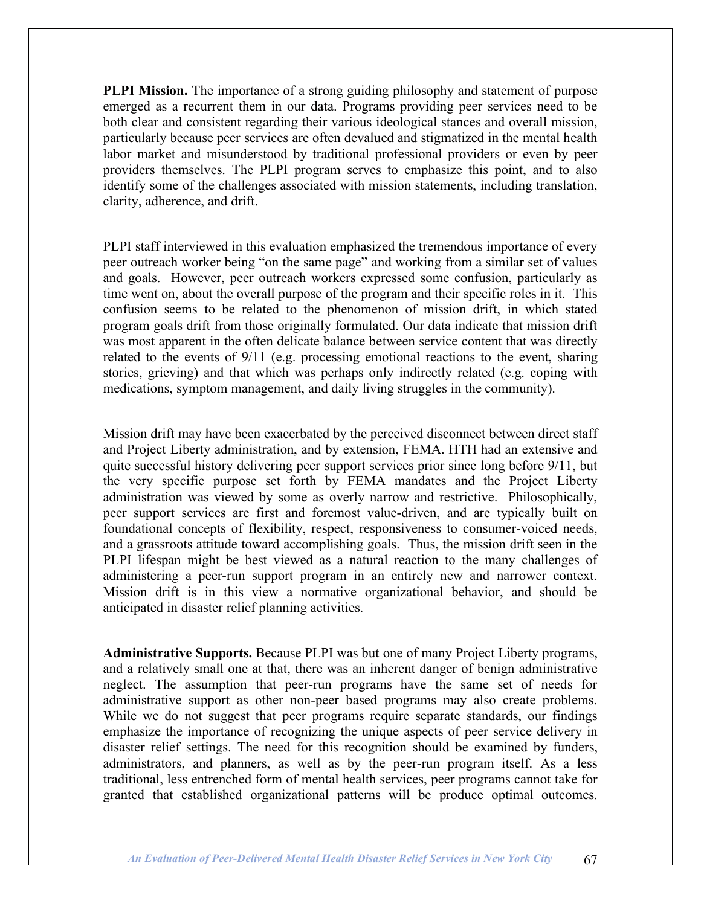**PLPI Mission.** The importance of a strong guiding philosophy and statement of purpose emerged as a recurrent them in our data. Programs providing peer services need to be both clear and consistent regarding their various ideological stances and overall mission, particularly because peer services are often devalued and stigmatized in the mental health labor market and misunderstood by traditional professional providers or even by peer providers themselves. The PLPI program serves to emphasize this point, and to also identify some of the challenges associated with mission statements, including translation, clarity, adherence, and drift.

PLPI staff interviewed in this evaluation emphasized the tremendous importance of every peer outreach worker being "on the same page" and working from a similar set of values and goals. However, peer outreach workers expressed some confusion, particularly as time went on, about the overall purpose of the program and their specific roles in it. This confusion seems to be related to the phenomenon of mission drift, in which stated program goals drift from those originally formulated. Our data indicate that mission drift was most apparent in the often delicate balance between service content that was directly related to the events of 9/11 (e.g. processing emotional reactions to the event, sharing stories, grieving) and that which was perhaps only indirectly related (e.g. coping with medications, symptom management, and daily living struggles in the community).

Mission drift may have been exacerbated by the perceived disconnect between direct staff and Project Liberty administration, and by extension, FEMA. HTH had an extensive and quite successful history delivering peer support services prior since long before 9/11, but the very specific purpose set forth by FEMA mandates and the Project Liberty administration was viewed by some as overly narrow and restrictive. Philosophically, peer support services are first and foremost value-driven, and are typically built on foundational concepts of flexibility, respect, responsiveness to consumer-voiced needs, and a grassroots attitude toward accomplishing goals. Thus, the mission drift seen in the PLPI lifespan might be best viewed as a natural reaction to the many challenges of administering a peer-run support program in an entirely new and narrower context. Mission drift is in this view a normative organizational behavior, and should be anticipated in disaster relief planning activities.

**Administrative Supports.** Because PLPI was but one of many Project Liberty programs, and a relatively small one at that, there was an inherent danger of benign administrative neglect. The assumption that peer-run programs have the same set of needs for administrative support as other non-peer based programs may also create problems. While we do not suggest that peer programs require separate standards, our findings emphasize the importance of recognizing the unique aspects of peer service delivery in disaster relief settings. The need for this recognition should be examined by funders, administrators, and planners, as well as by the peer-run program itself. As a less traditional, less entrenched form of mental health services, peer programs cannot take for granted that established organizational patterns will be produce optimal outcomes.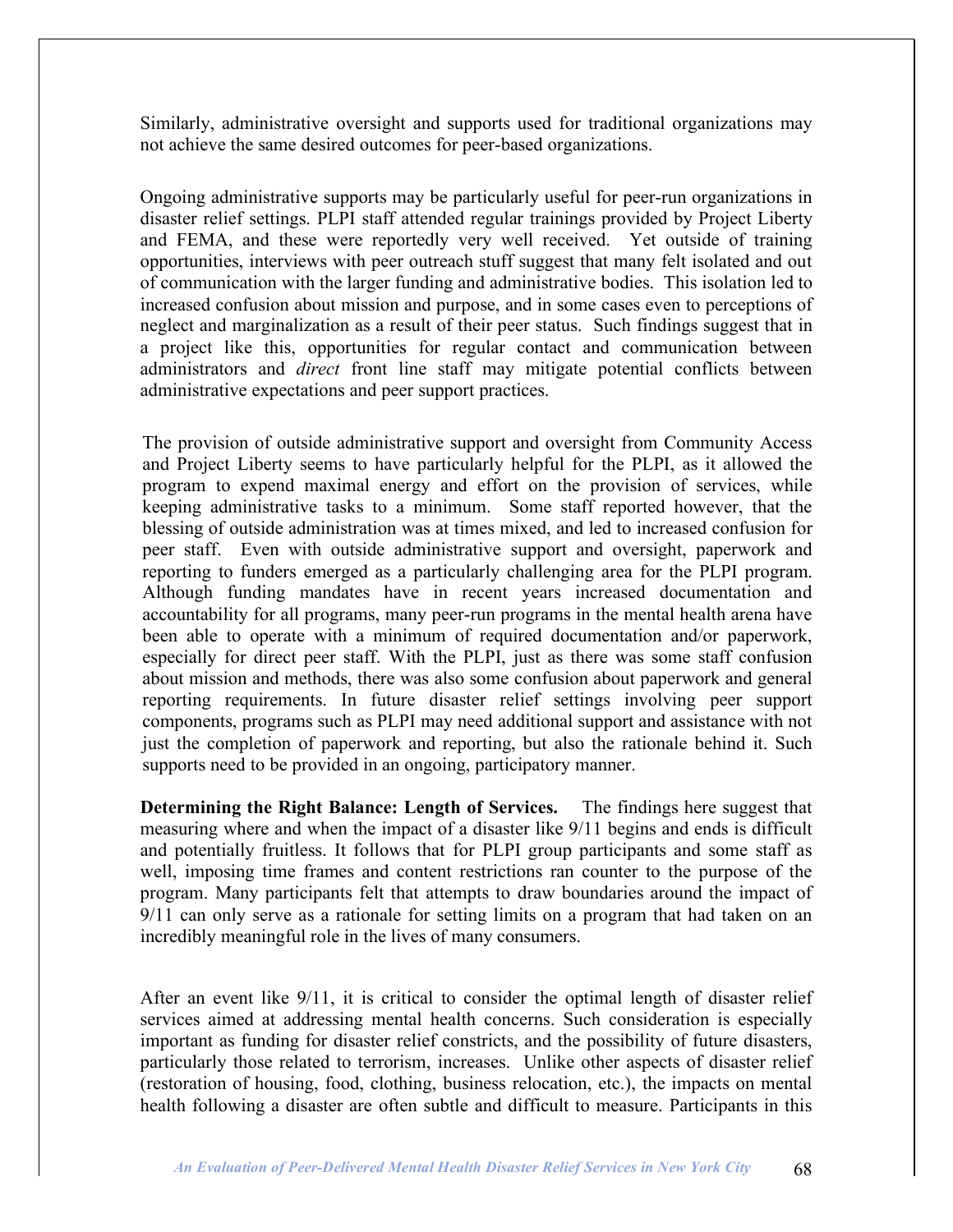Similarly, administrative oversight and supports used for traditional organizations may not achieve the same desired outcomes for peer-based organizations.

Ongoing administrative supports may be particularly useful for peer-run organizations in disaster relief settings. PLPI staff attended regular trainings provided by Project Liberty and FEMA, and these were reportedly very well received. Yet outside of training opportunities, interviews with peer outreach stuff suggest that many felt isolated and out of communication with the larger funding and administrative bodies. This isolation led to increased confusion about mission and purpose, and in some cases even to perceptions of neglect and marginalization as a result of their peer status. Such findings suggest that in a project like this, opportunities for regular contact and communication between administrators and *direct* front line staff may mitigate potential conflicts between administrative expectations and peer support practices.

The provision of outside administrative support and oversight from Community Access and Project Liberty seems to have particularly helpful for the PLPI, as it allowed the program to expend maximal energy and effort on the provision of services, while keeping administrative tasks to a minimum. Some staff reported however, that the blessing of outside administration was at times mixed, and led to increased confusion for peer staff. Even with outside administrative support and oversight, paperwork and reporting to funders emerged as a particularly challenging area for the PLPI program. Although funding mandates have in recent years increased documentation and accountability for all programs, many peer-run programs in the mental health arena have been able to operate with a minimum of required documentation and/or paperwork, especially for direct peer staff. With the PLPI, just as there was some staff confusion about mission and methods, there was also some confusion about paperwork and general reporting requirements. In future disaster relief settings involving peer support components, programs such as PLPI may need additional support and assistance with not just the completion of paperwork and reporting, but also the rationale behind it. Such supports need to be provided in an ongoing, participatory manner.

**Determining the Right Balance: Length of Services.** The findings here suggest that measuring where and when the impact of a disaster like 9/11 begins and ends is difficult and potentially fruitless. It follows that for PLPI group participants and some staff as well, imposing time frames and content restrictions ran counter to the purpose of the program. Many participants felt that attempts to draw boundaries around the impact of 9/11 can only serve as a rationale for setting limits on a program that had taken on an incredibly meaningful role in the lives of many consumers.

After an event like 9/11, it is critical to consider the optimal length of disaster relief services aimed at addressing mental health concerns. Such consideration is especially important as funding for disaster relief constricts, and the possibility of future disasters, particularly those related to terrorism, increases. Unlike other aspects of disaster relief (restoration of housing, food, clothing, business relocation, etc.), the impacts on mental health following a disaster are often subtle and difficult to measure. Participants in this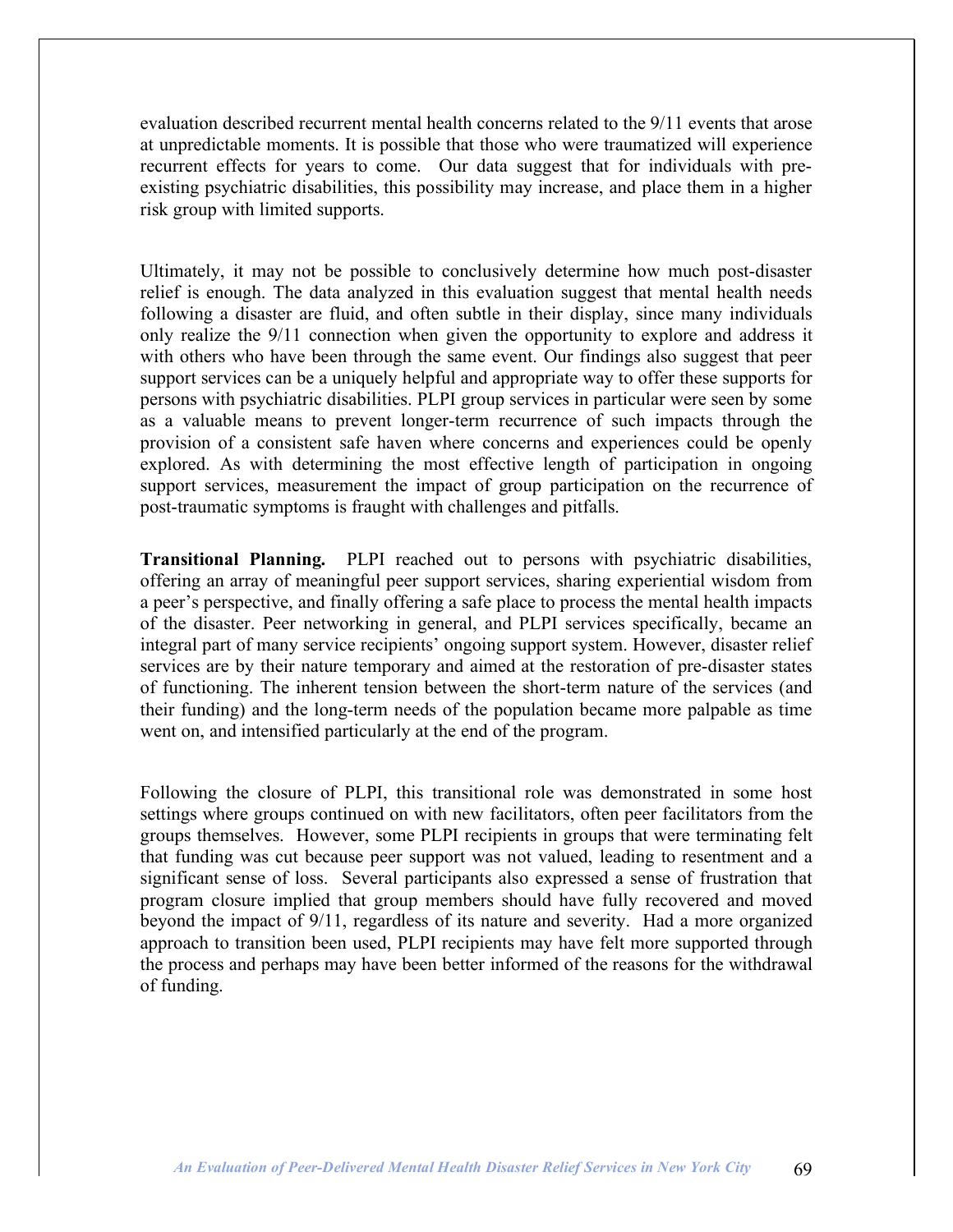evaluation described recurrent mental health concerns related to the 9/11 events that arose at unpredictable moments. It is possible that those who were traumatized will experience recurrent effects for years to come. Our data suggest that for individuals with pre-existing psychiatric disabilities, this possibility may increase, and place them in a higher risk group with limited supports.

Ultimately, it may not be possible to conclusively determine how much post-disaster relief is enough. The data analyzed in this evaluation suggest that mental health needs following a disaster are fluid, and often subtle in their display, since many individuals only realize the 9/11 connection when given the opportunity to explore and address it with others who have been through the same event. Our findings also suggest that peer support services can be a uniquely helpful and appropriate way to offer these supports for persons with psychiatric disabilities. PLPI group services in particular were seen by some as a valuable means to prevent longer-term recurrence of such impacts through the provision of a consistent safe haven where concerns and experiences could be openly explored. As with determining the most effective length of participation in ongoing support services, measurement the impact of group participation on the recurrence of post-traumatic symptoms is fraught with challenges and pitfalls.

**Transitional Planning.** PLPI reached out to persons with psychiatric disabilities, offering an array of meaningful peer support services, sharing experiential wisdom from a peer's perspective, and finally offering a safe place to process the mental health impacts of the disaster. Peer networking in general, and PLPI services specifically, became an integral part of many service recipients' ongoing support system. However, disaster relief services are by their nature temporary and aimed at the restoration of pre-disaster states of functioning. The inherent tension between the short-term nature of the services (and their funding) and the long-term needs of the population became more palpable as time went on, and intensified particularly at the end of the program.

Following the closure of PLPI, this transitional role was demonstrated in some host settings where groups continued on with new facilitators, often peer facilitators from the groups themselves. However, some PLPI recipients in groups that were terminating felt that funding was cut because peer support was not valued, leading to resentment and a significant sense of loss. Several participants also expressed a sense of frustration that program closure implied that group members should have fully recovered and moved beyond the impact of 9/11, regardless of its nature and severity. Had a more organized approach to transition been used, PLPI recipients may have felt more supported through the process and perhaps may have been better informed of the reasons for the withdrawal of funding.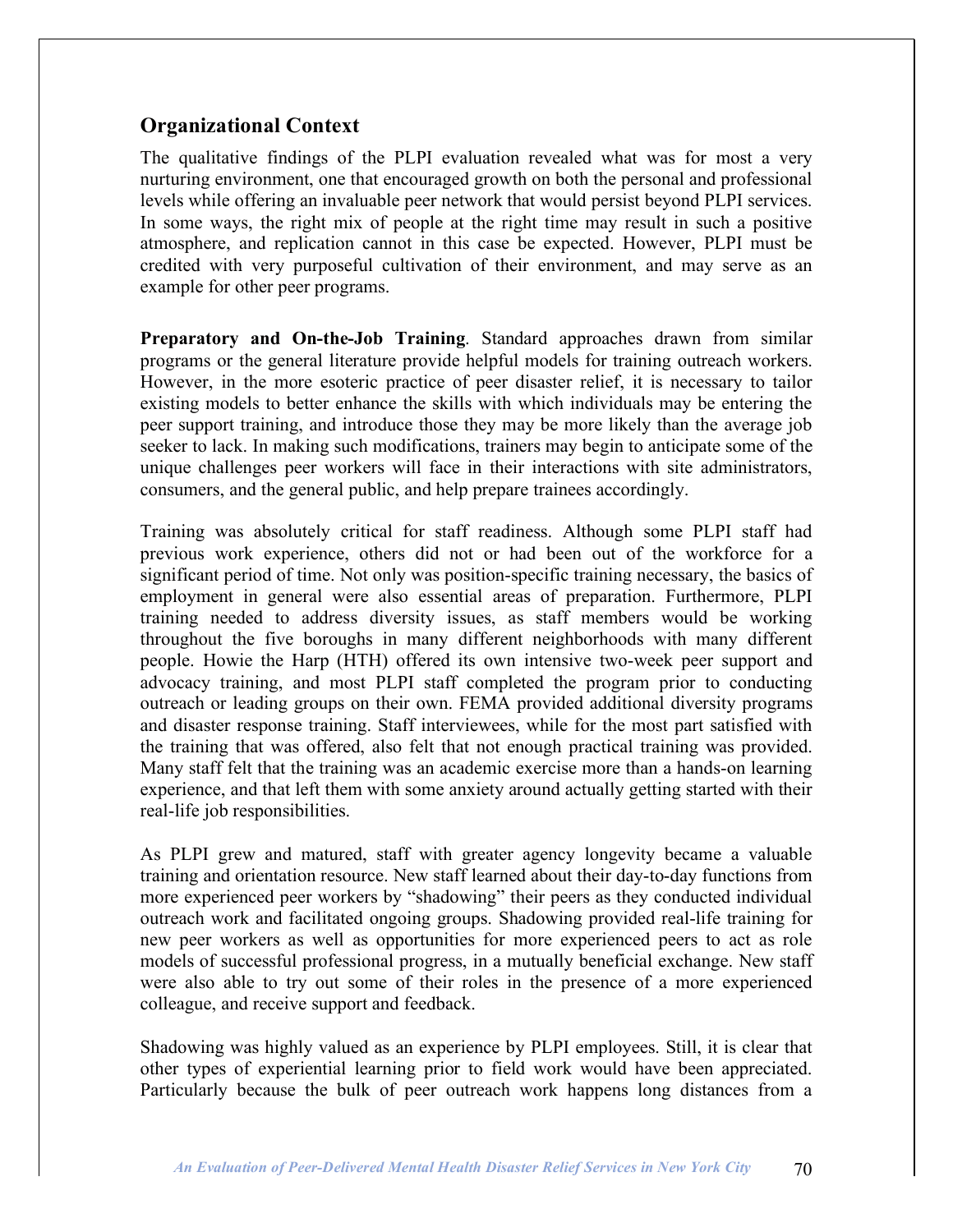## Organizational Context

The qualitative findings of the PLPI evaluation revealed what was for most a very nurturing environment, one that encouraged growth on both the personal and professional levels while offering an invaluable peer network that would persist beyond PLPI services. In some ways, the right mix of people at the right time may result in such a positive atmosphere, and replication cannot in this case be expected. However, PLPI must be credited with very purposeful cultivation of their environment, and may serve as an example for other peer programs.

**Preparatory and On-the-Job Training**. Standard approaches drawn from similar programs or the general literature provide helpful models for training outreach workers. However, in the more esoteric practice of peer disaster relief, it is necessary to tailor existing models to better enhance the skills with which individuals may be entering the peer support training, and introduce those they may be more likely than the average job seeker to lack. In making such modifications, trainers may begin to anticipate some of the unique challenges peer workers will face in their interactions with site administrators, consumers, and the general public, and help prepare trainees accordingly.

Training was absolutely critical for staff readiness. Although some PLPI staff had previous work experience, others did not or had been out of the workforce for a significant period of time. Not only was position-specific training necessary, the basics of employment in general were also essential areas of preparation. Furthermore, PLPI training needed to address diversity issues, as staff members would be working throughout the five boroughs in many different neighborhoods with many different people. Howie the Harp (HTH) offered its own intensive two-week peer support and advocacy training, and most PLPI staff completed the program prior to conducting outreach or leading groups on their own. FEMA provided additional diversity programs and disaster response training. Staff interviewees, while for the most part satisfied with the training that was offered, also felt that not enough practical training was provided. Many staff felt that the training was an academic exercise more than a hands-on learning experience, and that left them with some anxiety around actually getting started with their real-life job responsibilities.

As PLPI grew and matured, staff with greater agency longevity became a valuable training and orientation resource. New staff learned about their day-to-day functions from more experienced peer workers by "shadowing" their peers as they conducted individual outreach work and facilitated ongoing groups. Shadowing provided real-life training for new peer workers as well as opportunities for more experienced peers to act as role models of successful professional progress, in a mutually beneficial exchange. New staff were also able to try out some of their roles in the presence of a more experienced colleague, and receive support and feedback.

Shadowing was highly valued as an experience by PLPI employees. Still, it is clear that other types of experiential learning prior to field work would have been appreciated. Particularly because the bulk of peer outreach work happens long distances from a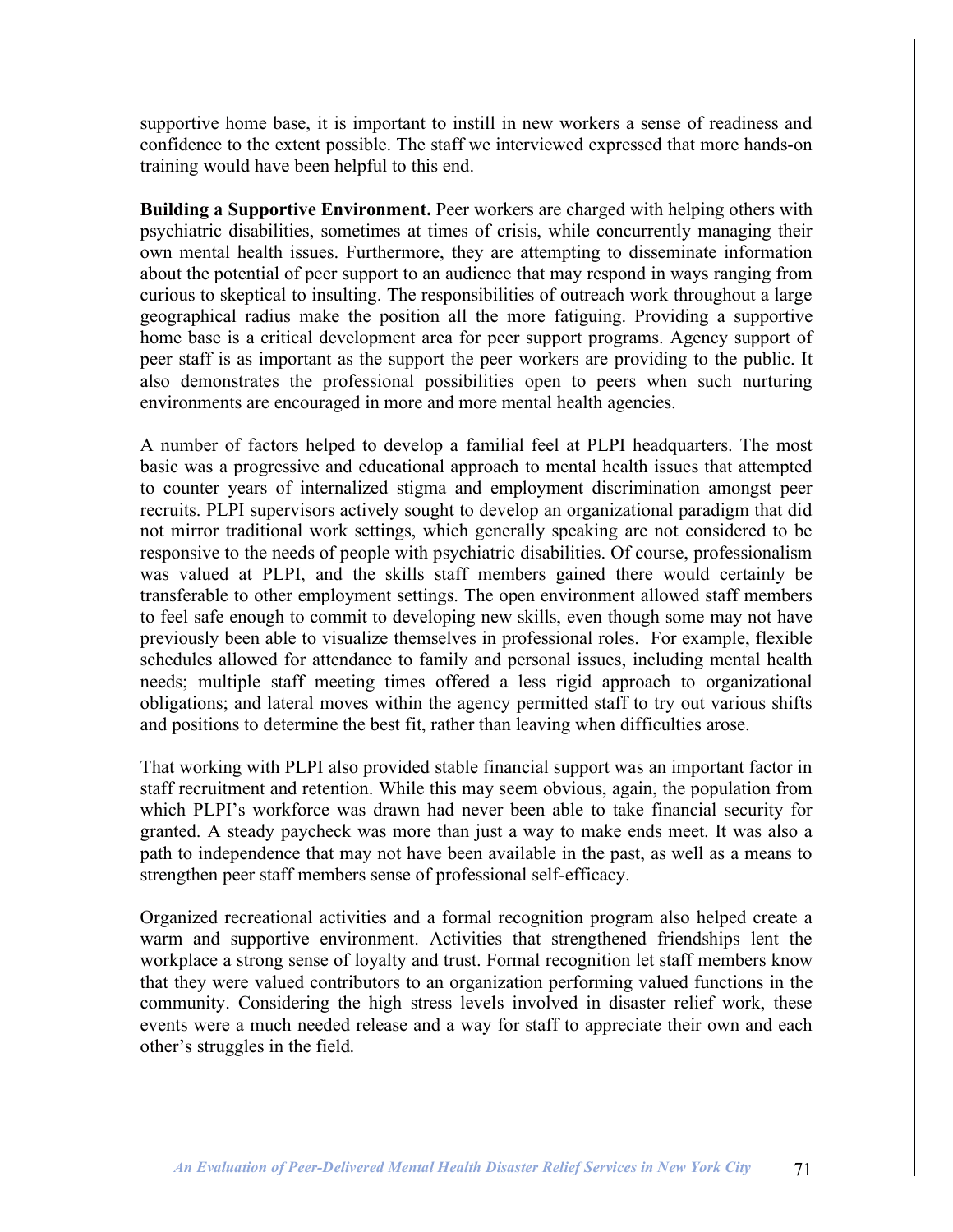supportive home base, it is important to instill in new workers a sense of readiness and confidence to the extent possible. The staff we interviewed expressed that more hands-on training would have been helpful to this end.

**Building a Supportive Environment.** Peer workers are charged with helping others with psychiatric disabilities, sometimes at times of crisis, while concurrently managing their own mental health issues. Furthermore, they are attempting to disseminate information about the potential of peer support to an audience that may respond in ways ranging from curious to skeptical to insulting. The responsibilities of outreach work throughout a large geographical radius make the position all the more fatiguing. Providing a supportive home base is a critical development area for peer support programs. Agency support of peer staff is as important as the support the peer workers are providing to the public. It also demonstrates the professional possibilities open to peers when such nurturing environments are encouraged in more and more mental health agencies.

A number of factors helped to develop a familial feel at PLPI headquarters. The most basic was a progressive and educational approach to mental health issues that attempted to counter years of internalized stigma and employment discrimination amongst peer recruits. PLPI supervisors actively sought to develop an organizational paradigm that did not mirror traditional work settings, which generally speaking are not considered to be responsive to the needs of people with psychiatric disabilities. Of course, professionalism was valued at PLPI, and the skills staff members gained there would certainly be transferable to other employment settings. The open environment allowed staff members to feel safe enough to commit to developing new skills, even though some may not have previously been able to visualize themselves in professional roles. For example, flexible schedules allowed for attendance to family and personal issues, including mental health needs; multiple staff meeting times offered a less rigid approach to organizational obligations; and lateral moves within the agency permitted staff to try out various shifts and positions to determine the best fit, rather than leaving when difficulties arose.

That working with PLPI also provided stable financial support was an important factor in staff recruitment and retention. While this may seem obvious, again, the population from which PLPI's workforce was drawn had never been able to take financial security for granted. A steady paycheck was more than just a way to make ends meet. It was also a path to independence that may not have been available in the past, as well as a means to strengthen peer staff members sense of professional self-efficacy.

Organized recreational activities and a formal recognition program also helped create a warm and supportive environment. Activities that strengthened friendships lent the workplace a strong sense of loyalty and trust. Formal recognition let staff members know that they were valued contributors to an organization performing valued functions in the community. Considering the high stress levels involved in disaster relief work, these events were a much needed release and a way for staff to appreciate their own and each other's struggles in the field.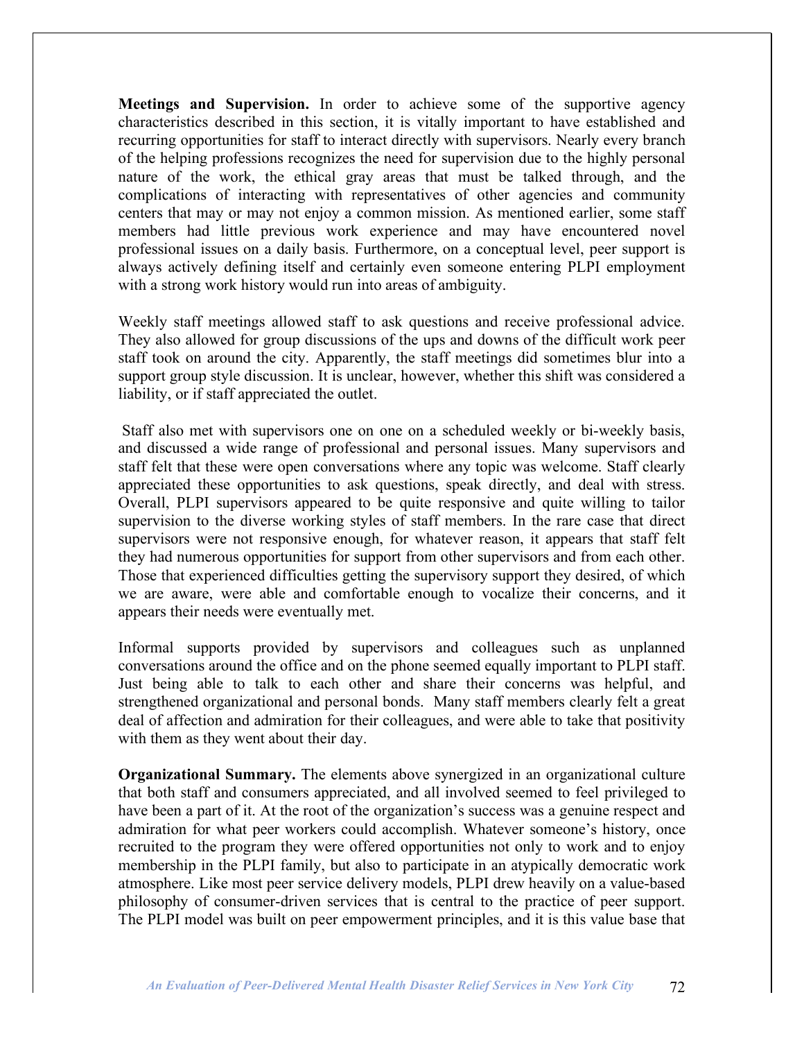**Meetings and Supervision.** In order to achieve some of the supportive agency characteristics described in this section, it is vitally important to have established and recurring opportunities for staff to interact directly with supervisors. Nearly every branch of the helping professions recognizes the need for supervision due to the highly personal nature of the work, the ethical gray areas that must be talked through, and the complications of interacting with representatives of other agencies and community centers that may or may not enjoy a common mission. As mentioned earlier, some staff members had little previous work experience and may have encountered novel professional issues on a daily basis. Furthermore, on a conceptual level, peer support is always actively defining itself and certainly even someone entering PLPI employment with a strong work history would run into areas of ambiguity.

Weekly staff meetings allowed staff to ask questions and receive professional advice. They also allowed for group discussions of the ups and downs of the difficult work peer staff took on around the city. Apparently, the staff meetings did sometimes blur into a support group style discussion. It is unclear, however, whether this shift was considered a liability, or if staff appreciated the outlet.

Staff also met with supervisors one on one on a scheduled weekly or bi-weekly basis, and discussed a wide range of professional and personal issues. Many supervisors and staff felt that these were open conversations where any topic was welcome. Staff clearly appreciated these opportunities to ask questions, speak directly, and deal with stress. Overall, PLPI supervisors appeared to be quite responsive and quite willing to tailor supervision to the diverse working styles of staff members. In the rare case that direct supervisors were not responsive enough, for whatever reason, it appears that staff felt they had numerous opportunities for support from other supervisors and from each other. Those that experienced difficulties getting the supervisory support they desired, of which we are aware, were able and comfortable enough to vocalize their concerns, and it appears their needs were eventually met.

Informal supports provided by supervisors and colleagues such as unplanned conversations around the office and on the phone seemed equally important to PLPI staff. Just being able to talk to each other and share their concerns was helpful, and strengthened organizational and personal bonds. Many staff members clearly felt a great deal of affection and admiration for their colleagues, and were able to take that positivity with them as they went about their day.

**Organizational Summary.** The elements above synergized in an organizational culture that both staff and consumers appreciated, and all involved seemed to feel privileged to have been a part of it. At the root of the organization's success was a genuine respect and admiration for what peer workers could accomplish. Whatever someone's history, once recruited to the program they were offered opportunities not only to work and to enjoy membership in the PLPI family, but also to participate in an atypically democratic work atmosphere. Like most peer service delivery models, PLPI drew heavily on a value-based philosophy of consumer-driven services that is central to the practice of peer support. The PLPI model was built on peer empowerment principles, and it is this value base that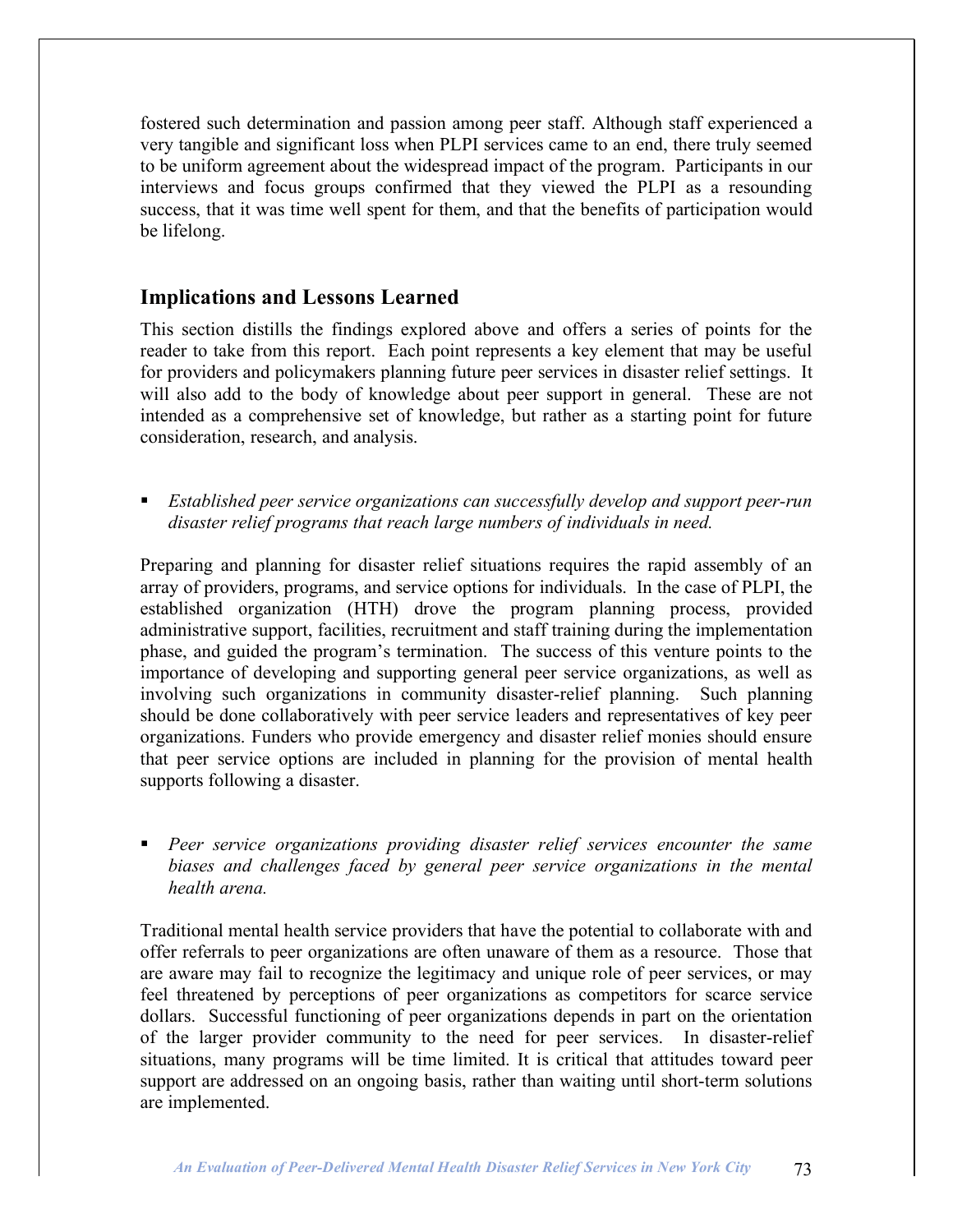fostered such determination and passion among peer staff. Although staff experienced a very tangible and significant loss when PLPI services came to an end, there truly seemed to be uniform agreement about the widespread impact of the program. Participants in our interviews and focus groups confirmed that they viewed the PLPI as a resounding success, that it was time well spent for them, and that the benefits of participation would be lifelong.

## Implications and Lessons Learned

This section distills the findings explored above and offers a series of points for the reader to take from this report. Each point represents a key element that may be useful for providers and policymakers planning future peer services in disaster relief settings. It will also add to the body of knowledge about peer support in general. These are not intended as a comprehensive set of knowledge, but rather as a starting point for future consideration, research, and analysis.

- *Established peer service organizations can successfully develop and support peer-run disaster relief programs that reach large numbers of individuals in need.*

Preparing and planning for disaster relief situations requires the rapid assembly of an array of providers, programs, and service options for individuals. In the case of PLPI, the established organization (HTH) drove the program planning process, provided administrative support, facilities, recruitment and staff training during the implementation phase, and guided the program's termination. The success of this venture points to the importance of developing and supporting general peer service organizations, as well as involving such organizations in community disaster-relief planning. Such planning should be done collaboratively with peer service leaders and representatives of key peer organizations. Funders who provide emergency and disaster relief monies should ensure that peer service options are included in planning for the provision of mental health supports following a disaster.

- *Peer service organizations providing disaster relief services encounter the same biases and challenges faced by general peer service organizations in the mental health arena.*

Traditional mental health service providers that have the potential to collaborate with and offer referrals to peer organizations are often unaware of them as a resource. Those that are aware may fail to recognize the legitimacy and unique role of peer services, or may feel threatened by perceptions of peer organizations as competitors for scarce service dollars. Successful functioning of peer organizations depends in part on the orientation of the larger provider community to the need for peer services. In disaster-relief situations, many programs will be time limited. It is critical that attitudes toward peer support are addressed on an ongoing basis, rather than waiting until short-term solutions are implemented.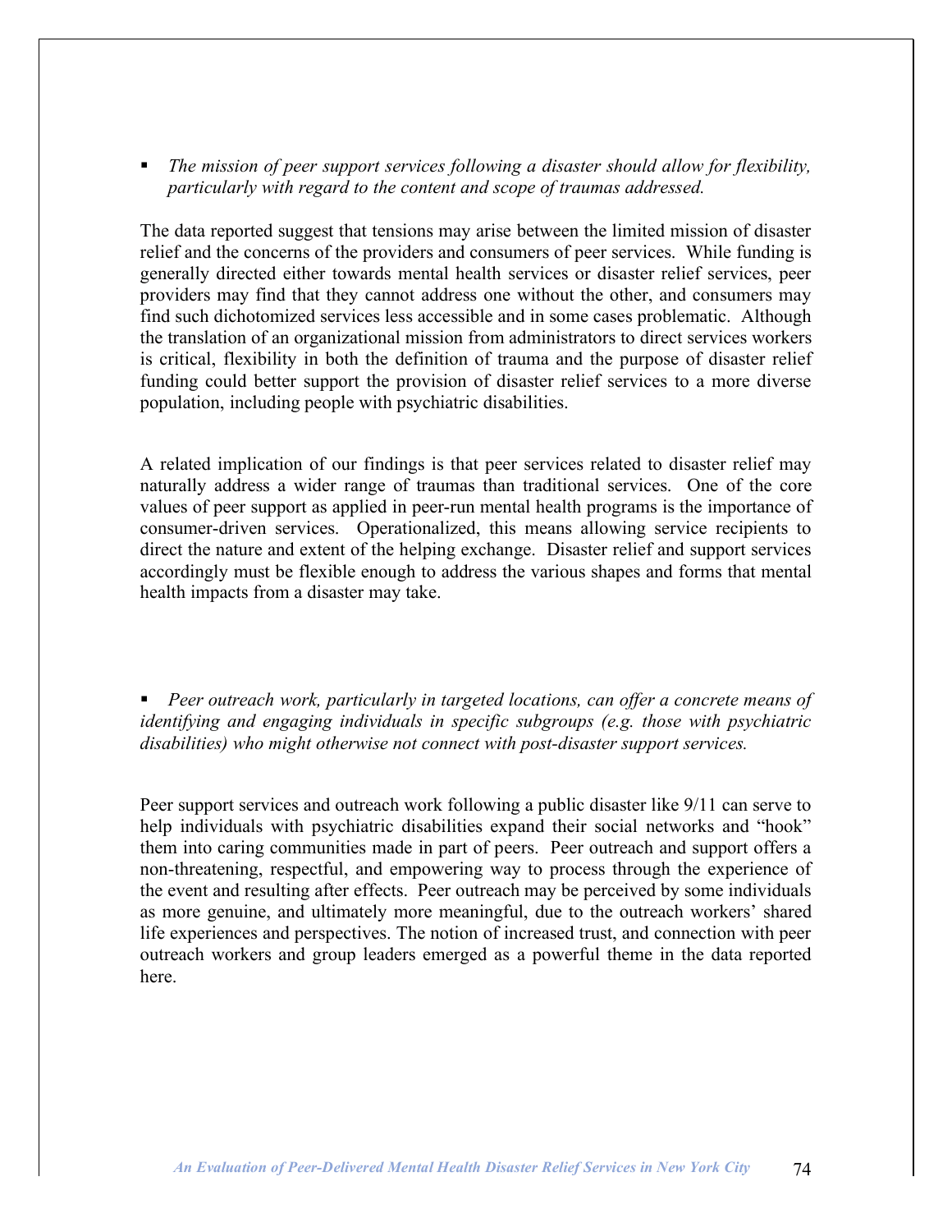- *The mission of peer support services following a disaster should allow for flexibility, particularly with regard to the content and scope of traumas addressed.*

The data reported suggest that tensions may arise between the limited mission of disaster relief and the concerns of the providers and consumers of peer services. While funding is generally directed either towards mental health services or disaster relief services, peer providers may find that they cannot address one without the other, and consumers may find such dichotomized services less accessible and in some cases problematic. Although the translation of an organizational mission from administrators to direct services workers is critical, flexibility in both the definition of trauma and the purpose of disaster relief funding could better support the provision of disaster relief services to a more diverse population, including people with psychiatric disabilities.

A related implication of our findings is that peer services related to disaster relief may naturally address a wider range of traumas than traditional services. One of the core values of peer support as applied in peer-run mental health programs is the importance of consumer-driven services. Operationalized, this means allowing service recipients to direct the nature and extent of the helping exchange. Disaster relief and support services accordingly must be flexible enough to address the various shapes and forms that mental health impacts from a disaster may take.

- *Peer outreach work, particularly in targeted locations, can offer a concrete means of identifying and engaging individuals in specific subgroups (e.g. those with psychiatric disabilities) who might otherwise not connect with post-disaster support services.*

Peer support services and outreach work following a public disaster like 9/11 can serve to help individuals with psychiatric disabilities expand their social networks and "hook" them into caring communities made in part of peers. Peer outreach and support offers a non-threatening, respectful, and empowering way to process through the experience of the event and resulting after effects. Peer outreach may be perceived by some individuals as more genuine, and ultimately more meaningful, due to the outreach workers' shared life experiences and perspectives. The notion of increased trust, and connection with peer outreach workers and group leaders emerged as a powerful theme in the data reported here.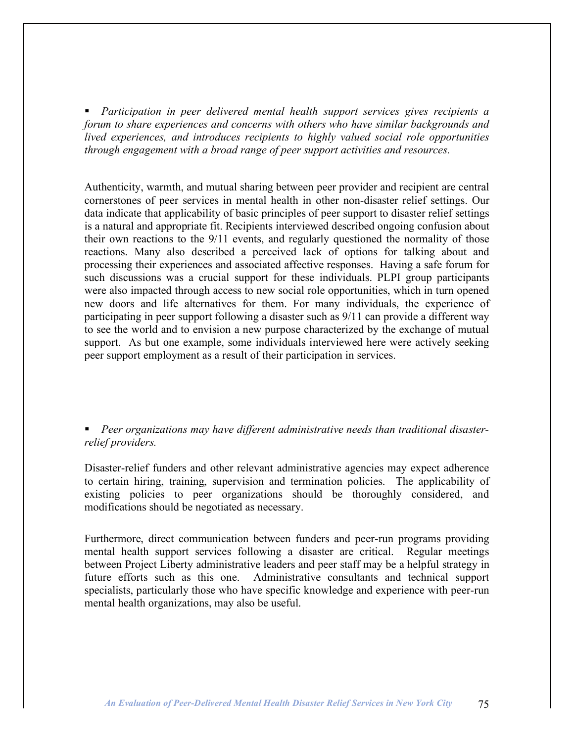- *Participation in peer delivered mental health support services gives recipients a forum to share experiences and concerns with others who have similar backgrounds and lived experiences, and introduces recipients to highly valued social role opportunities through engagement with a broad range of peer support activities and resources.*

Authenticity, warmth, and mutual sharing between peer provider and recipient are central cornerstones of peer services in mental health in other non-disaster relief settings. Our data indicate that applicability of basic principles of peer support to disaster relief settings is a natural and appropriate fit. Recipients interviewed described ongoing confusion about their own reactions to the 9/11 events, and regularly questioned the normality of those reactions. Many also described a perceived lack of options for talking about and processing their experiences and associated affective responses. Having a safe forum for such discussions was a crucial support for these individuals. PLPI group participants were also impacted through access to new social role opportunities, which in turn opened new doors and life alternatives for them. For many individuals, the experience of participating in peer support following a disaster such as 9/11 can provide a different way to see the world and to envision a new purpose characterized by the exchange of mutual support. As but one example, some individuals interviewed here were actively seeking peer support employment as a result of their participation in services.

- *Peer organizations may have different administrative needs than traditional disaster-relief providers.*

Disaster-relief funders and other relevant administrative agencies may expect adherence to certain hiring, training, supervision and termination policies. The applicability of existing policies to peer organizations should be thoroughly considered, and modifications should be negotiated as necessary.

Furthermore, direct communication between funders and peer-run programs providing mental health support services following a disaster are critical. Regular meetings between Project Liberty administrative leaders and peer staff may be a helpful strategy in future efforts such as this one. Administrative consultants and technical support specialists, particularly those who have specific knowledge and experience with peer-run mental health organizations, may also be useful.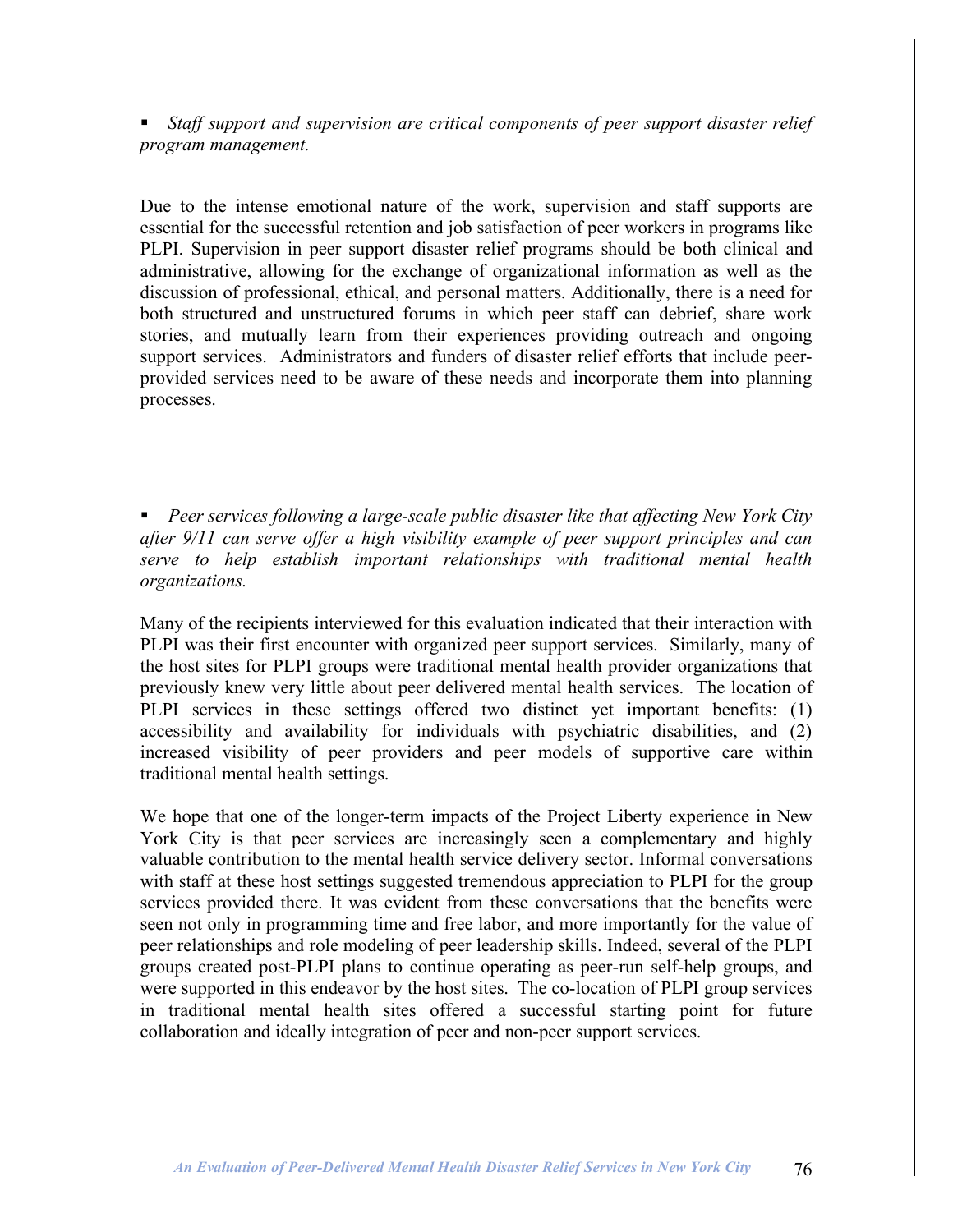- *Staff support and supervision are critical components of peer support disaster relief program management.*

Due to the intense emotional nature of the work, supervision and staff supports are essential for the successful retention and job satisfaction of peer workers in programs like PLPI. Supervision in peer support disaster relief programs should be both clinical and administrative, allowing for the exchange of organizational information as well as the discussion of professional, ethical, and personal matters. Additionally, there is a need for both structured and unstructured forums in which peer staff can debrief, share work stories, and mutually learn from their experiences providing outreach and ongoing support services. Administrators and funders of disaster relief efforts that include peer-provided services need to be aware of these needs and incorporate them into planning processes.

- *Peer services following a large-scale public disaster like that affecting New York City after 9/11 can serve offer a high visibility example of peer support principles and can serve to help establish important relationships with traditional mental health organizations.*

Many of the recipients interviewed for this evaluation indicated that their interaction with PLPI was their first encounter with organized peer support services. Similarly, many of the host sites for PLPI groups were traditional mental health provider organizations that previously knew very little about peer delivered mental health services. The location of PLPI services in these settings offered two distinct yet important benefits: (1) accessibility and availability for individuals with psychiatric disabilities, and (2) increased visibility of peer providers and peer models of supportive care within traditional mental health settings.

We hope that one of the longer-term impacts of the Project Liberty experience in New York City is that peer services are increasingly seen a complementary and highly valuable contribution to the mental health service delivery sector. Informal conversations with staff at these host settings suggested tremendous appreciation to PLPI for the group services provided there. It was evident from these conversations that the benefits were seen not only in programming time and free labor, and more importantly for the value of peer relationships and role modeling of peer leadership skills. Indeed, several of the PLPI groups created post-PLPI plans to continue operating as peer-run self-help groups, and were supported in this endeavor by the host sites. The co-location of PLPI group services in traditional mental health sites offered a successful starting point for future collaboration and ideally integration of peer and non-peer support services.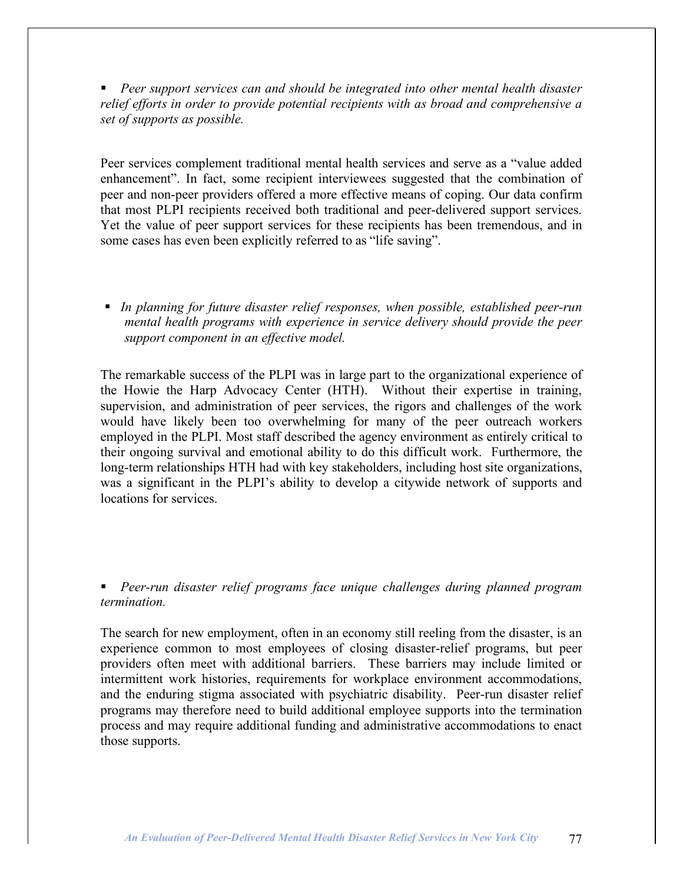- *Peer support services can and should be integrated into other mental health disaster relief efforts in order to provide potential recipients with as broad and comprehensive a set of supports as possible.*

Peer services complement traditional mental health services and serve as a "value added enhancement". In fact, some recipient interviewees suggested that the combination of peer and non-peer providers offered a more effective means of coping. Our data confirm that most PLPI recipients received both traditional and peer-delivered support services. Yet the value of peer support services for these recipients has been tremendous, and in some cases has even been explicitly referred to as "life saving".

- *In planning for future disaster relief responses, when possible, established peer-run mental health programs with experience in service delivery should provide the peer support component in an effective model.*

The remarkable success of the PLPI was in large part to the organizational experience of the Howie the Harp Advocacy Center (HTH). Without their expertise in training, supervision, and administration of peer services, the rigors and challenges of the work would have likely been too overwhelming for many of the peer outreach workers employed in the PLPI. Most staff described the agency environment as entirely critical to their ongoing survival and emotional ability to do this difficult work. Furthermore, the long-term relationships HTH had with key stakeholders, including host site organizations, was a significant in the PLPI's ability to develop a citywide network of supports and locations for services.

- *Peer-run disaster relief programs face unique challenges during planned program termination.*

The search for new employment, often in an economy still reeling from the disaster, is an experience common to most employees of closing disaster-relief programs, but peer providers often meet with additional barriers. These barriers may include limited or intermittent work histories, requirements for workplace environment accommodations, and the enduring stigma associated with psychiatric disability. Peer-run disaster relief programs may therefore need to build additional employee supports into the termination process and may require additional funding and administrative accommodations to enact those supports.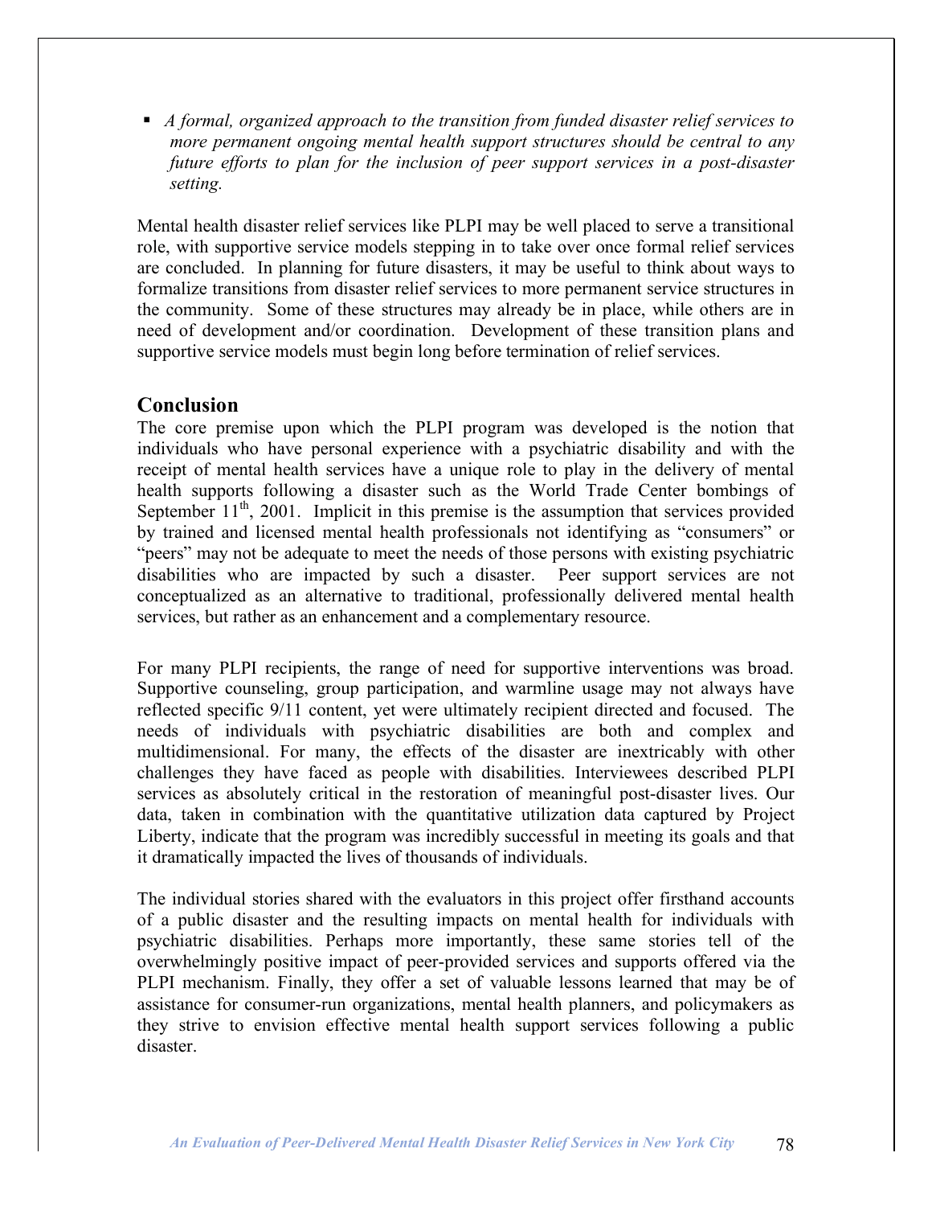- *A formal, organized approach to the transition from funded disaster relief services to more permanent ongoing mental health support structures should be central to any future efforts to plan for the inclusion of peer support services in a post-disaster setting.*

Mental health disaster relief services like PLPI may be well placed to serve a transitional role, with supportive service models stepping in to take over once formal relief services are concluded. In planning for future disasters, it may be useful to think about ways to formalize transitions from disaster relief services to more permanent service structures in the community. Some of these structures may already be in place, while others are in need of development and/or coordination. Development of these transition plans and supportive service models must begin long before termination of relief services.

## Conclusion

The core premise upon which the PLPI program was developed is the notion that individuals who have personal experience with a psychiatric disability and with the receipt of mental health services have a unique role to play in the delivery of mental health supports following a disaster such as the World Trade Center bombings of September 11th, 2001. Implicit in this premise is the assumption that services provided by trained and licensed mental health professionals not identifying as "consumers" or "peers" may not be adequate to meet the needs of those persons with existing psychiatric disabilities who are impacted by such a disaster. Peer support services are not conceptualized as an alternative to traditional, professionally delivered mental health services, but rather as an enhancement and a complementary resource.

For many PLPI recipients, the range of need for supportive interventions was broad. Supportive counseling, group participation, and warmline usage may not always have reflected specific 9/11 content, yet were ultimately recipient directed and focused. The needs of individuals with psychiatric disabilities are both and complex and multidimensional. For many, the effects of the disaster are inextricably with other challenges they have faced as people with disabilities. Interviewees described PLPI services as absolutely critical in the restoration of meaningful post-disaster lives. Our data, taken in combination with the quantitative utilization data captured by Project Liberty, indicate that the program was incredibly successful in meeting its goals and that it dramatically impacted the lives of thousands of individuals.

The individual stories shared with the evaluators in this project offer firsthand accounts of a public disaster and the resulting impacts on mental health for individuals with psychiatric disabilities. Perhaps more importantly, these same stories tell of the overwhelmingly positive impact of peer-provided services and supports offered via the PLPI mechanism. Finally, they offer a set of valuable lessons learned that may be of assistance for consumer-run organizations, mental health planners, and policymakers as they strive to envision effective mental health support services following a public disaster.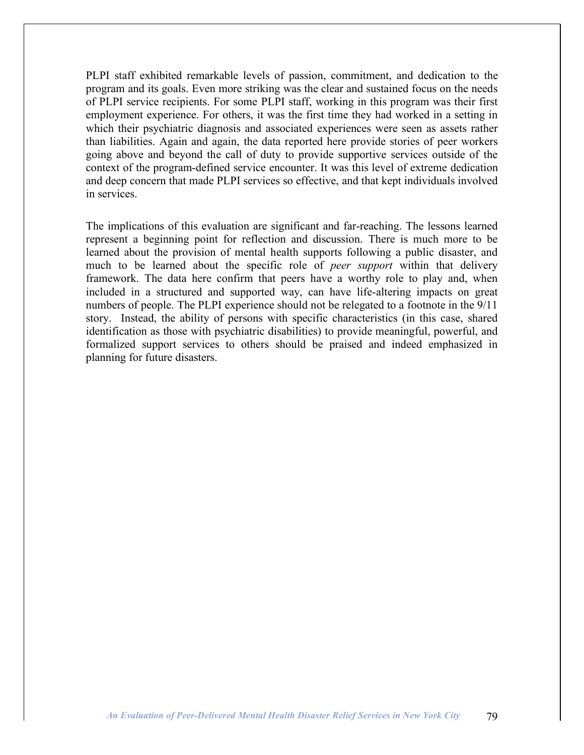PLPI staff exhibited remarkable levels of passion, commitment, and dedication to the program and its goals. Even more striking was the clear and sustained focus on the needs of PLPI service recipients. For some PLPI staff, working in this program was their first employment experience. For others, it was the first time they had worked in a setting in which their psychiatric diagnosis and associated experiences were seen as assets rather than liabilities. Again and again, the data reported here provide stories of peer workers going above and beyond the call of duty to provide supportive services outside of the context of the program-defined service encounter. It was this level of extreme dedication and deep concern that made PLPI services so effective, and that kept individuals involved in services.

The implications of this evaluation are significant and far-reaching. The lessons learned represent a beginning point for reflection and discussion. There is much more to be learned about the provision of mental health supports following a public disaster, and much to be learned about the specific role of *peer support* within that delivery framework. The data here confirm that peers have a worthy role to play and, when included in a structured and supported way, can have life-altering impacts on great numbers of people. The PLPI experience should not be relegated to a footnote in the 9/11 story. Instead, the ability of persons with specific characteristics (in this case, shared identification as those with psychiatric disabilities) to provide meaningful, powerful, and formalized support services to others should be praised and indeed emphasized in planning for future disasters.